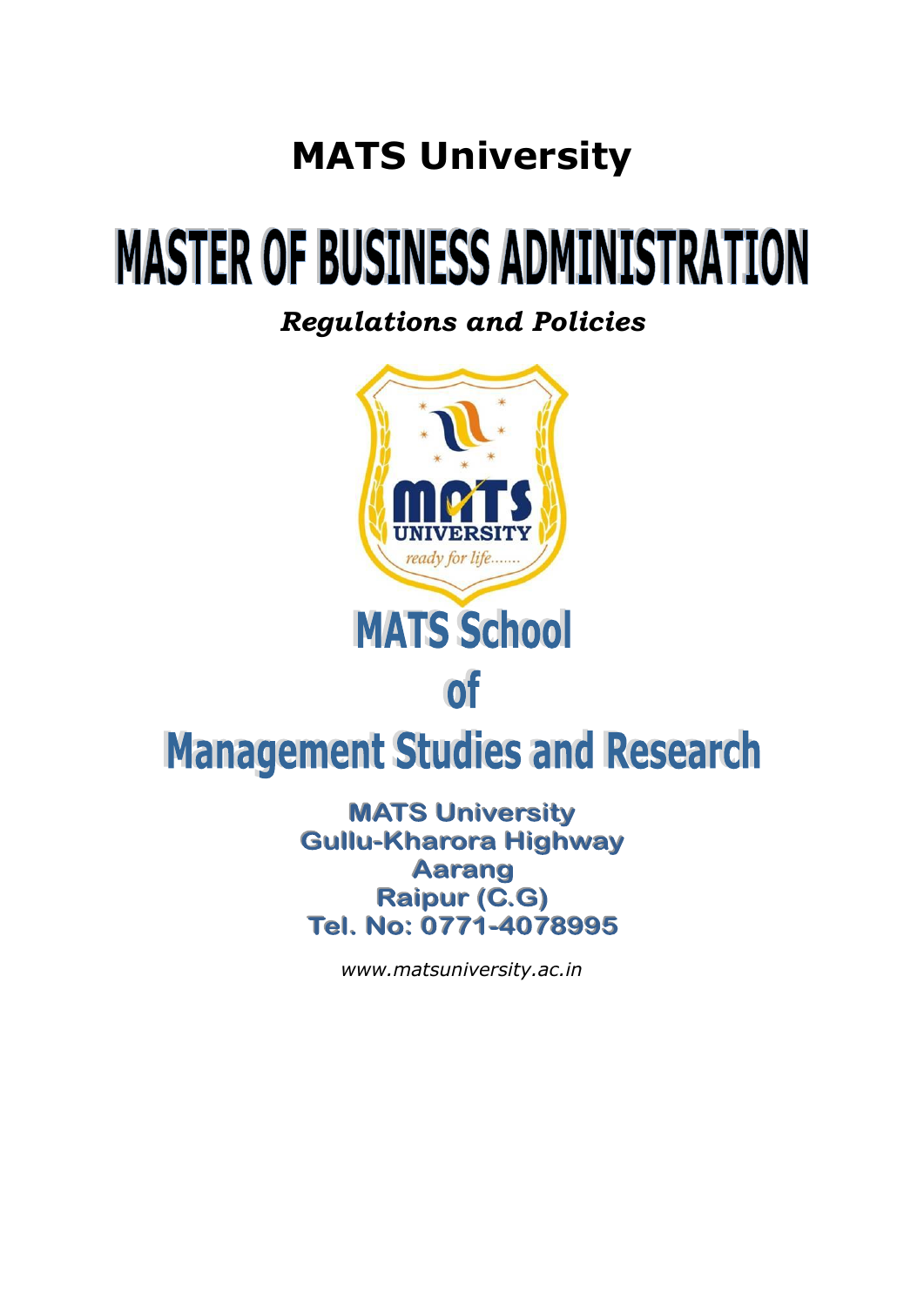# MATS University

# MASTER OF BUSINESS ADMINISTRATION

***Regulations and Policies***

## MATS School of Management Studies and Research

**MATS University**
**Gullu-Kharora Highway**
**Aarang**
**Raipur (C.G)**
**Tel. No: 0771-4078995**

*www.matsuniversity.ac.in*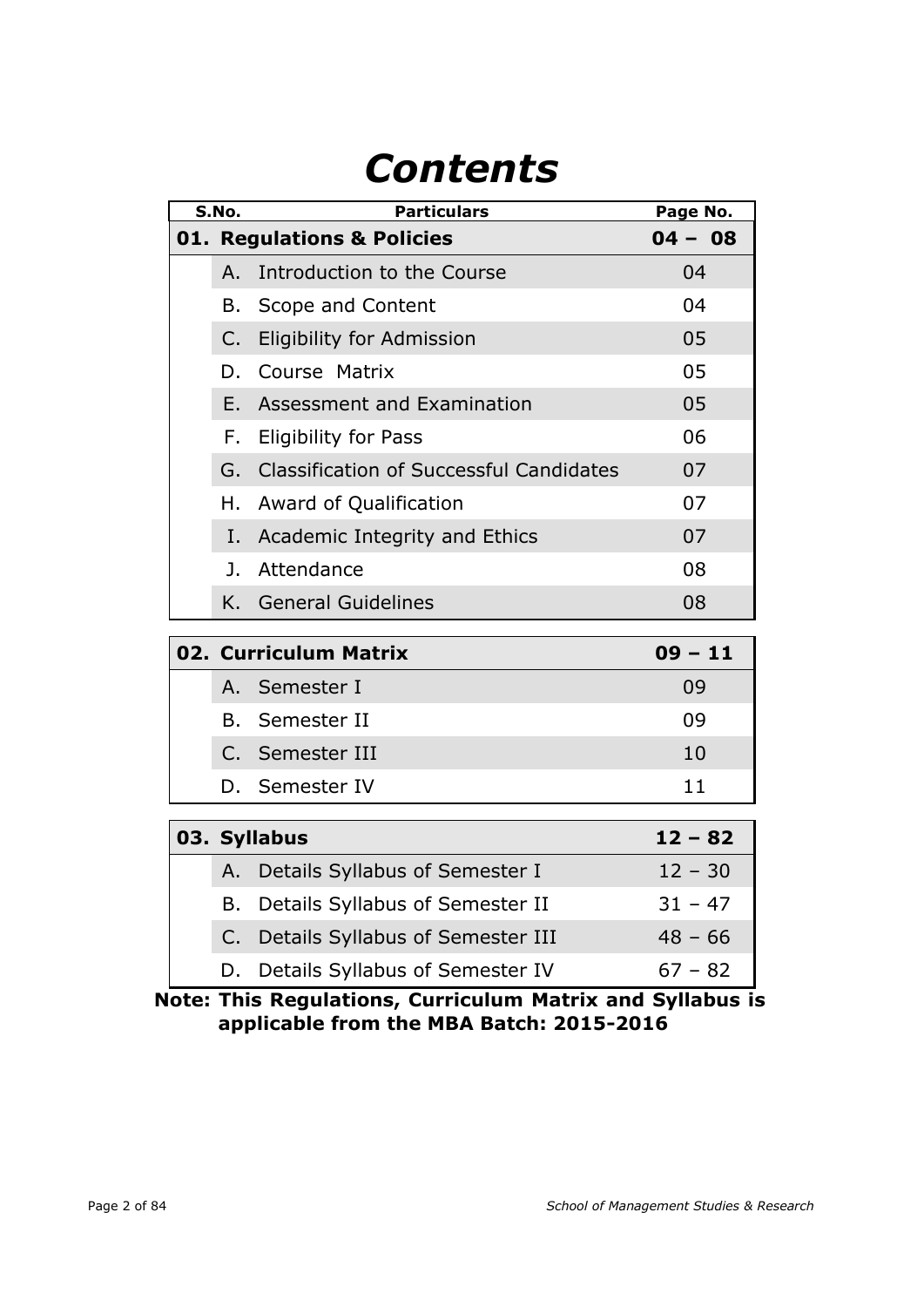# Contents

| S.No. | | Particulars | Page No. |
|---|---|---|---|
| **01.** | | **Regulations & Policies** | **04 – 08** |
| | A. | Introduction to the Course | 04 |
| | B. | Scope and Content | 04 |
| | C. | Eligibility for Admission | 05 |
| | D. | Course Matrix | 05 |
| | E. | Assessment and Examination | 05 |
| | F. | Eligibility for Pass | 06 |
| | G. | Classification of Successful Candidates | 07 |
| | H. | Award of Qualification | 07 |
| | I. | Academic Integrity and Ethics | 07 |
| | J. | Attendance | 08 |
| | K. | General Guidelines | 08 |
| **02.** | | **Curriculum Matrix** | **09 – 11** |
| | A. | Semester I | 09 |
| | B. | Semester II | 09 |
| | C. | Semester III | 10 |
| | D. | Semester IV | 11 |
| **03.** | | **Syllabus** | **12 – 82** |
| | A. | Details Syllabus of Semester I | 12 – 30 |
| | B. | Details Syllabus of Semester II | 31 – 47 |
| | C. | Details Syllabus of Semester III | 48 – 66 |
| | D. | Details Syllabus of Semester IV | 67 – 82 |

**Note: This Regulations, Curriculum Matrix and Syllabus is applicable from the MBA Batch: 2015-2016**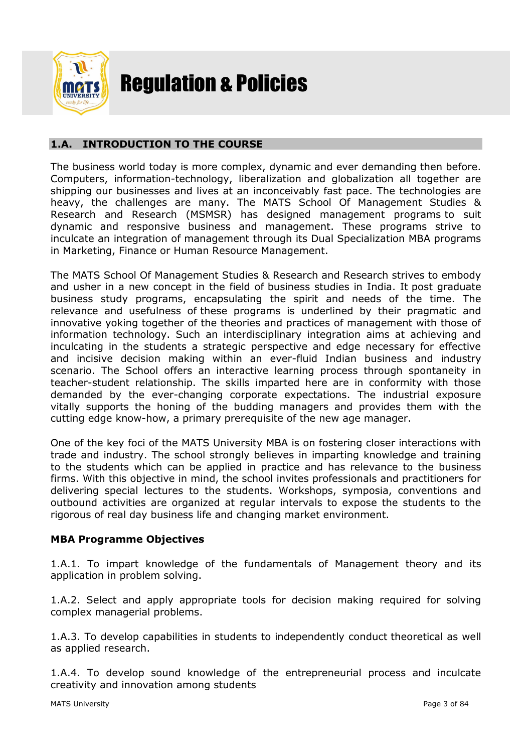# Regulation & Policies

## 1.A. INTRODUCTION TO THE COURSE

The business world today is more complex, dynamic and ever demanding then before. Computers, information-technology, liberalization and globalization all together are shipping our businesses and lives at an inconceivably fast pace. The technologies are heavy, the challenges are many. The MATS School Of Management Studies & Research and Research (MSMSR) has designed management programs to suit dynamic and responsive business and management. These programs strive to inculcate an integration of management through its Dual Specialization MBA programs in Marketing, Finance or Human Resource Management.

The MATS School Of Management Studies & Research and Research strives to embody and usher in a new concept in the field of business studies in India. It post graduate business study programs, encapsulating the spirit and needs of the time. The relevance and usefulness of these programs is underlined by their pragmatic and innovative yoking together of the theories and practices of management with those of information technology. Such an interdisciplinary integration aims at achieving and inculcating in the students a strategic perspective and edge necessary for effective and incisive decision making within an ever-fluid Indian business and industry scenario. The School offers an interactive learning process through spontaneity in teacher-student relationship. The skills imparted here are in conformity with those demanded by the ever-changing corporate expectations. The industrial exposure vitally supports the honing of the budding managers and provides them with the cutting edge know-how, a primary prerequisite of the new age manager.

One of the key foci of the MATS University MBA is on fostering closer interactions with trade and industry. The school strongly believes in imparting knowledge and training to the students which can be applied in practice and has relevance to the business firms. With this objective in mind, the school invites professionals and practitioners for delivering special lectures to the students. Workshops, symposia, conventions and outbound activities are organized at regular intervals to expose the students to the rigorous of real day business life and changing market environment.

**MBA Programme Objectives**

1.A.1. To impart knowledge of the fundamentals of Management theory and its application in problem solving.

1.A.2. Select and apply appropriate tools for decision making required for solving complex managerial problems.

1.A.3. To develop capabilities in students to independently conduct theoretical as well as applied research.

1.A.4. To develop sound knowledge of the entrepreneurial process and inculcate creativity and innovation among students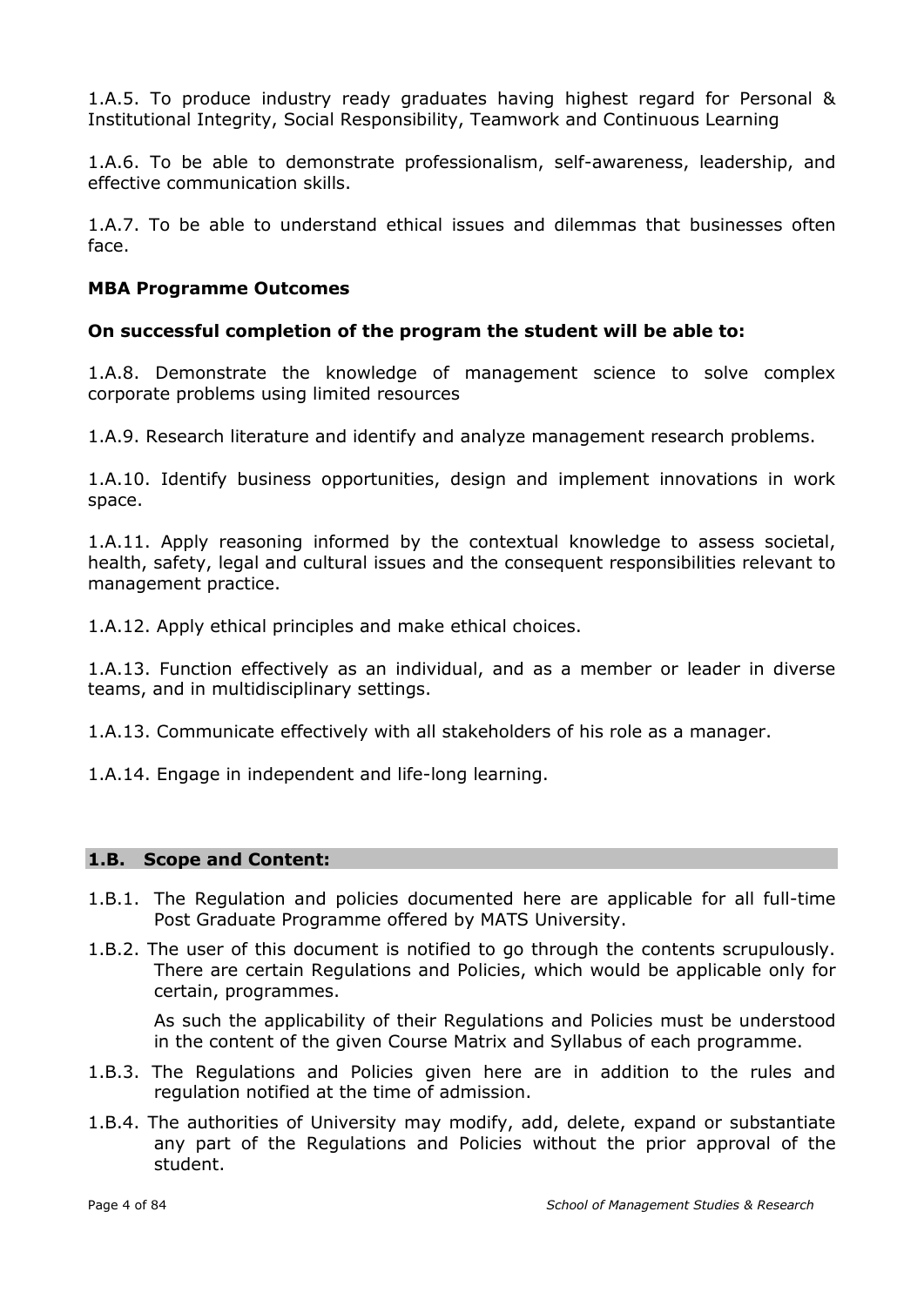1.A.5. To produce industry ready graduates having highest regard for Personal & Institutional Integrity, Social Responsibility, Teamwork and Continuous Learning

1.A.6. To be able to demonstrate professionalism, self-awareness, leadership, and effective communication skills.

1.A.7. To be able to understand ethical issues and dilemmas that businesses often face.

**MBA Programme Outcomes**

**On successful completion of the program the student will be able to:**

1.A.8. Demonstrate the knowledge of management science to solve complex corporate problems using limited resources

1.A.9. Research literature and identify and analyze management research problems.

1.A.10. Identify business opportunities, design and implement innovations in work space.

1.A.11. Apply reasoning informed by the contextual knowledge to assess societal, health, safety, legal and cultural issues and the consequent responsibilities relevant to management practice.

1.A.12. Apply ethical principles and make ethical choices.

1.A.13. Function effectively as an individual, and as a member or leader in diverse teams, and in multidisciplinary settings.

1.A.13. Communicate effectively with all stakeholders of his role as a manager.

1.A.14. Engage in independent and life-long learning.

## 1.B. Scope and Content:

1.B.1. The Regulation and policies documented here are applicable for all full-time Post Graduate Programme offered by MATS University.

1.B.2. The user of this document is notified to go through the contents scrupulously. There are certain Regulations and Policies, which would be applicable only for certain, programmes.

As such the applicability of their Regulations and Policies must be understood in the content of the given Course Matrix and Syllabus of each programme.

1.B.3. The Regulations and Policies given here are in addition to the rules and regulation notified at the time of admission.

1.B.4. The authorities of University may modify, add, delete, expand or substantiate any part of the Regulations and Policies without the prior approval of the student.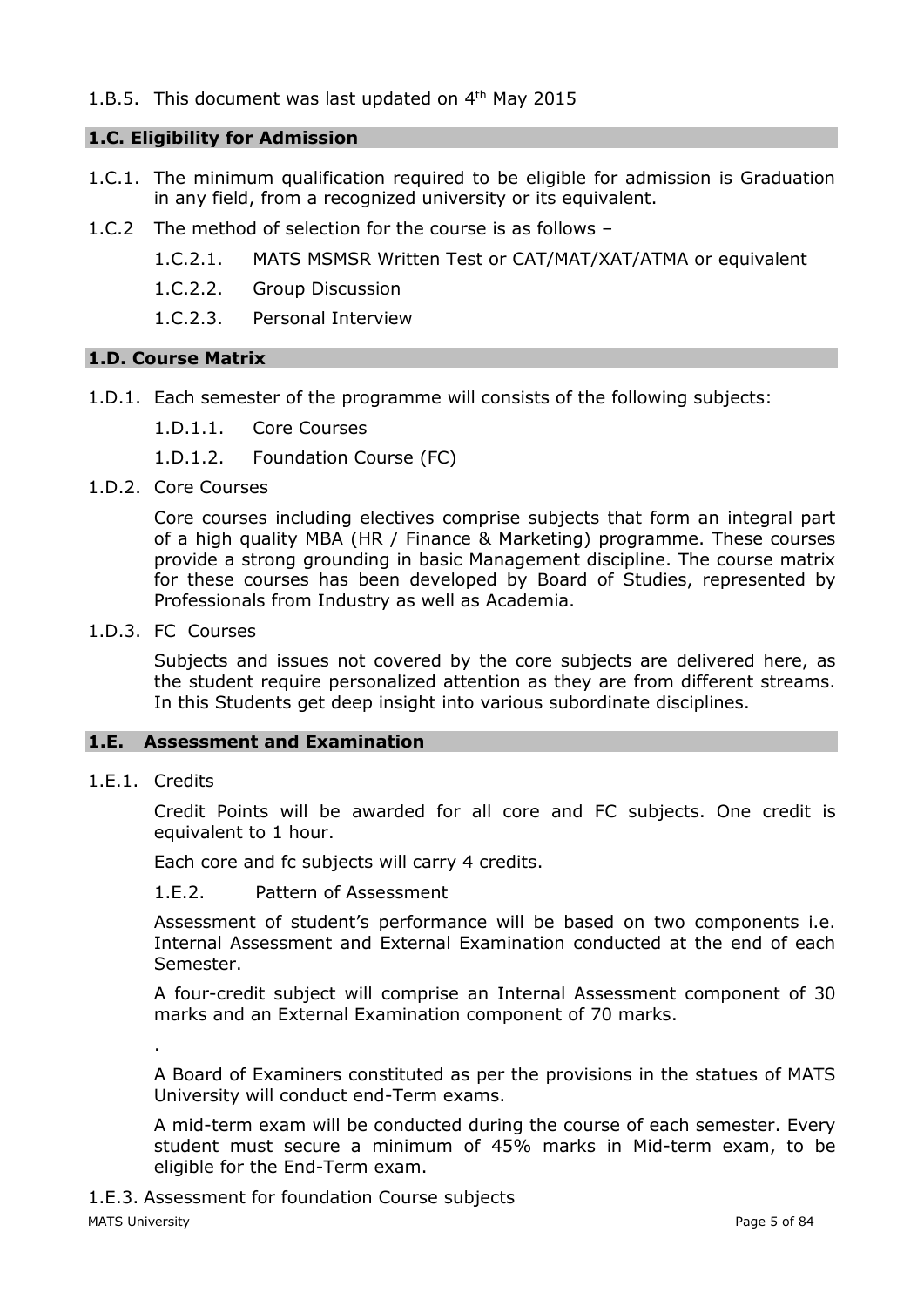1.B.5. This document was last updated on 4th May 2015

## 1.C. Eligibility for Admission

1.C.1. The minimum qualification required to be eligible for admission is Graduation in any field, from a recognized university or its equivalent.

1.C.2 The method of selection for the course is as follows –

- 1.C.2.1. MATS MSMSR Written Test or CAT/MAT/XAT/ATMA or equivalent
- 1.C.2.2. Group Discussion
- 1.C.2.3. Personal Interview

## 1.D. Course Matrix

1.D.1. Each semester of the programme will consists of the following subjects:

- 1.D.1.1. Core Courses
- 1.D.1.2. Foundation Course (FC)

1.D.2. Core Courses

Core courses including electives comprise subjects that form an integral part of a high quality MBA (HR / Finance & Marketing) programme. These courses provide a strong grounding in basic Management discipline. The course matrix for these courses has been developed by Board of Studies, represented by Professionals from Industry as well as Academia.

1.D.3. FC Courses

Subjects and issues not covered by the core subjects are delivered here, as the student require personalized attention as they are from different streams. In this Students get deep insight into various subordinate disciplines.

## 1.E. Assessment and Examination

1.E.1. Credits

Credit Points will be awarded for all core and FC subjects. One credit is equivalent to 1 hour.

Each core and fc subjects will carry 4 credits.

1.E.2. Pattern of Assessment

Assessment of student's performance will be based on two components i.e. Internal Assessment and External Examination conducted at the end of each Semester.

A four-credit subject will comprise an Internal Assessment component of 30 marks and an External Examination component of 70 marks.

.

A Board of Examiners constituted as per the provisions in the statues of MATS University will conduct end-Term exams.

A mid-term exam will be conducted during the course of each semester. Every student must secure a minimum of 45% marks in Mid-term exam, to be eligible for the End-Term exam.

1.E.3. Assessment for foundation Course subjects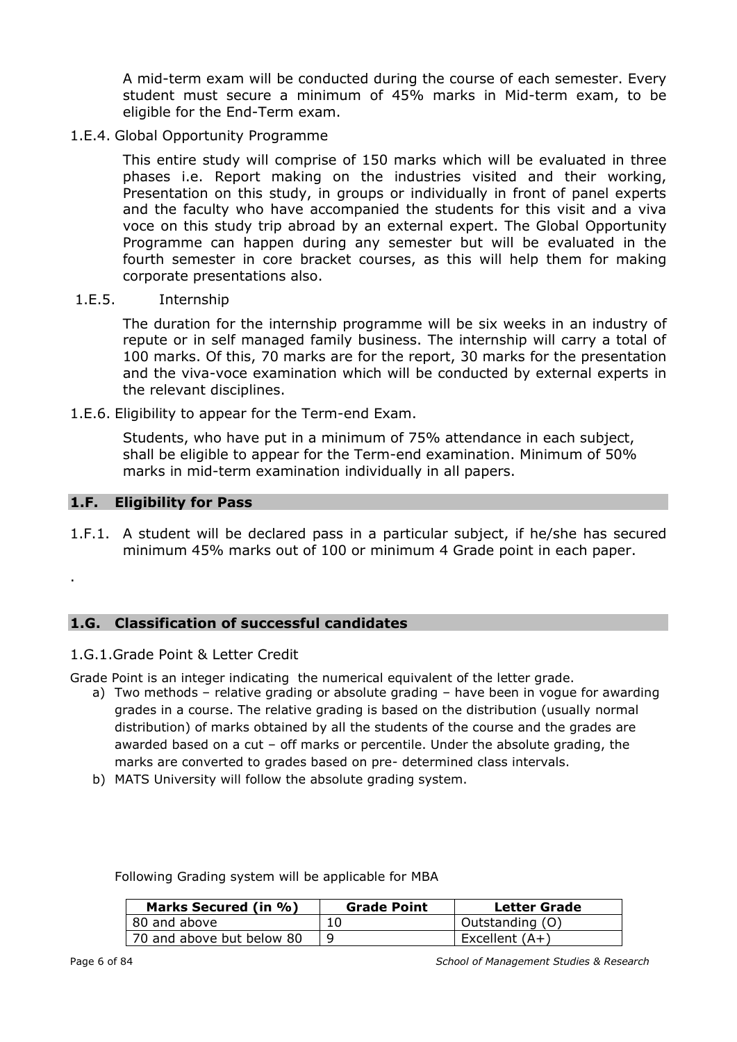A mid-term exam will be conducted during the course of each semester. Every student must secure a minimum of 45% marks in Mid-term exam, to be eligible for the End-Term exam.

1.E.4. Global Opportunity Programme

This entire study will comprise of 150 marks which will be evaluated in three phases i.e. Report making on the industries visited and their working, Presentation on this study, in groups or individually in front of panel experts and the faculty who have accompanied the students for this visit and a viva voce on this study trip abroad by an external expert. The Global Opportunity Programme can happen during any semester but will be evaluated in the fourth semester in core bracket courses, as this will help them for making corporate presentations also.

1.E.5. Internship

The duration for the internship programme will be six weeks in an industry of repute or in self managed family business. The internship will carry a total of 100 marks. Of this, 70 marks are for the report, 30 marks for the presentation and the viva-voce examination which will be conducted by external experts in the relevant disciplines.

1.E.6. Eligibility to appear for the Term-end Exam.

Students, who have put in a minimum of 75% attendance in each subject, shall be eligible to appear for the Term-end examination. Minimum of 50% marks in mid-term examination individually in all papers.

## 1.F. Eligibility for Pass

1.F.1. A student will be declared pass in a particular subject, if he/she has secured minimum 45% marks out of 100 or minimum 4 Grade point in each paper.

.

## 1.G. Classification of successful candidates

1.G.1.Grade Point & Letter Credit

Grade Point is an integer indicating the numerical equivalent of the letter grade.

a) Two methods – relative grading or absolute grading – have been in vogue for awarding grades in a course. The relative grading is based on the distribution (usually normal distribution) of marks obtained by all the students of the course and the grades are awarded based on a cut – off marks or percentile. Under the absolute grading, the marks are converted to grades based on pre- determined class intervals.
b) MATS University will follow the absolute grading system.

Following Grading system will be applicable for MBA

| Marks Secured (in %) | Grade Point | Letter Grade |
|---|---|---|
| 80 and above | 10 | Outstanding (O) |
| 70 and above but below 80 | 9 | Excellent (A+) |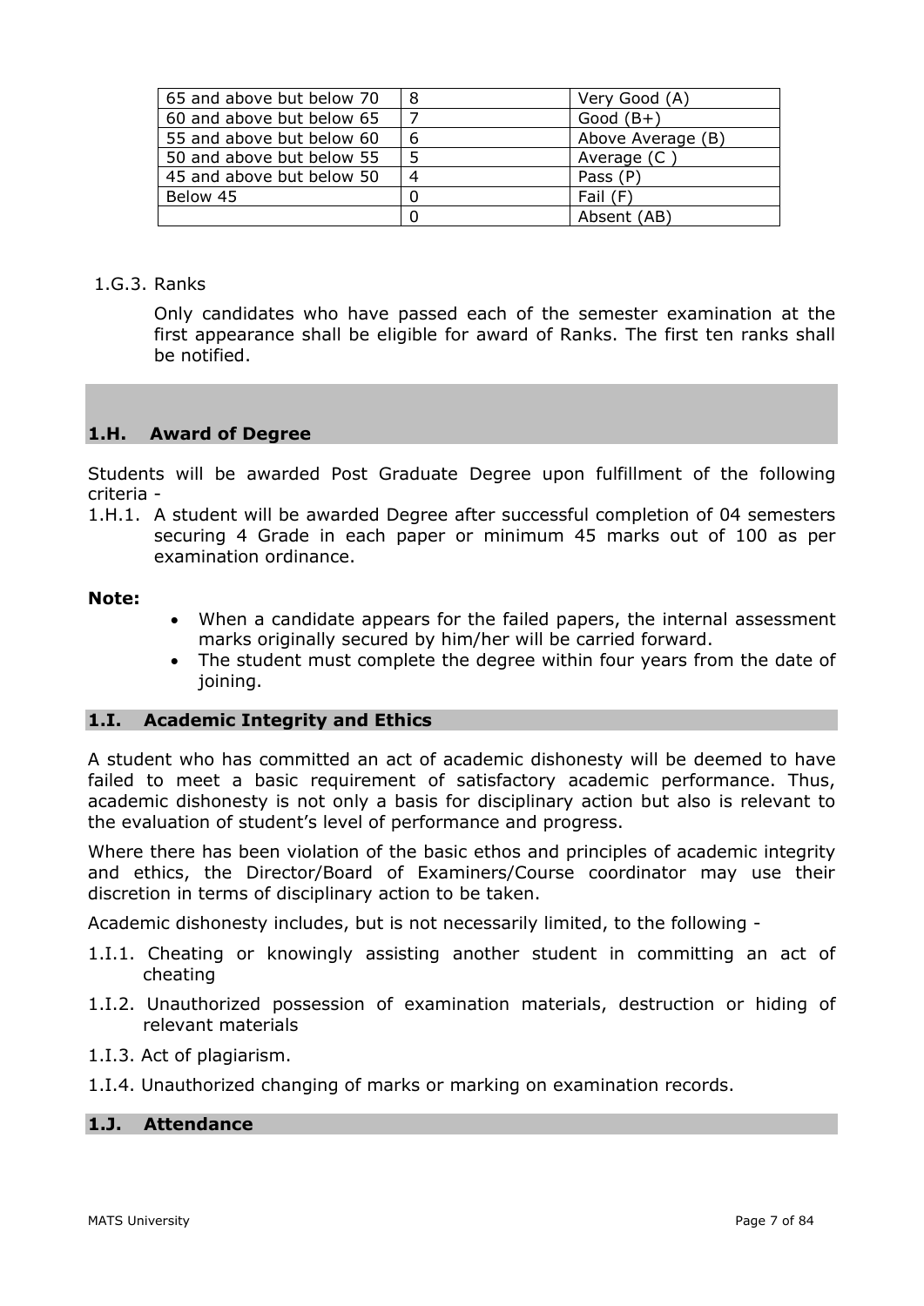| 65 and above but below 70 | 8 | Very Good (A) |
|---|---|---|
| 60 and above but below 65 | 7 | Good (B+) |
| 55 and above but below 60 | 6 | Above Average (B) |
| 50 and above but below 55 | 5 | Average (C ) |
| 45 and above but below 50 | 4 | Pass (P) |
| Below 45 | 0 | Fail (F) |
| | 0 | Absent (AB) |

1.G.3. Ranks

Only candidates who have passed each of the semester examination at the first appearance shall be eligible for award of Ranks. The first ten ranks shall be notified.

## 1.H. Award of Degree

Students will be awarded Post Graduate Degree upon fulfillment of the following criteria -

1.H.1. A student will be awarded Degree after successful completion of 04 semesters securing 4 Grade in each paper or minimum 45 marks out of 100 as per examination ordinance.

**Note:**

- When a candidate appears for the failed papers, the internal assessment marks originally secured by him/her will be carried forward.
- The student must complete the degree within four years from the date of joining.

## 1.I. Academic Integrity and Ethics

A student who has committed an act of academic dishonesty will be deemed to have failed to meet a basic requirement of satisfactory academic performance. Thus, academic dishonesty is not only a basis for disciplinary action but also is relevant to the evaluation of student's level of performance and progress.

Where there has been violation of the basic ethos and principles of academic integrity and ethics, the Director/Board of Examiners/Course coordinator may use their discretion in terms of disciplinary action to be taken.

Academic dishonesty includes, but is not necessarily limited, to the following -

1.I.1. Cheating or knowingly assisting another student in committing an act of cheating

1.I.2. Unauthorized possession of examination materials, destruction or hiding of relevant materials

1.I.3. Act of plagiarism.

1.I.4. Unauthorized changing of marks or marking on examination records.

## 1.J. Attendance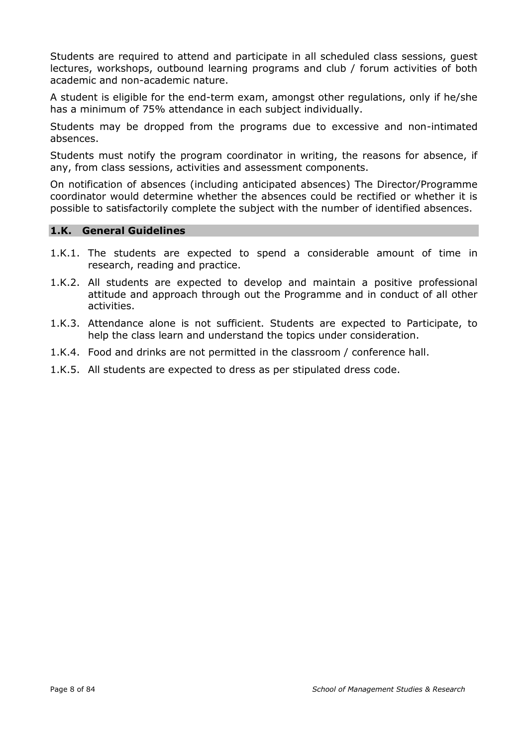Students are required to attend and participate in all scheduled class sessions, guest lectures, workshops, outbound learning programs and club / forum activities of both academic and non-academic nature.

A student is eligible for the end-term exam, amongst other regulations, only if he/she has a minimum of 75% attendance in each subject individually.

Students may be dropped from the programs due to excessive and non-intimated absences.

Students must notify the program coordinator in writing, the reasons for absence, if any, from class sessions, activities and assessment components.

On notification of absences (including anticipated absences) The Director/Programme coordinator would determine whether the absences could be rectified or whether it is possible to satisfactorily complete the subject with the number of identified absences.

## 1.K. General Guidelines

1.K.1. The students are expected to spend a considerable amount of time in research, reading and practice.

1.K.2. All students are expected to develop and maintain a positive professional attitude and approach through out the Programme and in conduct of all other activities.

1.K.3. Attendance alone is not sufficient. Students are expected to Participate, to help the class learn and understand the topics under consideration.

1.K.4. Food and drinks are not permitted in the classroom / conference hall.

1.K.5. All students are expected to dress as per stipulated dress code.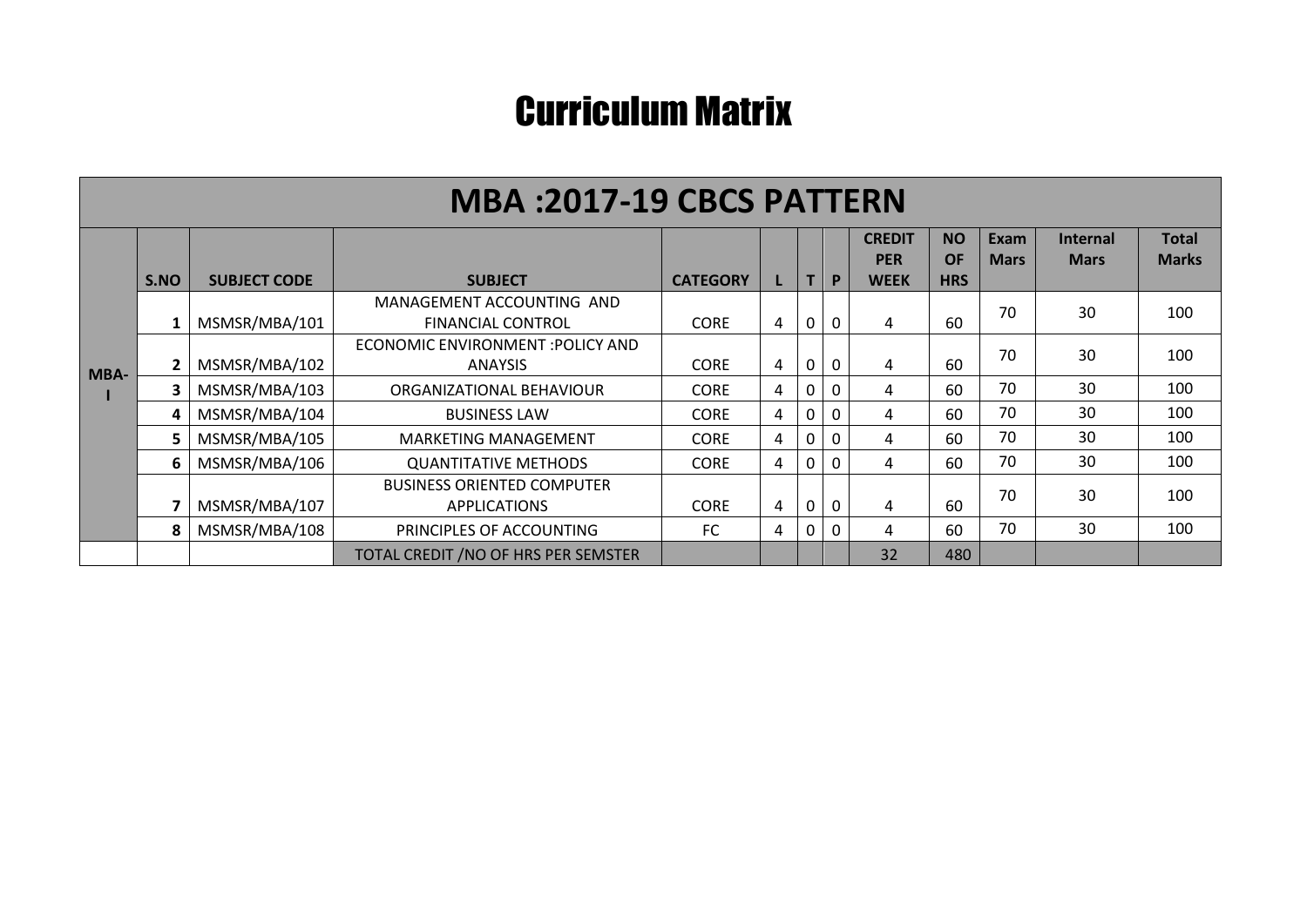# Curriculum Matrix

| MBA :2017-19 CBCS PATTERN | | | | | | | | | | | | |
|---|---|---|---|---|---|---|---|---|---|---|---|---|
| | S.NO | SUBJECT CODE | SUBJECT | CATEGORY | L | T | P | CREDIT PER WEEK | NO OF HRS | Exam Mars | Internal Mars | Total Marks |
| MBA-I | 1 | MSMSR/MBA/101 | MANAGEMENT ACCOUNTING AND FINANCIAL CONTROL | CORE | 4 | 0 | 0 | 4 | 60 | 70 | 30 | 100 |
| | 2 | MSMSR/MBA/102 | ECONOMIC ENVIRONMENT :POLICY AND ANAYSIS | CORE | 4 | 0 | 0 | 4 | 60 | 70 | 30 | 100 |
| | 3 | MSMSR/MBA/103 | ORGANIZATIONAL BEHAVIOUR | CORE | 4 | 0 | 0 | 4 | 60 | 70 | 30 | 100 |
| | 4 | MSMSR/MBA/104 | BUSINESS LAW | CORE | 4 | 0 | 0 | 4 | 60 | 70 | 30 | 100 |
| | 5 | MSMSR/MBA/105 | MARKETING MANAGEMENT | CORE | 4 | 0 | 0 | 4 | 60 | 70 | 30 | 100 |
| | 6 | MSMSR/MBA/106 | QUANTITATIVE METHODS | CORE | 4 | 0 | 0 | 4 | 60 | 70 | 30 | 100 |
| | 7 | MSMSR/MBA/107 | BUSINESS ORIENTED COMPUTER APPLICATIONS | CORE | 4 | 0 | 0 | 4 | 60 | 70 | 30 | 100 |
| | 8 | MSMSR/MBA/108 | PRINCIPLES OF ACCOUNTING | FC | 4 | 0 | 0 | 4 | 60 | 70 | 30 | 100 |
| | | | TOTAL CREDIT /NO OF HRS PER SEMSTER | | | | | 32 | 480 | | | |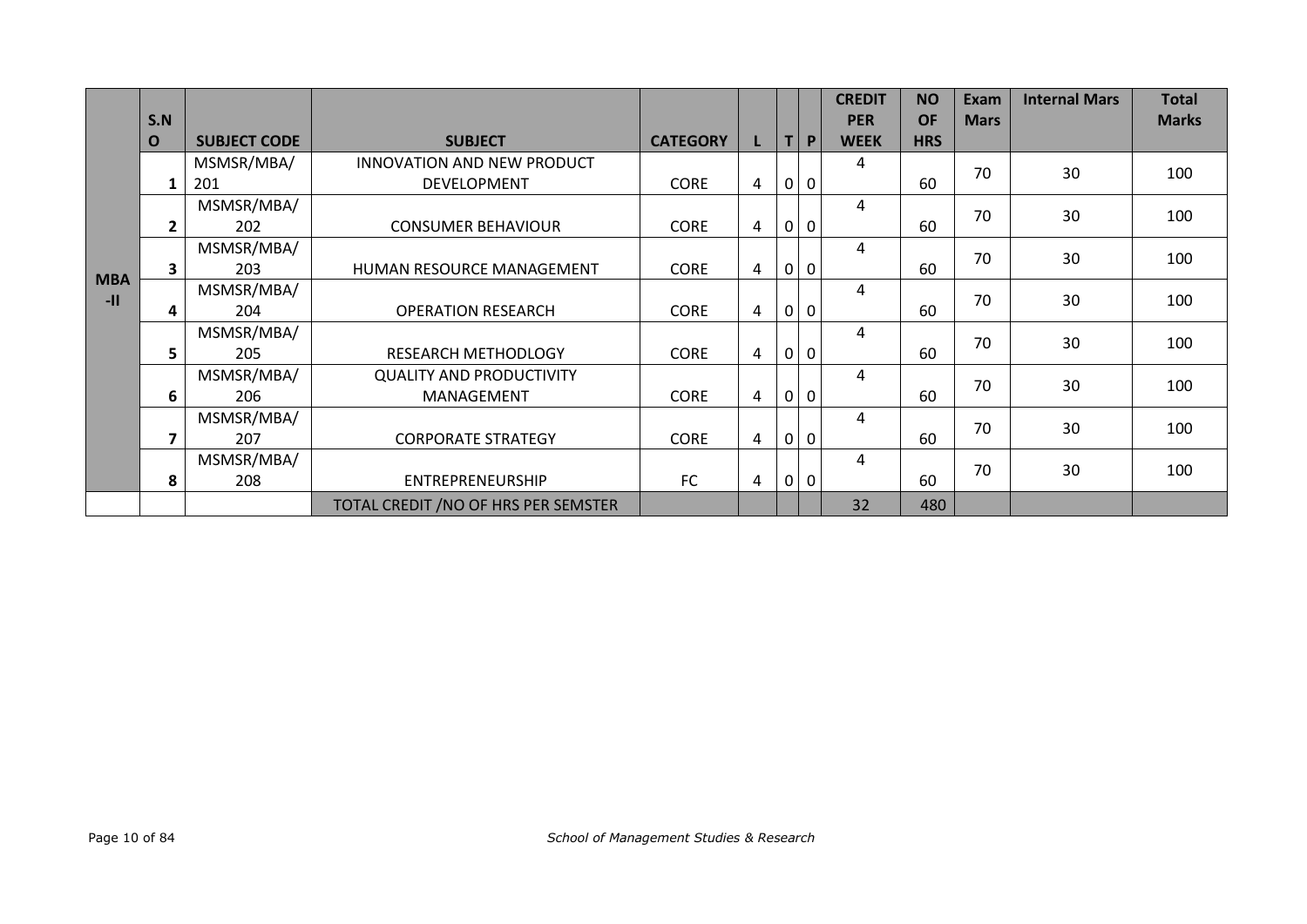| | S.NO | SUBJECT CODE | SUBJECT | CATEGORY | L | T | P | CREDIT PER WEEK | NO OF HRS | Exam Mars | Internal Mars | Total Marks |
|---|---|---|---|---|---|---|---|---|---|---|---|---|
| MBA -II | 1 | MSMSR/MBA/ 201 | INNOVATION AND NEW PRODUCT DEVELOPMENT | CORE | 4 | 0 | 0 | 4 | 60 | 70 | 30 | 100 |
| | 2 | MSMSR/MBA/ 202 | CONSUMER BEHAVIOUR | CORE | 4 | 0 | 0 | 4 | 60 | 70 | 30 | 100 |
| | 3 | MSMSR/MBA/ 203 | HUMAN RESOURCE MANAGEMENT | CORE | 4 | 0 | 0 | 4 | 60 | 70 | 30 | 100 |
| | 4 | MSMSR/MBA/ 204 | OPERATION RESEARCH | CORE | 4 | 0 | 0 | 4 | 60 | 70 | 30 | 100 |
| | 5 | MSMSR/MBA/ 205 | RESEARCH METHODLOGY | CORE | 4 | 0 | 0 | 4 | 60 | 70 | 30 | 100 |
| | 6 | MSMSR/MBA/ 206 | QUALITY AND PRODUCTIVITY MANAGEMENT | CORE | 4 | 0 | 0 | 4 | 60 | 70 | 30 | 100 |
| | 7 | MSMSR/MBA/ 207 | CORPORATE STRATEGY | CORE | 4 | 0 | 0 | 4 | 60 | 70 | 30 | 100 |
| | 8 | MSMSR/MBA/ 208 | ENTREPRENEURSHIP | FC | 4 | 0 | 0 | 4 | 60 | 70 | 30 | 100 |
| | | | TOTAL CREDIT /NO OF HRS PER SEMSTER | | | | | 32 | 480 | | | |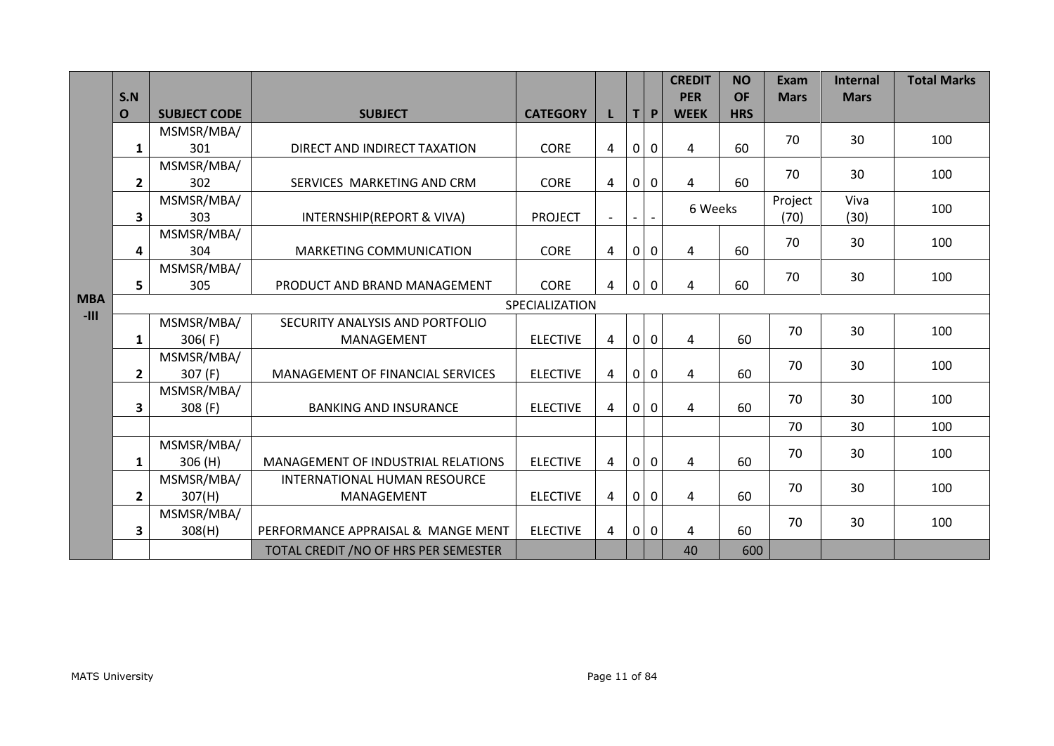| | S.NO | SUBJECT CODE | SUBJECT | CATEGORY | L | T | P | CREDIT PER WEEK | NO OF HRS | Exam Mars | Internal Mars | Total Marks |
|---|---|---|---|---|---|---|---|---|---|---|---|---|
| MBA -III | 1 | MSMSR/MBA/ 301 | DIRECT AND INDIRECT TAXATION | CORE | 4 | 0 | 0 | 4 | 60 | 70 | 30 | 100 |
| | 2 | MSMSR/MBA/ 302 | SERVICES MARKETING AND CRM | CORE | 4 | 0 | 0 | 4 | 60 | 70 | 30 | 100 |
| | 3 | MSMSR/MBA/ 303 | INTERNSHIP(REPORT & VIVA) | PROJECT | - | - | - | 6 Weeks | | Project (70) | Viva (30) | 100 |
| | 4 | MSMSR/MBA/ 304 | MARKETING COMMUNICATION | CORE | 4 | 0 | 0 | 4 | 60 | 70 | 30 | 100 |
| | 5 | MSMSR/MBA/ 305 | PRODUCT AND BRAND MANAGEMENT | CORE | 4 | 0 | 0 | 4 | 60 | 70 | 30 | 100 |
| | | | | SPECIALIZATION | | | | | | | | |
| | 1 | MSMSR/MBA/ 306( F) | SECURITY ANALYSIS AND PORTFOLIO MANAGEMENT | ELECTIVE | 4 | 0 | 0 | 4 | 60 | 70 | 30 | 100 |
| | 2 | MSMSR/MBA/ 307 (F) | MANAGEMENT OF FINANCIAL SERVICES | ELECTIVE | 4 | 0 | 0 | 4 | 60 | 70 | 30 | 100 |
| | 3 | MSMSR/MBA/ 308 (F) | BANKING AND INSURANCE | ELECTIVE | 4 | 0 | 0 | 4 | 60 | 70 | 30 | 100 |
| | | | | | | | | | | 70 | 30 | 100 |
| | 1 | MSMSR/MBA/ 306 (H) | MANAGEMENT OF INDUSTRIAL RELATIONS | ELECTIVE | 4 | 0 | 0 | 4 | 60 | 70 | 30 | 100 |
| | 2 | MSMSR/MBA/ 307(H) | INTERNATIONAL HUMAN RESOURCE MANAGEMENT | ELECTIVE | 4 | 0 | 0 | 4 | 60 | 70 | 30 | 100 |
| | 3 | MSMSR/MBA/ 308(H) | PERFORMANCE APPRAISAL & MANGE MENT | ELECTIVE | 4 | 0 | 0 | 4 | 60 | 70 | 30 | 100 |
| | | | TOTAL CREDIT /NO OF HRS PER SEMESTER | | | | | 40 | 600 | | | |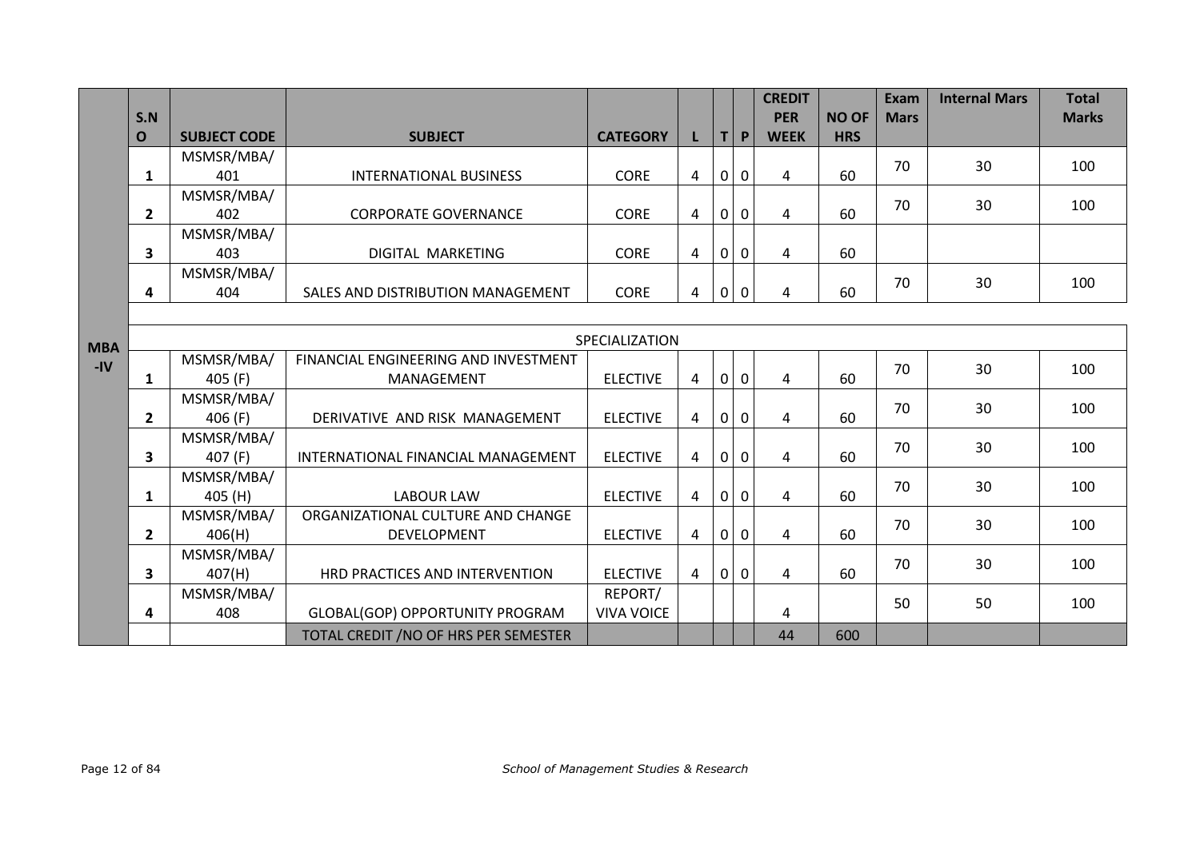| | S.NO | SUBJECT CODE | SUBJECT | CATEGORY | L | T | P | CREDIT PER WEEK | NO OF HRS | Exam Mars | Internal Mars | Total Marks |
|---|---|---|---|---|---|---|---|---|---|---|---|---|
| MBA -IV | 1 | MSMSR/MBA/ 401 | INTERNATIONAL BUSINESS | CORE | 4 | 0 | 0 | 4 | 60 | 70 | 30 | 100 |
| | 2 | MSMSR/MBA/ 402 | CORPORATE GOVERNANCE | CORE | 4 | 0 | 0 | 4 | 60 | 70 | 30 | 100 |
| | 3 | MSMSR/MBA/ 403 | DIGITAL MARKETING | CORE | 4 | 0 | 0 | 4 | 60 | | | |
| | 4 | MSMSR/MBA/ 404 | SALES AND DISTRIBUTION MANAGEMENT | CORE | 4 | 0 | 0 | 4 | 60 | 70 | 30 | 100 |
| | | | | SPECIALIZATION | | | | | | | | |
| | 1 | MSMSR/MBA/ 405 (F) | FINANCIAL ENGINEERING AND INVESTMENT MANAGEMENT | ELECTIVE | 4 | 0 | 0 | 4 | 60 | 70 | 30 | 100 |
| | 2 | MSMSR/MBA/ 406 (F) | DERIVATIVE AND RISK MANAGEMENT | ELECTIVE | 4 | 0 | 0 | 4 | 60 | 70 | 30 | 100 |
| | 3 | MSMSR/MBA/ 407 (F) | INTERNATIONAL FINANCIAL MANAGEMENT | ELECTIVE | 4 | 0 | 0 | 4 | 60 | 70 | 30 | 100 |
| | 1 | MSMSR/MBA/ 405 (H) | LABOUR LAW | ELECTIVE | 4 | 0 | 0 | 4 | 60 | 70 | 30 | 100 |
| | 2 | MSMSR/MBA/ 406(H) | ORGANIZATIONAL CULTURE AND CHANGE DEVELOPMENT | ELECTIVE | 4 | 0 | 0 | 4 | 60 | 70 | 30 | 100 |
| | 3 | MSMSR/MBA/ 407(H) | HRD PRACTICES AND INTERVENTION | ELECTIVE | 4 | 0 | 0 | 4 | 60 | 70 | 30 | 100 |
| | 4 | MSMSR/MBA/ 408 | GLOBAL(GOP) OPPORTUNITY PROGRAM | REPORT/ VIVA VOICE | | | | 4 | | 50 | 50 | 100 |
| | | | TOTAL CREDIT /NO OF HRS PER SEMESTER | | | | | 44 | 600 | | | |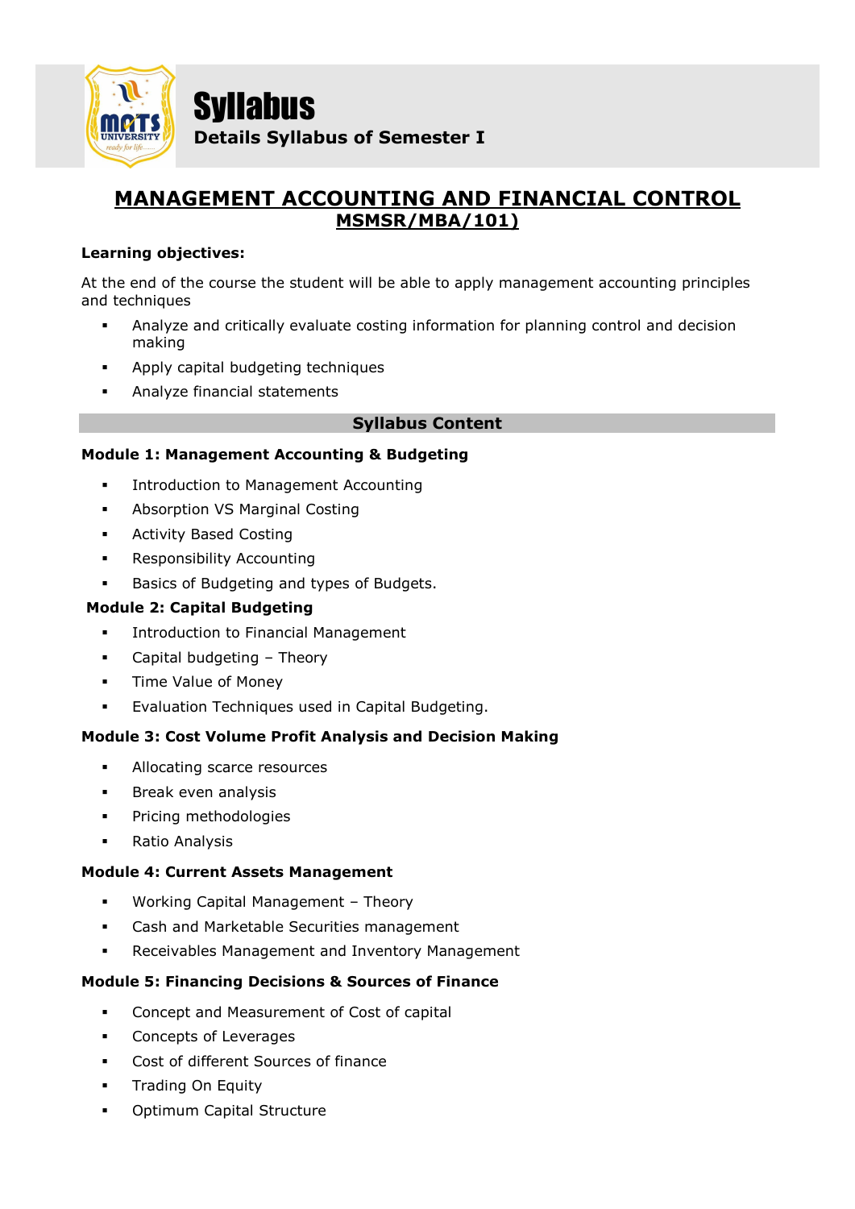# Syllabus

**Details Syllabus of Semester I**

## MANAGEMENT ACCOUNTING AND FINANCIAL CONTROL

**MSMSR/MBA/101)**

**Learning objectives:**

At the end of the course the student will be able to apply management accounting principles and techniques

- Analyze and critically evaluate costing information for planning control and decision making
- Apply capital budgeting techniques
- Analyze financial statements

### Syllabus Content

**Module 1: Management Accounting & Budgeting**

- Introduction to Management Accounting
- Absorption VS Marginal Costing
- Activity Based Costing
- Responsibility Accounting
- Basics of Budgeting and types of Budgets.

**Module 2: Capital Budgeting**

- Introduction to Financial Management
- Capital budgeting – Theory
- Time Value of Money
- Evaluation Techniques used in Capital Budgeting.

**Module 3: Cost Volume Profit Analysis and Decision Making**

- Allocating scarce resources
- Break even analysis
- Pricing methodologies
- Ratio Analysis

**Module 4: Current Assets Management**

- Working Capital Management – Theory
- Cash and Marketable Securities management
- Receivables Management and Inventory Management

**Module 5: Financing Decisions & Sources of Finance**

- Concept and Measurement of Cost of capital
- Concepts of Leverages
- Cost of different Sources of finance
- Trading On Equity
- Optimum Capital Structure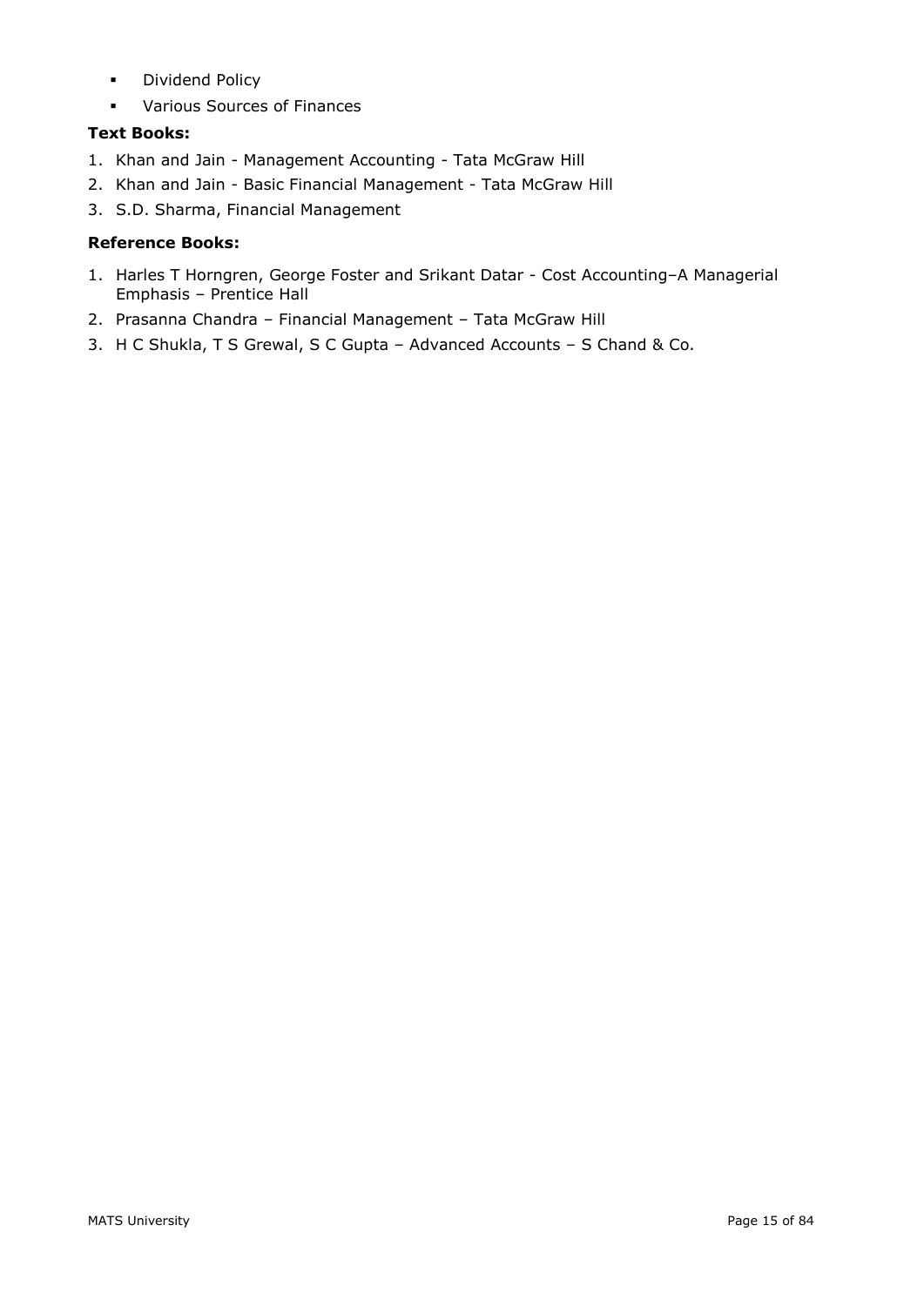- Dividend Policy
- Various Sources of Finances

**Text Books:**

1. Khan and Jain - Management Accounting - Tata McGraw Hill
2. Khan and Jain - Basic Financial Management - Tata McGraw Hill
3. S.D. Sharma, Financial Management

**Reference Books:**

1. Harles T Horngren, George Foster and Srikant Datar - Cost Accounting–A Managerial Emphasis – Prentice Hall
2. Prasanna Chandra – Financial Management – Tata McGraw Hill
3. H C Shukla, T S Grewal, S C Gupta – Advanced Accounts – S Chand & Co.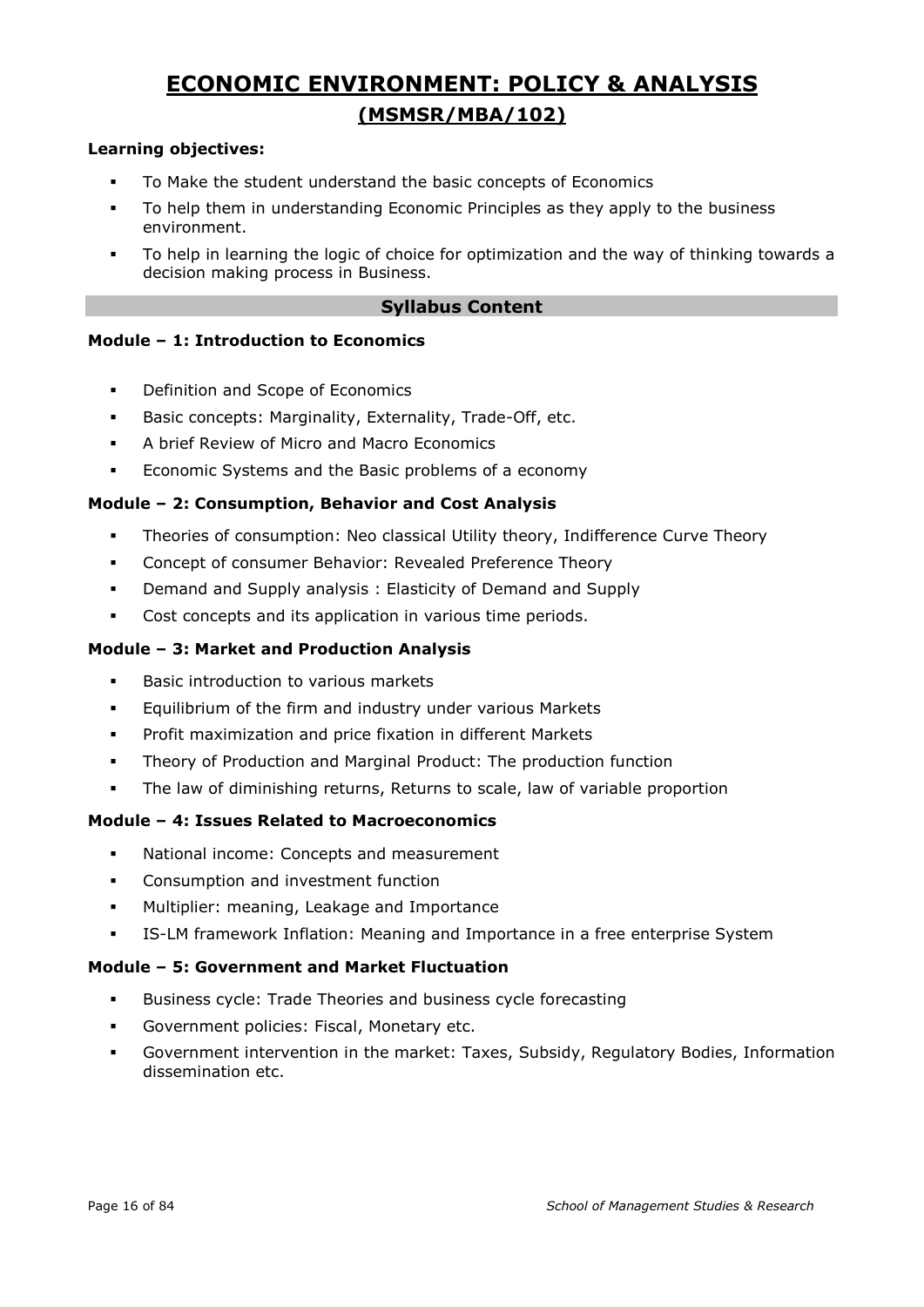# ECONOMIC ENVIRONMENT: POLICY & ANALYSIS

## (MSMSR/MBA/102)

**Learning objectives:**

- To Make the student understand the basic concepts of Economics
- To help them in understanding Economic Principles as they apply to the business environment.
- To help in learning the logic of choice for optimization and the way of thinking towards a decision making process in Business.

### Syllabus Content

**Module – 1: Introduction to Economics**

- Definition and Scope of Economics
- Basic concepts: Marginality, Externality, Trade-Off, etc.
- A brief Review of Micro and Macro Economics
- Economic Systems and the Basic problems of a economy

**Module – 2: Consumption, Behavior and Cost Analysis**

- Theories of consumption: Neo classical Utility theory, Indifference Curve Theory
- Concept of consumer Behavior: Revealed Preference Theory
- Demand and Supply analysis : Elasticity of Demand and Supply
- Cost concepts and its application in various time periods.

**Module – 3: Market and Production Analysis**

- Basic introduction to various markets
- Equilibrium of the firm and industry under various Markets
- Profit maximization and price fixation in different Markets
- Theory of Production and Marginal Product: The production function
- The law of diminishing returns, Returns to scale, law of variable proportion

**Module – 4: Issues Related to Macroeconomics**

- National income: Concepts and measurement
- Consumption and investment function
- Multiplier: meaning, Leakage and Importance
- IS-LM framework Inflation: Meaning and Importance in a free enterprise System

**Module – 5: Government and Market Fluctuation**

- Business cycle: Trade Theories and business cycle forecasting
- Government policies: Fiscal, Monetary etc.
- Government intervention in the market: Taxes, Subsidy, Regulatory Bodies, Information dissemination etc.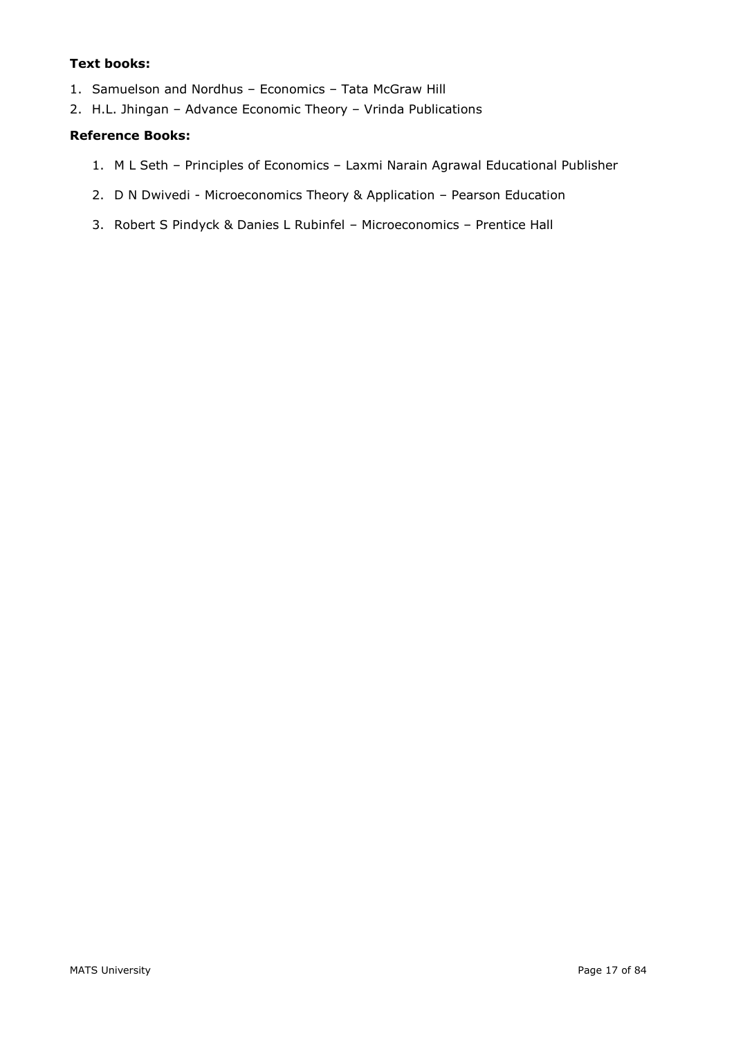**Text books:**

1. Samuelson and Nordhus – Economics – Tata McGraw Hill
2. H.L. Jhingan – Advance Economic Theory – Vrinda Publications

**Reference Books:**

1. M L Seth – Principles of Economics – Laxmi Narain Agrawal Educational Publisher
2. D N Dwivedi - Microeconomics Theory & Application – Pearson Education
3. Robert S Pindyck & Danies L Rubinfel – Microeconomics – Prentice Hall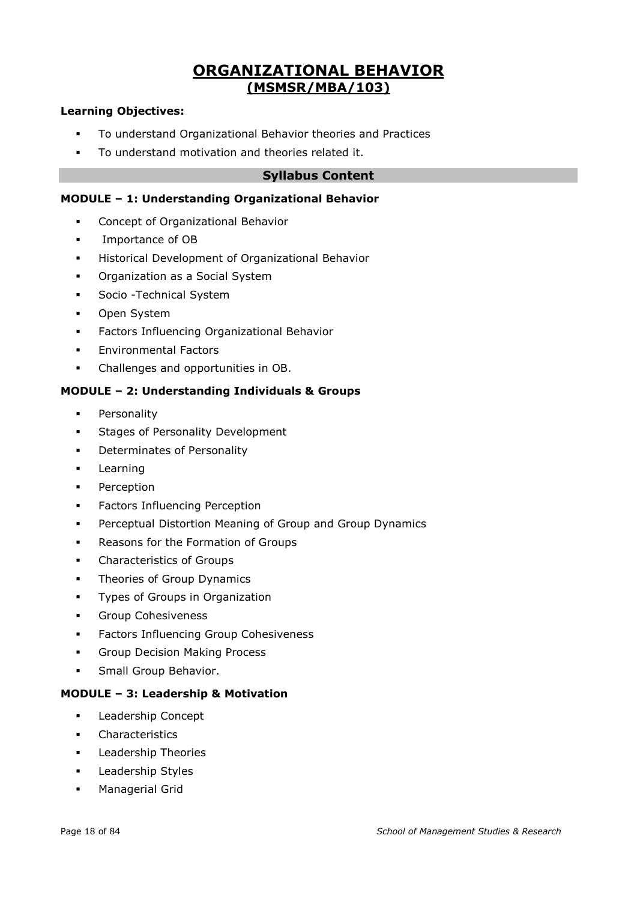# ORGANIZATIONAL BEHAVIOR
## (MSMSR/MBA/103)

**Learning Objectives:**

- To understand Organizational Behavior theories and Practices
- To understand motivation and theories related it.

### Syllabus Content

**MODULE – 1: Understanding Organizational Behavior**

- Concept of Organizational Behavior
- Importance of OB
- Historical Development of Organizational Behavior
- Organization as a Social System
- Socio -Technical System
- Open System
- Factors Influencing Organizational Behavior
- Environmental Factors
- Challenges and opportunities in OB.

**MODULE – 2: Understanding Individuals & Groups**

- Personality
- Stages of Personality Development
- Determinates of Personality
- Learning
- Perception
- Factors Influencing Perception
- Perceptual Distortion Meaning of Group and Group Dynamics
- Reasons for the Formation of Groups
- Characteristics of Groups
- Theories of Group Dynamics
- Types of Groups in Organization
- Group Cohesiveness
- Factors Influencing Group Cohesiveness
- Group Decision Making Process
- Small Group Behavior.

**MODULE – 3: Leadership & Motivation**

- Leadership Concept
- Characteristics
- Leadership Theories
- Leadership Styles
- Managerial Grid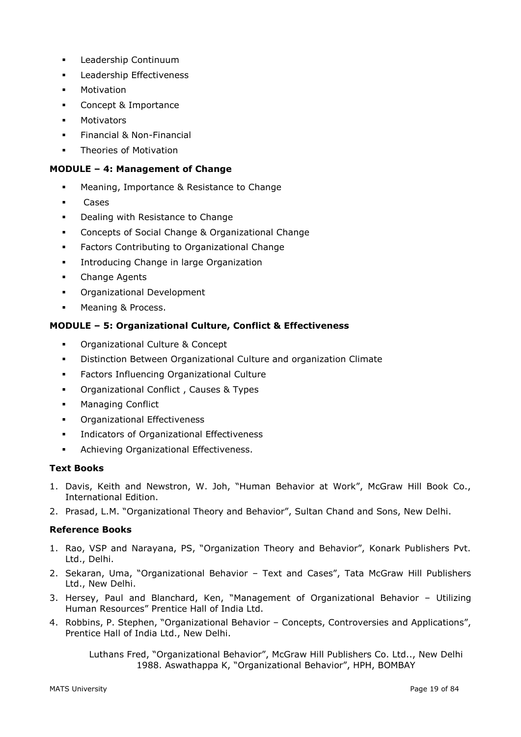- Leadership Continuum
- Leadership Effectiveness
- Motivation
- Concept & Importance
- Motivators
- Financial & Non-Financial
- Theories of Motivation

**MODULE – 4: Management of Change**

- Meaning, Importance & Resistance to Change
- Cases
- Dealing with Resistance to Change
- Concepts of Social Change & Organizational Change
- Factors Contributing to Organizational Change
- Introducing Change in large Organization
- Change Agents
- Organizational Development
- Meaning & Process.

**MODULE – 5: Organizational Culture, Conflict & Effectiveness**

- Organizational Culture & Concept
- Distinction Between Organizational Culture and organization Climate
- Factors Influencing Organizational Culture
- Organizational Conflict , Causes & Types
- Managing Conflict
- Organizational Effectiveness
- Indicators of Organizational Effectiveness
- Achieving Organizational Effectiveness.

**Text Books**

1. Davis, Keith and Newstron, W. Joh, "Human Behavior at Work", McGraw Hill Book Co., International Edition.
2. Prasad, L.M. "Organizational Theory and Behavior", Sultan Chand and Sons, New Delhi.

**Reference Books**

1. Rao, VSP and Narayana, PS, "Organization Theory and Behavior", Konark Publishers Pvt. Ltd., Delhi.
2. Sekaran, Uma, "Organizational Behavior – Text and Cases", Tata McGraw Hill Publishers Ltd., New Delhi.
3. Hersey, Paul and Blanchard, Ken, "Management of Organizational Behavior – Utilizing Human Resources" Prentice Hall of India Ltd.
4. Robbins, P. Stephen, "Organizational Behavior – Concepts, Controversies and Applications", Prentice Hall of India Ltd., New Delhi.

Luthans Fred, "Organizational Behavior", McGraw Hill Publishers Co. Ltd.., New Delhi 1988. Aswathappa K, "Organizational Behavior", HPH, BOMBAY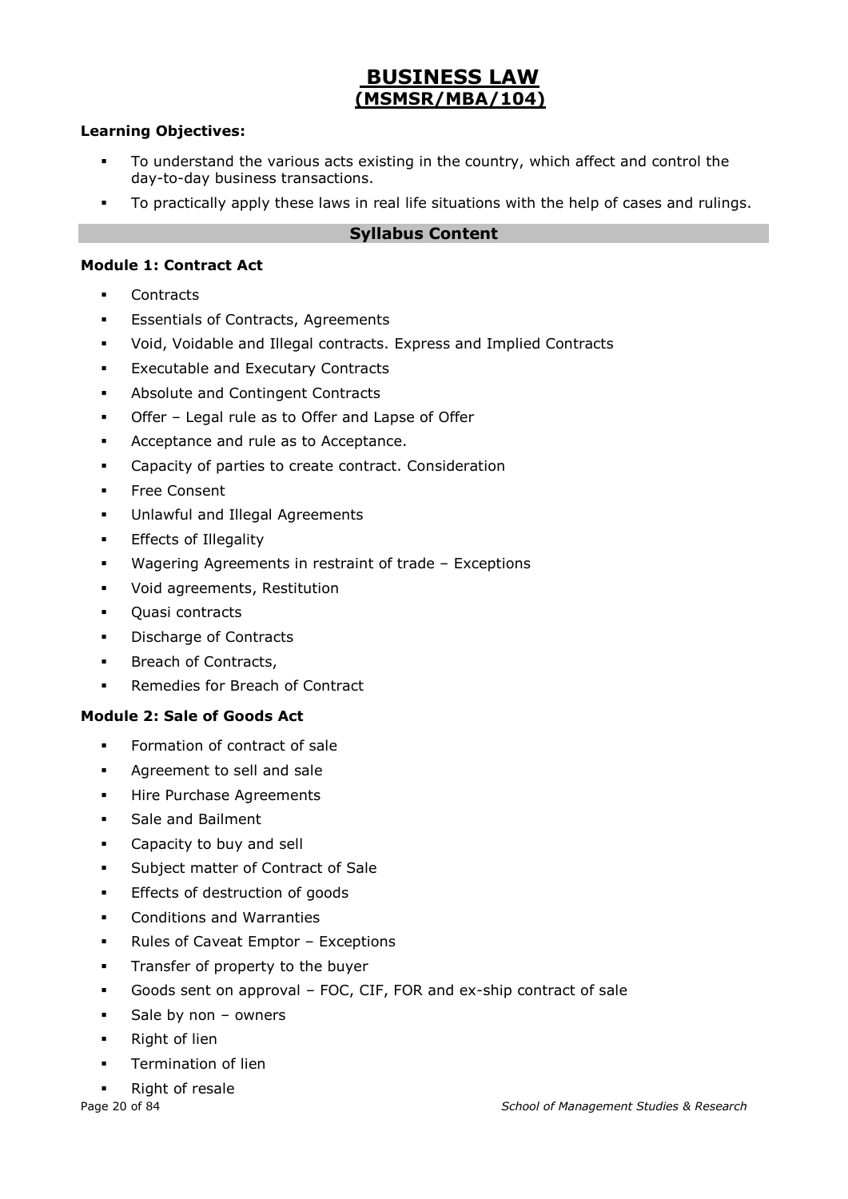# BUSINESS LAW
## (MSMSR/MBA/104)

**Learning Objectives:**

- To understand the various acts existing in the country, which affect and control the day-to-day business transactions.
- To practically apply these laws in real life situations with the help of cases and rulings.

## Syllabus Content

**Module 1: Contract Act**

- Contracts
- Essentials of Contracts, Agreements
- Void, Voidable and Illegal contracts. Express and Implied Contracts
- Executable and Executary Contracts
- Absolute and Contingent Contracts
- Offer – Legal rule as to Offer and Lapse of Offer
- Acceptance and rule as to Acceptance.
- Capacity of parties to create contract. Consideration
- Free Consent
- Unlawful and Illegal Agreements
- Effects of Illegality
- Wagering Agreements in restraint of trade – Exceptions
- Void agreements, Restitution
- Quasi contracts
- Discharge of Contracts
- Breach of Contracts,
- Remedies for Breach of Contract

**Module 2: Sale of Goods Act**

- Formation of contract of sale
- Agreement to sell and sale
- Hire Purchase Agreements
- Sale and Bailment
- Capacity to buy and sell
- Subject matter of Contract of Sale
- Effects of destruction of goods
- Conditions and Warranties
- Rules of Caveat Emptor – Exceptions
- Transfer of property to the buyer
- Goods sent on approval – FOC, CIF, FOR and ex-ship contract of sale
- Sale by non – owners
- Right of lien
- Termination of lien
- Right of resale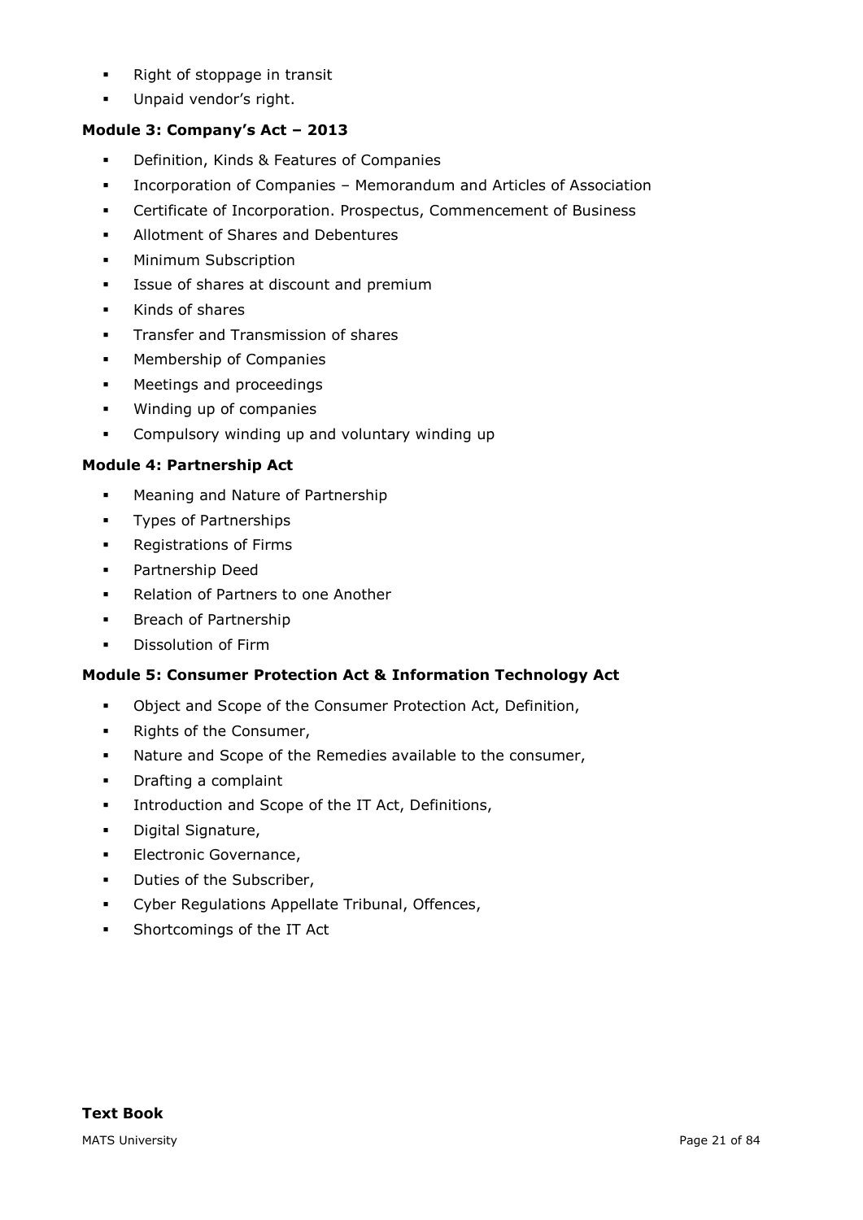- Right of stoppage in transit
- Unpaid vendor's right.

**Module 3: Company's Act – 2013**

- Definition, Kinds & Features of Companies
- Incorporation of Companies – Memorandum and Articles of Association
- Certificate of Incorporation. Prospectus, Commencement of Business
- Allotment of Shares and Debentures
- Minimum Subscription
- Issue of shares at discount and premium
- Kinds of shares
- Transfer and Transmission of shares
- Membership of Companies
- Meetings and proceedings
- Winding up of companies
- Compulsory winding up and voluntary winding up

**Module 4: Partnership Act**

- Meaning and Nature of Partnership
- Types of Partnerships
- Registrations of Firms
- Partnership Deed
- Relation of Partners to one Another
- Breach of Partnership
- Dissolution of Firm

**Module 5: Consumer Protection Act & Information Technology Act**

- Object and Scope of the Consumer Protection Act, Definition,
- Rights of the Consumer,
- Nature and Scope of the Remedies available to the consumer,
- Drafting a complaint
- Introduction and Scope of the IT Act, Definitions,
- Digital Signature,
- Electronic Governance,
- Duties of the Subscriber,
- Cyber Regulations Appellate Tribunal, Offences,
- Shortcomings of the IT Act

**Text Book**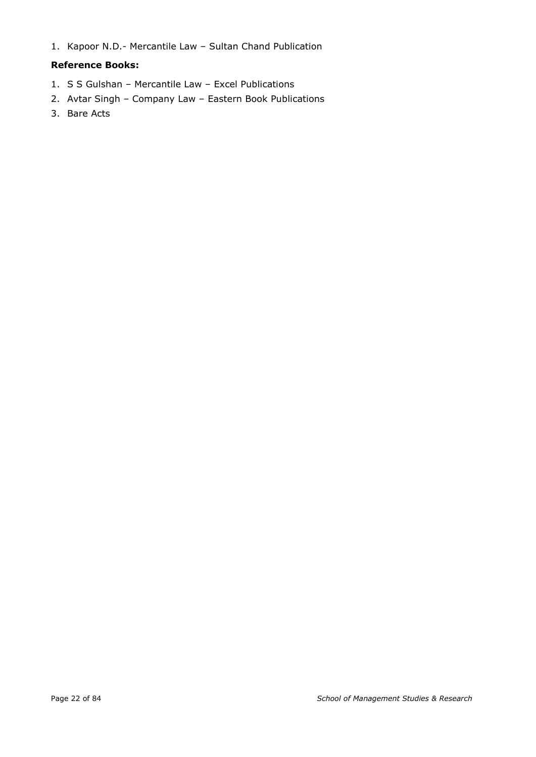1. Kapoor N.D.- Mercantile Law – Sultan Chand Publication

**Reference Books:**

1. S S Gulshan – Mercantile Law – Excel Publications
2. Avtar Singh – Company Law – Eastern Book Publications
3. Bare Acts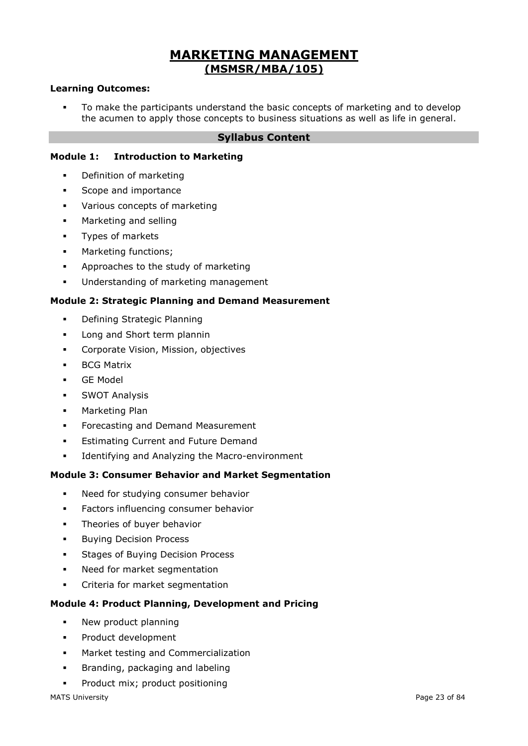# MARKETING MANAGEMENT
## (MSMSR/MBA/105)

**Learning Outcomes:**

- To make the participants understand the basic concepts of marketing and to develop the acumen to apply those concepts to business situations as well as life in general.

### Syllabus Content

**Module 1: Introduction to Marketing**

- Definition of marketing
- Scope and importance
- Various concepts of marketing
- Marketing and selling
- Types of markets
- Marketing functions;
- Approaches to the study of marketing
- Understanding of marketing management

**Module 2: Strategic Planning and Demand Measurement**

- Defining Strategic Planning
- Long and Short term plannin
- Corporate Vision, Mission, objectives
- BCG Matrix
- GE Model
- SWOT Analysis
- Marketing Plan
- Forecasting and Demand Measurement
- Estimating Current and Future Demand
- Identifying and Analyzing the Macro-environment

**Module 3: Consumer Behavior and Market Segmentation**

- Need for studying consumer behavior
- Factors influencing consumer behavior
- Theories of buyer behavior
- Buying Decision Process
- Stages of Buying Decision Process
- Need for market segmentation
- Criteria for market segmentation

**Module 4: Product Planning, Development and Pricing**

- New product planning
- Product development
- Market testing and Commercialization
- Branding, packaging and labeling
- Product mix; product positioning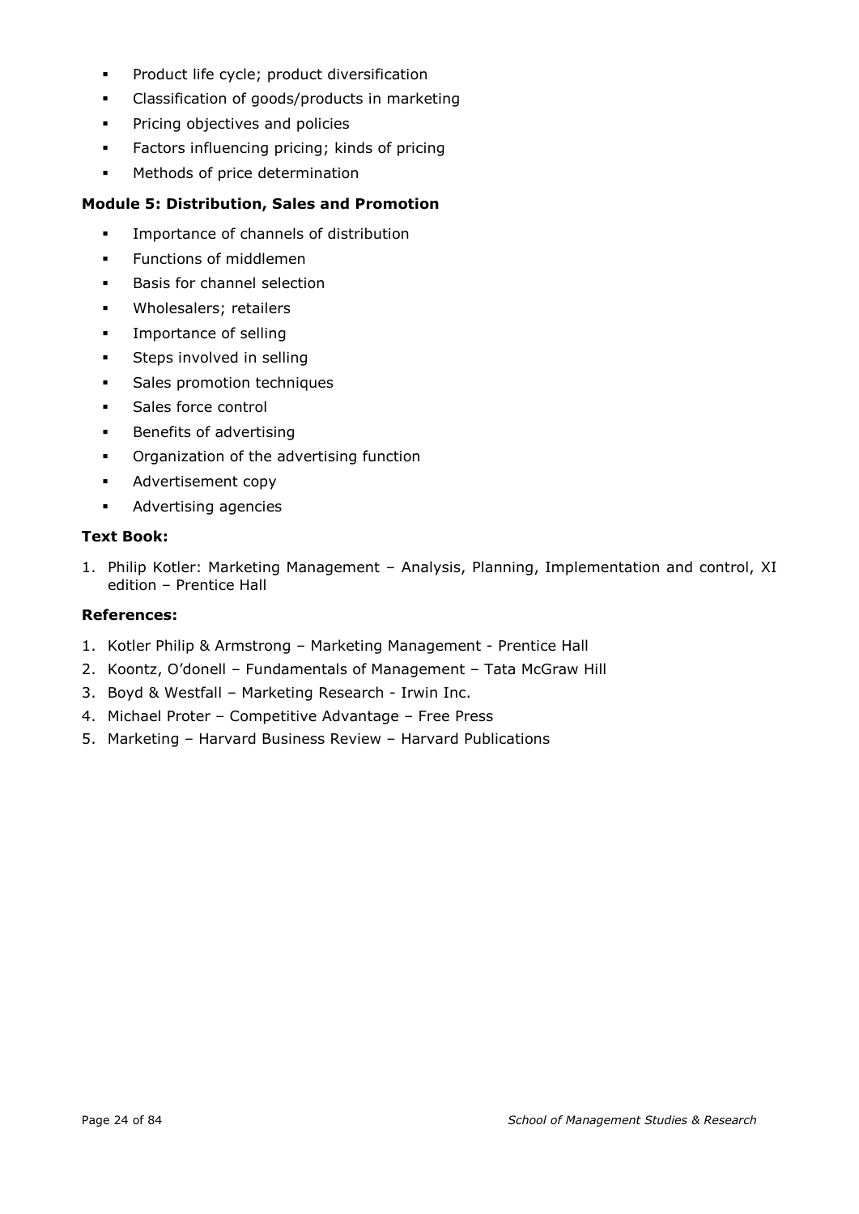- Product life cycle; product diversification
- Classification of goods/products in marketing
- Pricing objectives and policies
- Factors influencing pricing; kinds of pricing
- Methods of price determination

**Module 5: Distribution, Sales and Promotion**

- Importance of channels of distribution
- Functions of middlemen
- Basis for channel selection
- Wholesalers; retailers
- Importance of selling
- Steps involved in selling
- Sales promotion techniques
- Sales force control
- Benefits of advertising
- Organization of the advertising function
- Advertisement copy
- Advertising agencies

**Text Book:**

1. Philip Kotler: Marketing Management – Analysis, Planning, Implementation and control, XI edition – Prentice Hall

**References:**

1. Kotler Philip & Armstrong – Marketing Management - Prentice Hall
2. Koontz, O'donell – Fundamentals of Management – Tata McGraw Hill
3. Boyd & Westfall – Marketing Research - Irwin Inc.
4. Michael Proter – Competitive Advantage – Free Press
5. Marketing – Harvard Business Review – Harvard Publications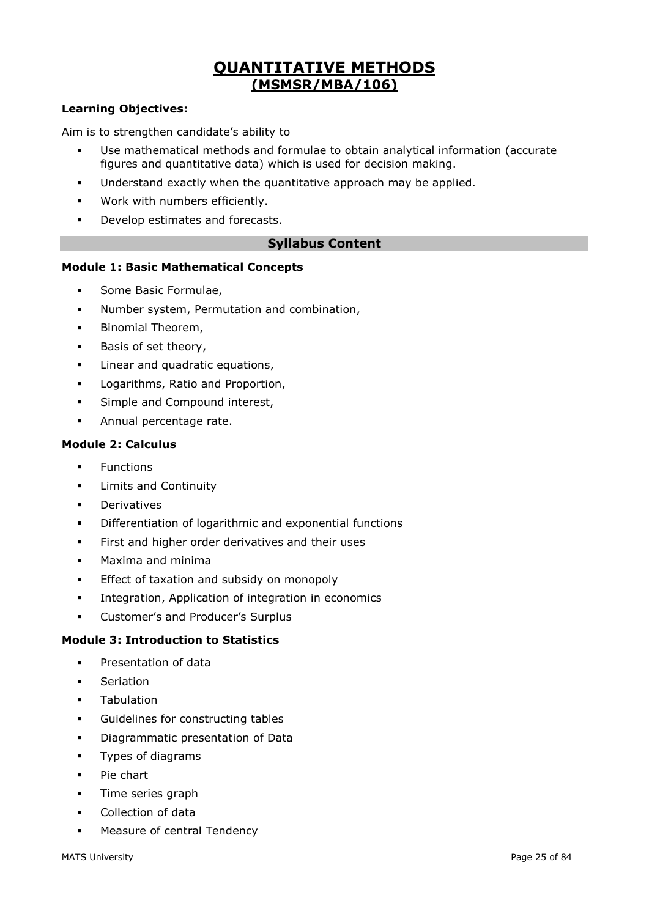# QUANTITATIVE METHODS
## (MSMSR/MBA/106)

**Learning Objectives:**

Aim is to strengthen candidate's ability to

- Use mathematical methods and formulae to obtain analytical information (accurate figures and quantitative data) which is used for decision making.
- Understand exactly when the quantitative approach may be applied.
- Work with numbers efficiently.
- Develop estimates and forecasts.

### Syllabus Content

**Module 1: Basic Mathematical Concepts**

- Some Basic Formulae,
- Number system, Permutation and combination,
- Binomial Theorem,
- Basis of set theory,
- Linear and quadratic equations,
- Logarithms, Ratio and Proportion,
- Simple and Compound interest,
- Annual percentage rate.

**Module 2: Calculus**

- Functions
- Limits and Continuity
- Derivatives
- Differentiation of logarithmic and exponential functions
- First and higher order derivatives and their uses
- Maxima and minima
- Effect of taxation and subsidy on monopoly
- Integration, Application of integration in economics
- Customer's and Producer's Surplus

**Module 3: Introduction to Statistics**

- Presentation of data
- Seriation
- Tabulation
- Guidelines for constructing tables
- Diagrammatic presentation of Data
- Types of diagrams
- Pie chart
- Time series graph
- Collection of data
- Measure of central Tendency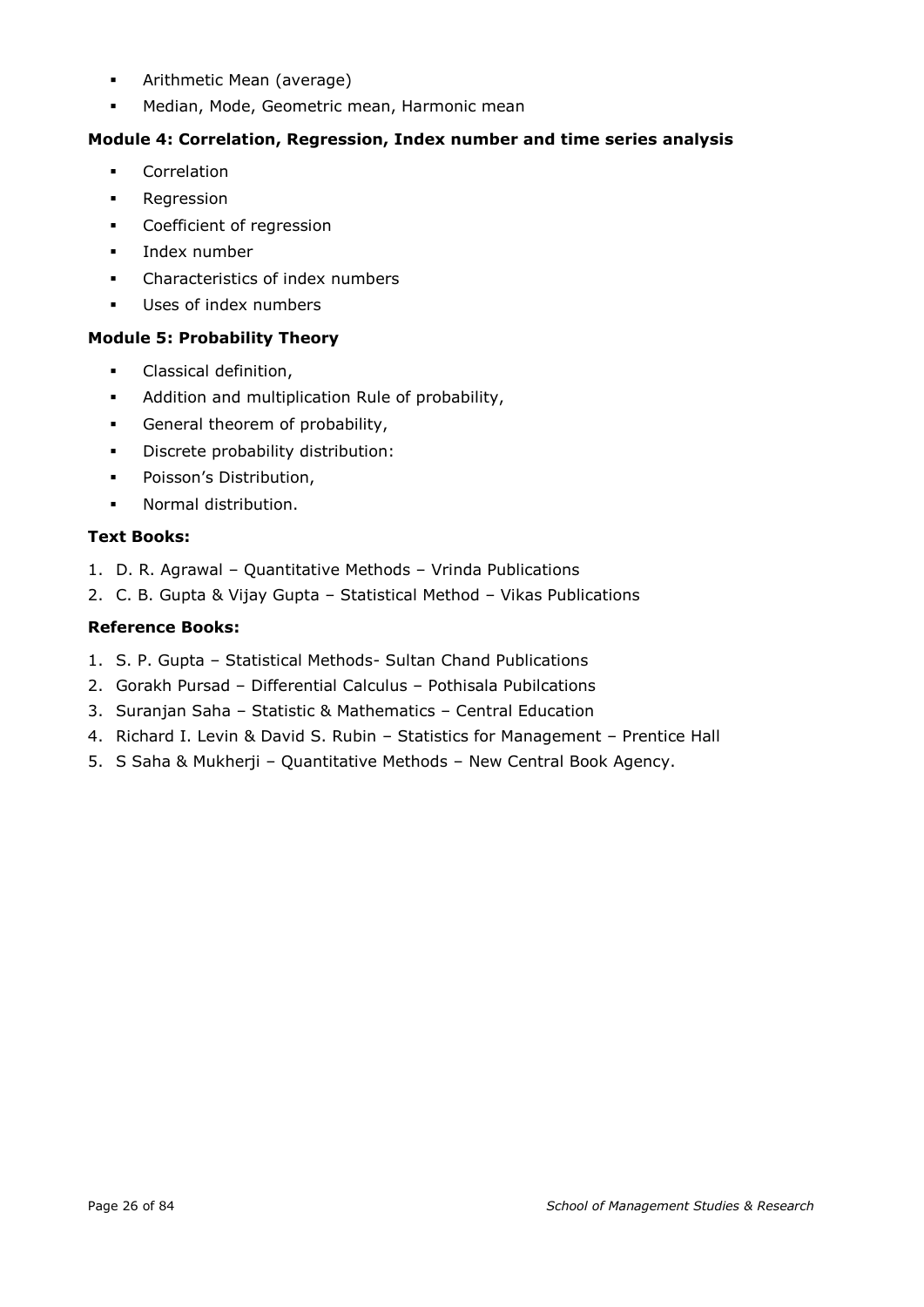- Arithmetic Mean (average)
- Median, Mode, Geometric mean, Harmonic mean

**Module 4: Correlation, Regression, Index number and time series analysis**

- Correlation
- Regression
- Coefficient of regression
- Index number
- Characteristics of index numbers
- Uses of index numbers

**Module 5: Probability Theory**

- Classical definition,
- Addition and multiplication Rule of probability,
- General theorem of probability,
- Discrete probability distribution:
- Poisson's Distribution,
- Normal distribution.

**Text Books:**

1. D. R. Agrawal – Quantitative Methods – Vrinda Publications
2. C. B. Gupta & Vijay Gupta – Statistical Method – Vikas Publications

**Reference Books:**

1. S. P. Gupta – Statistical Methods- Sultan Chand Publications
2. Gorakh Pursad – Differential Calculus – Pothisala Pubilcations
3. Suranjan Saha – Statistic & Mathematics – Central Education
4. Richard I. Levin & David S. Rubin – Statistics for Management – Prentice Hall
5. S Saha & Mukherji – Quantitative Methods – New Central Book Agency.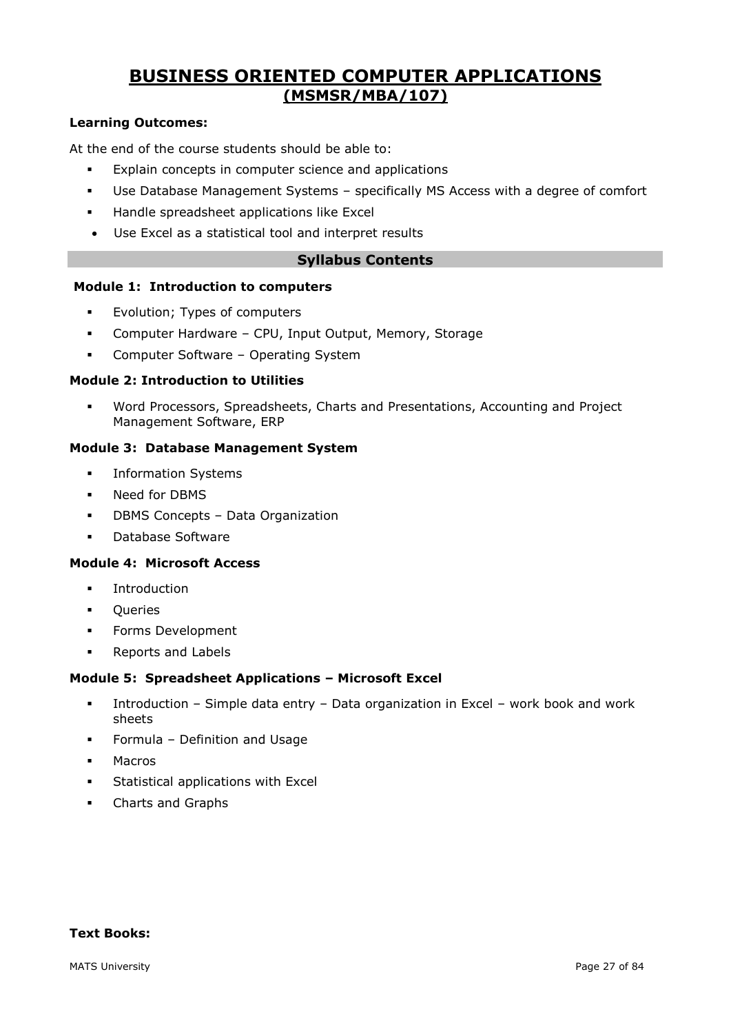# BUSINESS ORIENTED COMPUTER APPLICATIONS
## (MSMSR/MBA/107)

**Learning Outcomes:**

At the end of the course students should be able to:

- Explain concepts in computer science and applications
- Use Database Management Systems – specifically MS Access with a degree of comfort
- Handle spreadsheet applications like Excel
- Use Excel as a statistical tool and interpret results

### Syllabus Contents

**Module 1: Introduction to computers**

- Evolution; Types of computers
- Computer Hardware – CPU, Input Output, Memory, Storage
- Computer Software – Operating System

**Module 2: Introduction to Utilities**

- Word Processors, Spreadsheets, Charts and Presentations, Accounting and Project Management Software, ERP

**Module 3: Database Management System**

- Information Systems
- Need for DBMS
- DBMS Concepts – Data Organization
- Database Software

**Module 4: Microsoft Access**

- Introduction
- Queries
- Forms Development
- Reports and Labels

**Module 5: Spreadsheet Applications – Microsoft Excel**

- Introduction – Simple data entry – Data organization in Excel – work book and work sheets
- Formula – Definition and Usage
- Macros
- Statistical applications with Excel
- Charts and Graphs

**Text Books:**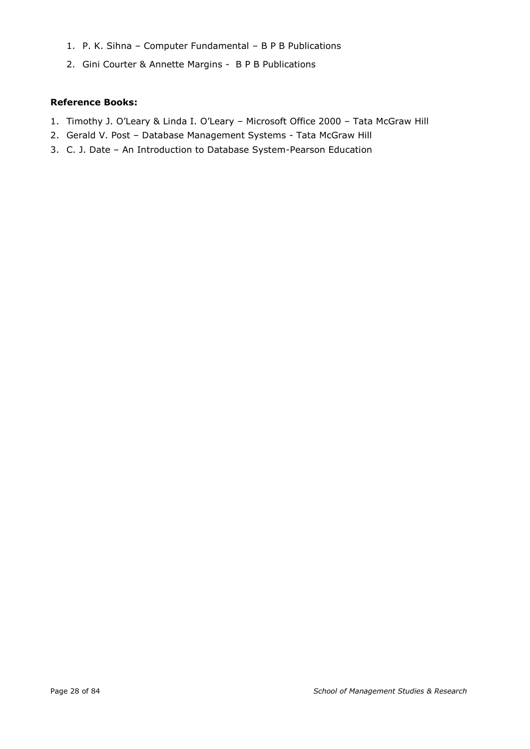1. P. K. Sihna – Computer Fundamental – B P B Publications
2. Gini Courter & Annette Margins - B P B Publications

**Reference Books:**

1. Timothy J. O'Leary & Linda I. O'Leary – Microsoft Office 2000 – Tata McGraw Hill
2. Gerald V. Post – Database Management Systems - Tata McGraw Hill
3. C. J. Date – An Introduction to Database System-Pearson Education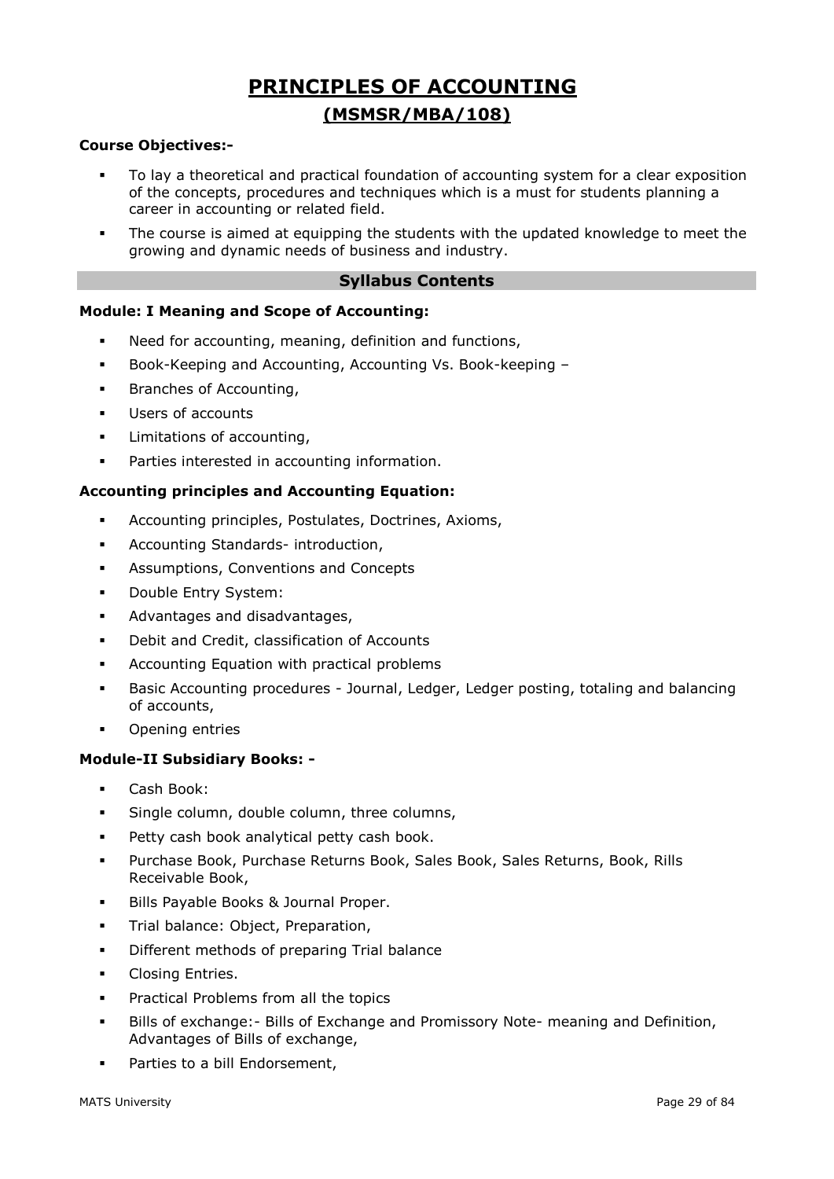# PRINCIPLES OF ACCOUNTING

## (MSMSR/MBA/108)

**Course Objectives:-**

- To lay a theoretical and practical foundation of accounting system for a clear exposition of the concepts, procedures and techniques which is a must for students planning a career in accounting or related field.
- The course is aimed at equipping the students with the updated knowledge to meet the growing and dynamic needs of business and industry.

### Syllabus Contents

**Module: I Meaning and Scope of Accounting:**

- Need for accounting, meaning, definition and functions,
- Book-Keeping and Accounting, Accounting Vs. Book-keeping –
- Branches of Accounting,
- Users of accounts
- Limitations of accounting,
- Parties interested in accounting information.

**Accounting principles and Accounting Equation:**

- Accounting principles, Postulates, Doctrines, Axioms,
- Accounting Standards- introduction,
- Assumptions, Conventions and Concepts
- Double Entry System:
- Advantages and disadvantages,
- Debit and Credit, classification of Accounts
- Accounting Equation with practical problems
- Basic Accounting procedures - Journal, Ledger, Ledger posting, totaling and balancing of accounts,
- Opening entries

**Module-II Subsidiary Books: -**

- Cash Book:
- Single column, double column, three columns,
- Petty cash book analytical petty cash book.
- Purchase Book, Purchase Returns Book, Sales Book, Sales Returns, Book, Rills Receivable Book,
- Bills Payable Books & Journal Proper.
- Trial balance: Object, Preparation,
- Different methods of preparing Trial balance
- Closing Entries.
- Practical Problems from all the topics
- Bills of exchange:- Bills of Exchange and Promissory Note- meaning and Definition, Advantages of Bills of exchange,
- Parties to a bill Endorsement,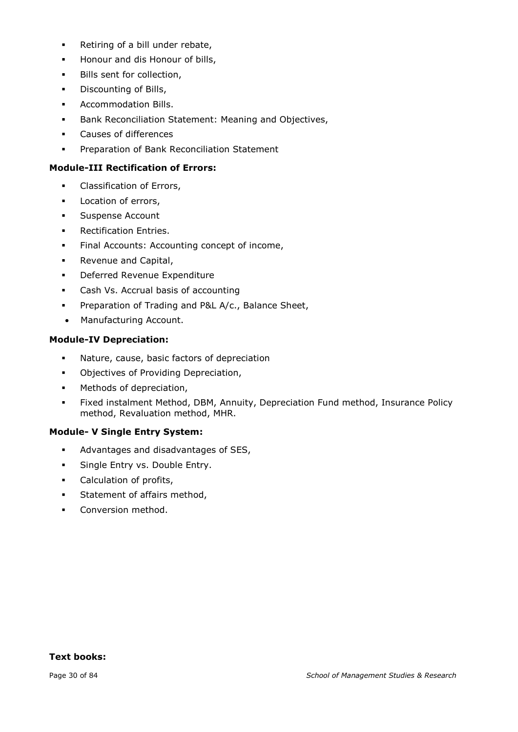- Retiring of a bill under rebate,
- Honour and dis Honour of bills,
- Bills sent for collection,
- Discounting of Bills,
- Accommodation Bills.
- Bank Reconciliation Statement: Meaning and Objectives,
- Causes of differences
- Preparation of Bank Reconciliation Statement

**Module-III Rectification of Errors:**

- Classification of Errors,
- Location of errors,
- Suspense Account
- Rectification Entries.
- Final Accounts: Accounting concept of income,
- Revenue and Capital,
- Deferred Revenue Expenditure
- Cash Vs. Accrual basis of accounting
- Preparation of Trading and P&L A/c., Balance Sheet,
- Manufacturing Account.

**Module-IV Depreciation:**

- Nature, cause, basic factors of depreciation
- Objectives of Providing Depreciation,
- Methods of depreciation,
- Fixed instalment Method, DBM, Annuity, Depreciation Fund method, Insurance Policy method, Revaluation method, MHR.

**Module- V Single Entry System:**

- Advantages and disadvantages of SES,
- Single Entry vs. Double Entry.
- Calculation of profits,
- Statement of affairs method,
- Conversion method.

**Text books:**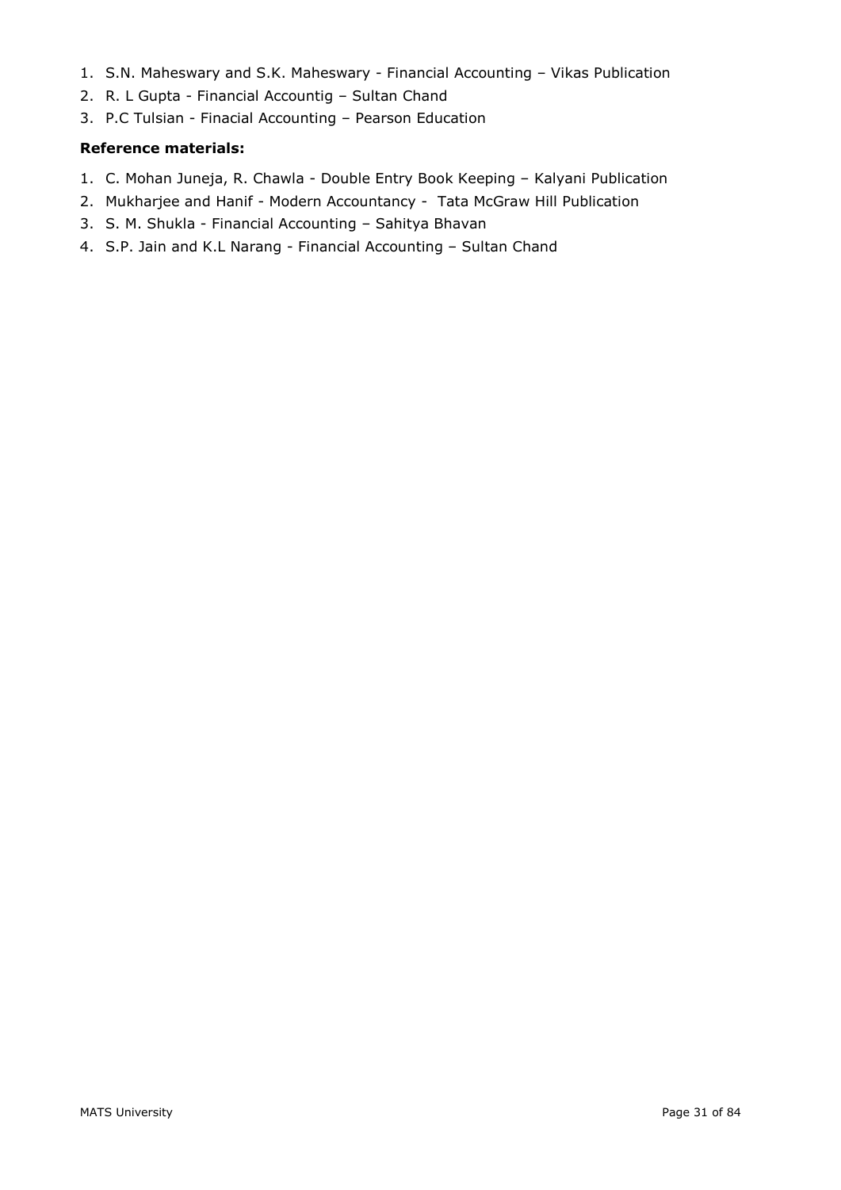1. S.N. Maheswary and S.K. Maheswary - Financial Accounting – Vikas Publication
2. R. L Gupta - Financial Accountig – Sultan Chand
3. P.C Tulsian - Finacial Accounting – Pearson Education

**Reference materials:**

1. C. Mohan Juneja, R. Chawla - Double Entry Book Keeping – Kalyani Publication
2. Mukharjee and Hanif - Modern Accountancy - Tata McGraw Hill Publication
3. S. M. Shukla - Financial Accounting – Sahitya Bhavan
4. S.P. Jain and K.L Narang - Financial Accounting – Sultan Chand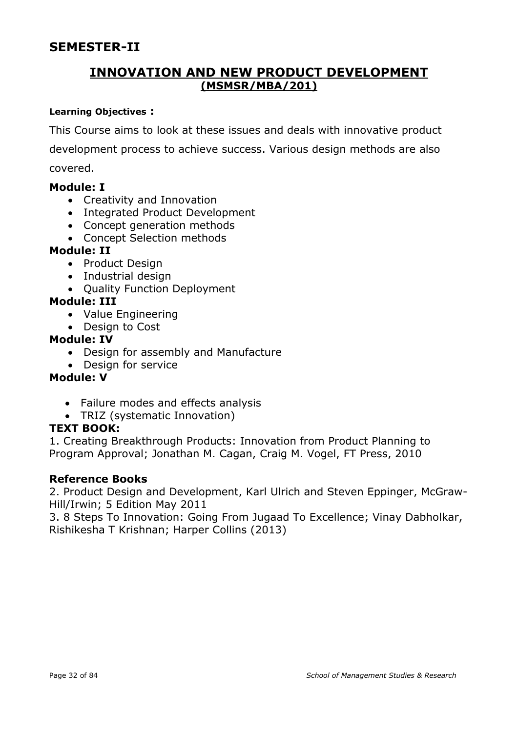## SEMESTER-II

# INNOVATION AND NEW PRODUCT DEVELOPMENT

**(MSMSR/MBA/201)**

**Learning Objectives :**

This Course aims to look at these issues and deals with innovative product development process to achieve success. Various design methods are also covered.

**Module: I**

- Creativity and Innovation
- Integrated Product Development
- Concept generation methods
- Concept Selection methods

**Module: II**

- Product Design
- Industrial design
- Quality Function Deployment

**Module: III**

- Value Engineering
- Design to Cost

**Module: IV**

- Design for assembly and Manufacture
- Design for service

**Module: V**

- Failure modes and effects analysis
- TRIZ (systematic Innovation)

**TEXT BOOK:**

1. Creating Breakthrough Products: Innovation from Product Planning to Program Approval; Jonathan M. Cagan, Craig M. Vogel, FT Press, 2010

**Reference Books**

2. Product Design and Development, Karl Ulrich and Steven Eppinger, McGraw-Hill/Irwin; 5 Edition May 2011
3. 8 Steps To Innovation: Going From Jugaad To Excellence; Vinay Dabholkar, Rishikesha T Krishnan; Harper Collins (2013)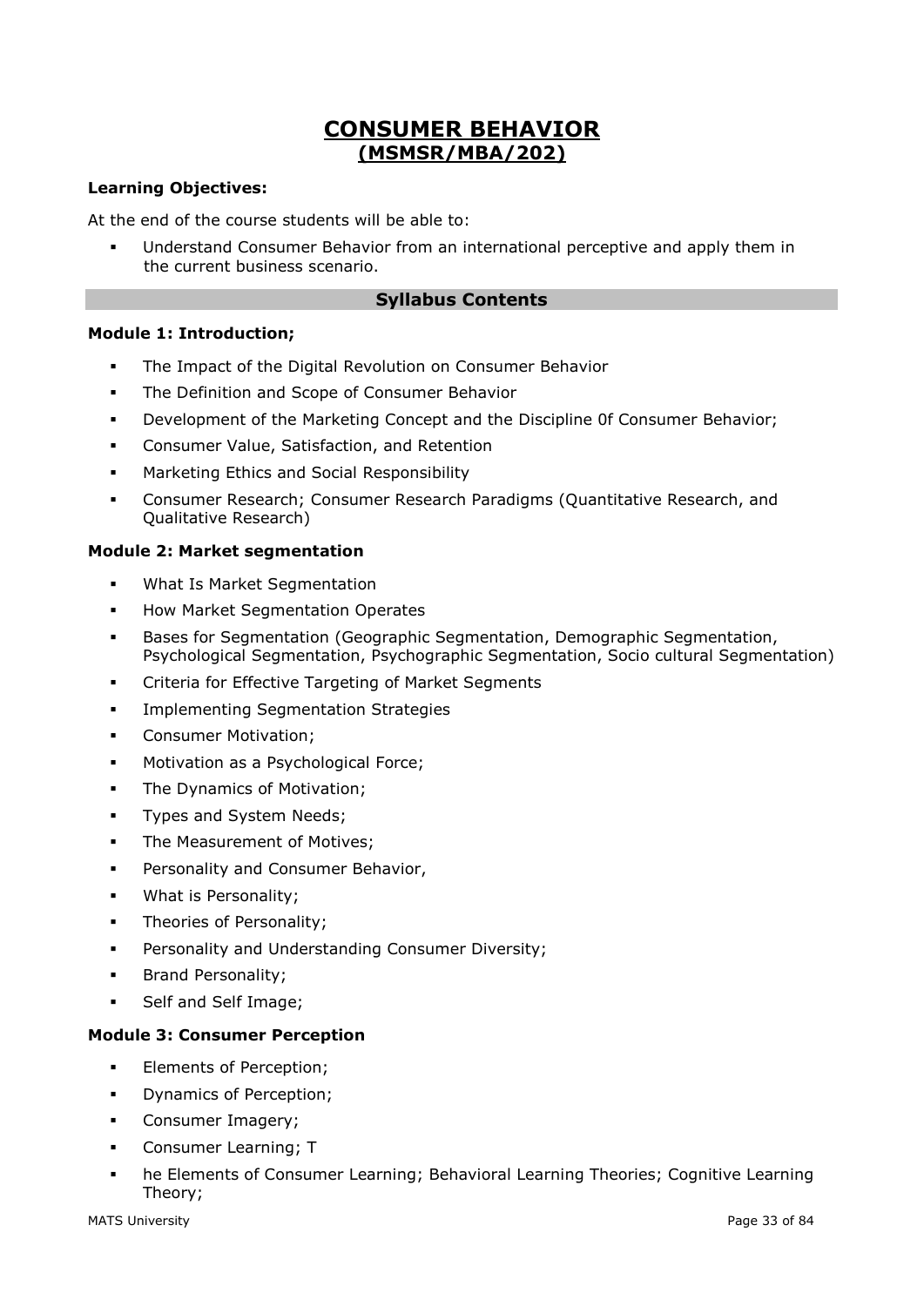# CONSUMER BEHAVIOR
## (MSMSR/MBA/202)

**Learning Objectives:**

At the end of the course students will be able to:

- Understand Consumer Behavior from an international perceptive and apply them in the current business scenario.

## Syllabus Contents

**Module 1: Introduction;**

- The Impact of the Digital Revolution on Consumer Behavior
- The Definition and Scope of Consumer Behavior
- Development of the Marketing Concept and the Discipline 0f Consumer Behavior;
- Consumer Value, Satisfaction, and Retention
- Marketing Ethics and Social Responsibility
- Consumer Research; Consumer Research Paradigms (Quantitative Research, and Qualitative Research)

**Module 2: Market segmentation**

- What Is Market Segmentation
- How Market Segmentation Operates
- Bases for Segmentation (Geographic Segmentation, Demographic Segmentation, Psychological Segmentation, Psychographic Segmentation, Socio cultural Segmentation)
- Criteria for Effective Targeting of Market Segments
- Implementing Segmentation Strategies
- Consumer Motivation;
- Motivation as a Psychological Force;
- The Dynamics of Motivation;
- Types and System Needs;
- The Measurement of Motives;
- Personality and Consumer Behavior,
- What is Personality;
- Theories of Personality;
- Personality and Understanding Consumer Diversity;
- Brand Personality;
- Self and Self Image;

**Module 3: Consumer Perception**

- Elements of Perception;
- Dynamics of Perception;
- Consumer Imagery;
- Consumer Learning; T
- he Elements of Consumer Learning; Behavioral Learning Theories; Cognitive Learning Theory;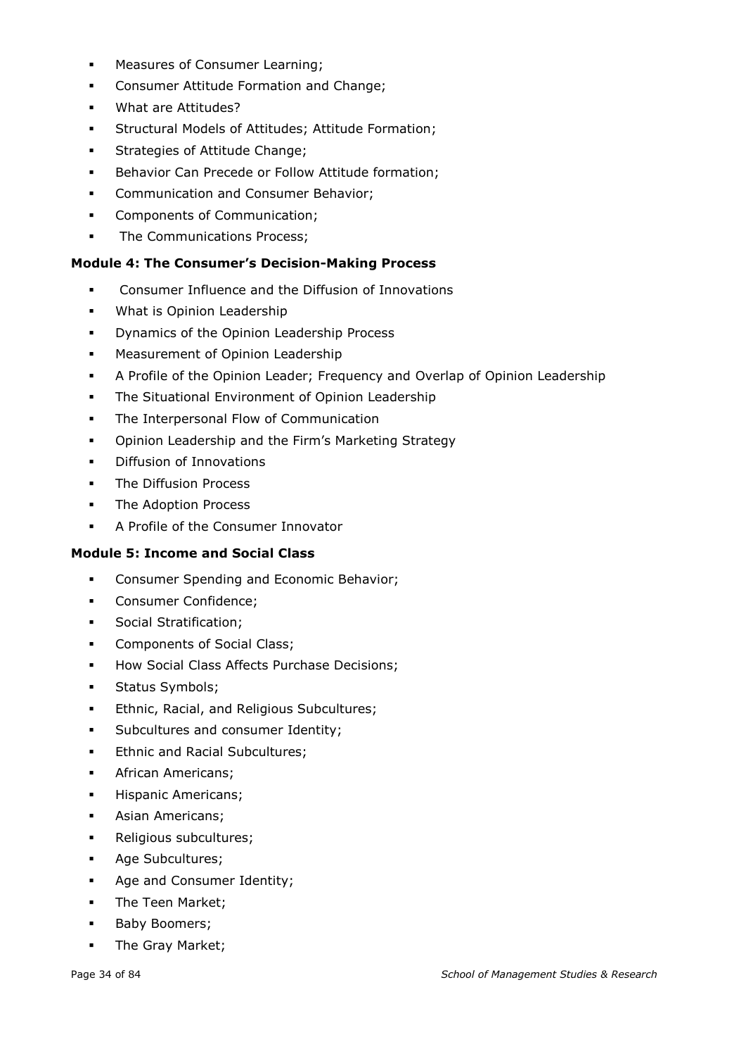- Measures of Consumer Learning;
- Consumer Attitude Formation and Change;
- What are Attitudes?
- Structural Models of Attitudes; Attitude Formation;
- Strategies of Attitude Change;
- Behavior Can Precede or Follow Attitude formation;
- Communication and Consumer Behavior;
- Components of Communication;
- The Communications Process;

**Module 4: The Consumer's Decision-Making Process**

- Consumer Influence and the Diffusion of Innovations
- What is Opinion Leadership
- Dynamics of the Opinion Leadership Process
- Measurement of Opinion Leadership
- A Profile of the Opinion Leader; Frequency and Overlap of Opinion Leadership
- The Situational Environment of Opinion Leadership
- The Interpersonal Flow of Communication
- Opinion Leadership and the Firm's Marketing Strategy
- Diffusion of Innovations
- The Diffusion Process
- The Adoption Process
- A Profile of the Consumer Innovator

**Module 5: Income and Social Class**

- Consumer Spending and Economic Behavior;
- Consumer Confidence;
- Social Stratification;
- Components of Social Class;
- How Social Class Affects Purchase Decisions;
- Status Symbols;
- Ethnic, Racial, and Religious Subcultures;
- Subcultures and consumer Identity;
- Ethnic and Racial Subcultures;
- African Americans;
- Hispanic Americans;
- Asian Americans;
- Religious subcultures;
- Age Subcultures;
- Age and Consumer Identity;
- The Teen Market;
- Baby Boomers;
- The Gray Market;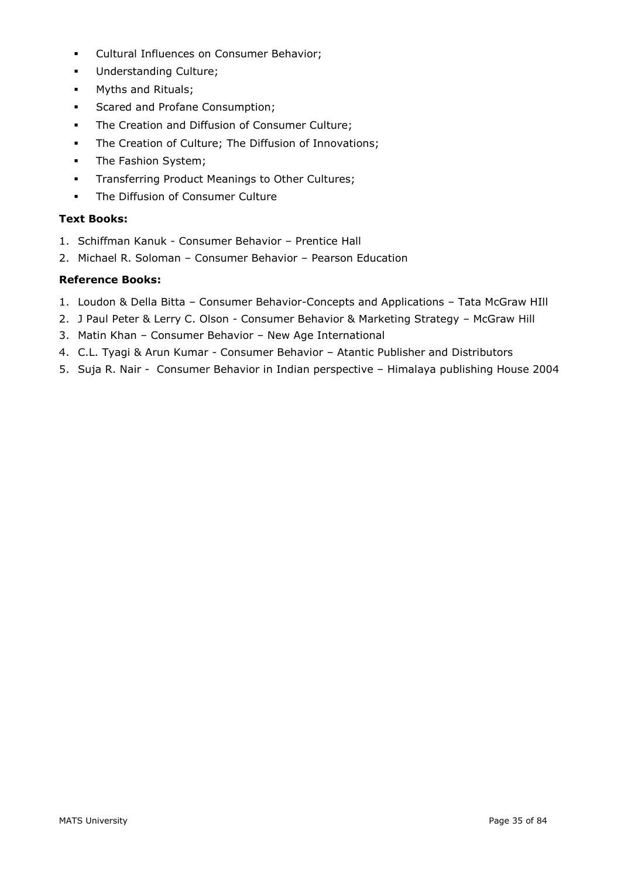- Cultural Influences on Consumer Behavior;
- Understanding Culture;
- Myths and Rituals;
- Scared and Profane Consumption;
- The Creation and Diffusion of Consumer Culture;
- The Creation of Culture; The Diffusion of Innovations;
- The Fashion System;
- Transferring Product Meanings to Other Cultures;
- The Diffusion of Consumer Culture

**Text Books:**

1. Schiffman Kanuk - Consumer Behavior – Prentice Hall
2. Michael R. Soloman – Consumer Behavior – Pearson Education

**Reference Books:**

1. Loudon & Della Bitta – Consumer Behavior-Concepts and Applications – Tata McGraw HIll
2. J Paul Peter & Lerry C. Olson - Consumer Behavior & Marketing Strategy – McGraw Hill
3. Matin Khan – Consumer Behavior – New Age International
4. C.L. Tyagi & Arun Kumar - Consumer Behavior – Atantic Publisher and Distributors
5. Suja R. Nair - Consumer Behavior in Indian perspective – Himalaya publishing House 2004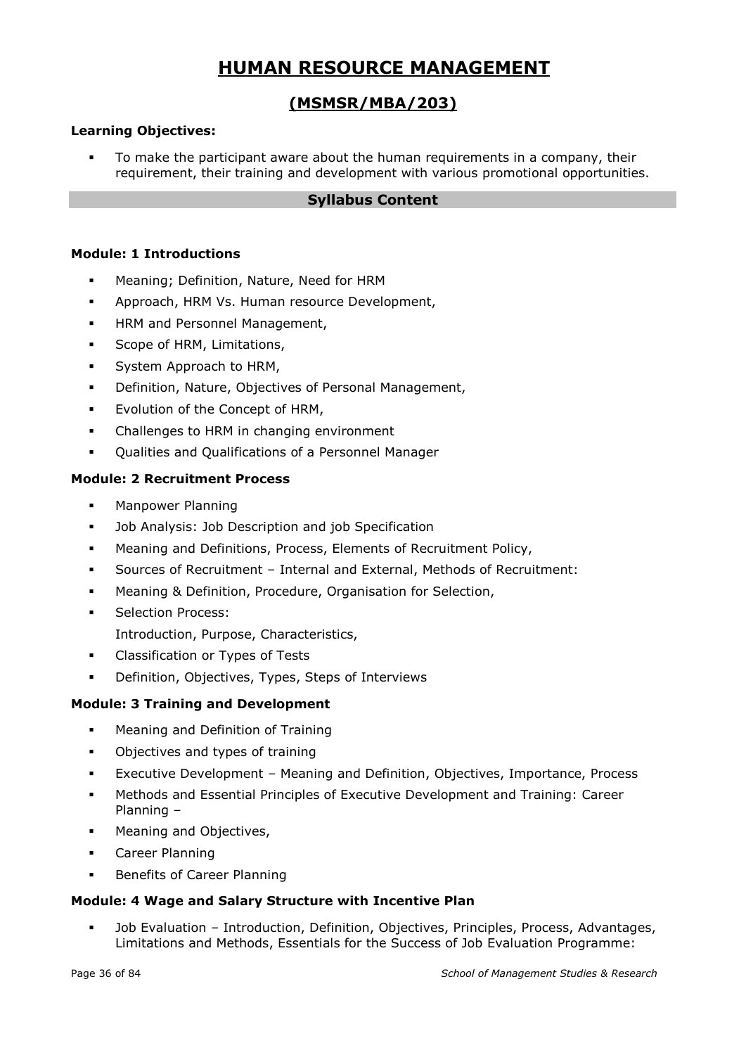# HUMAN RESOURCE MANAGEMENT

## (MSMSR/MBA/203)

**Learning Objectives:**

- To make the participant aware about the human requirements in a company, their requirement, their training and development with various promotional opportunities.

**Syllabus Content**

**Module: 1 Introductions**

- Meaning; Definition, Nature, Need for HRM
- Approach, HRM Vs. Human resource Development,
- HRM and Personnel Management,
- Scope of HRM, Limitations,
- System Approach to HRM,
- Definition, Nature, Objectives of Personal Management,
- Evolution of the Concept of HRM,
- Challenges to HRM in changing environment
- Qualities and Qualifications of a Personnel Manager

**Module: 2 Recruitment Process**

- Manpower Planning
- Job Analysis: Job Description and job Specification
- Meaning and Definitions, Process, Elements of Recruitment Policy,
- Sources of Recruitment – Internal and External, Methods of Recruitment:
- Meaning & Definition, Procedure, Organisation for Selection,
- Selection Process:
  Introduction, Purpose, Characteristics,
- Classification or Types of Tests
- Definition, Objectives, Types, Steps of Interviews

**Module: 3 Training and Development**

- Meaning and Definition of Training
- Objectives and types of training
- Executive Development – Meaning and Definition, Objectives, Importance, Process
- Methods and Essential Principles of Executive Development and Training: Career Planning –
- Meaning and Objectives,
- Career Planning
- Benefits of Career Planning

**Module: 4 Wage and Salary Structure with Incentive Plan**

- Job Evaluation – Introduction, Definition, Objectives, Principles, Process, Advantages, Limitations and Methods, Essentials for the Success of Job Evaluation Programme: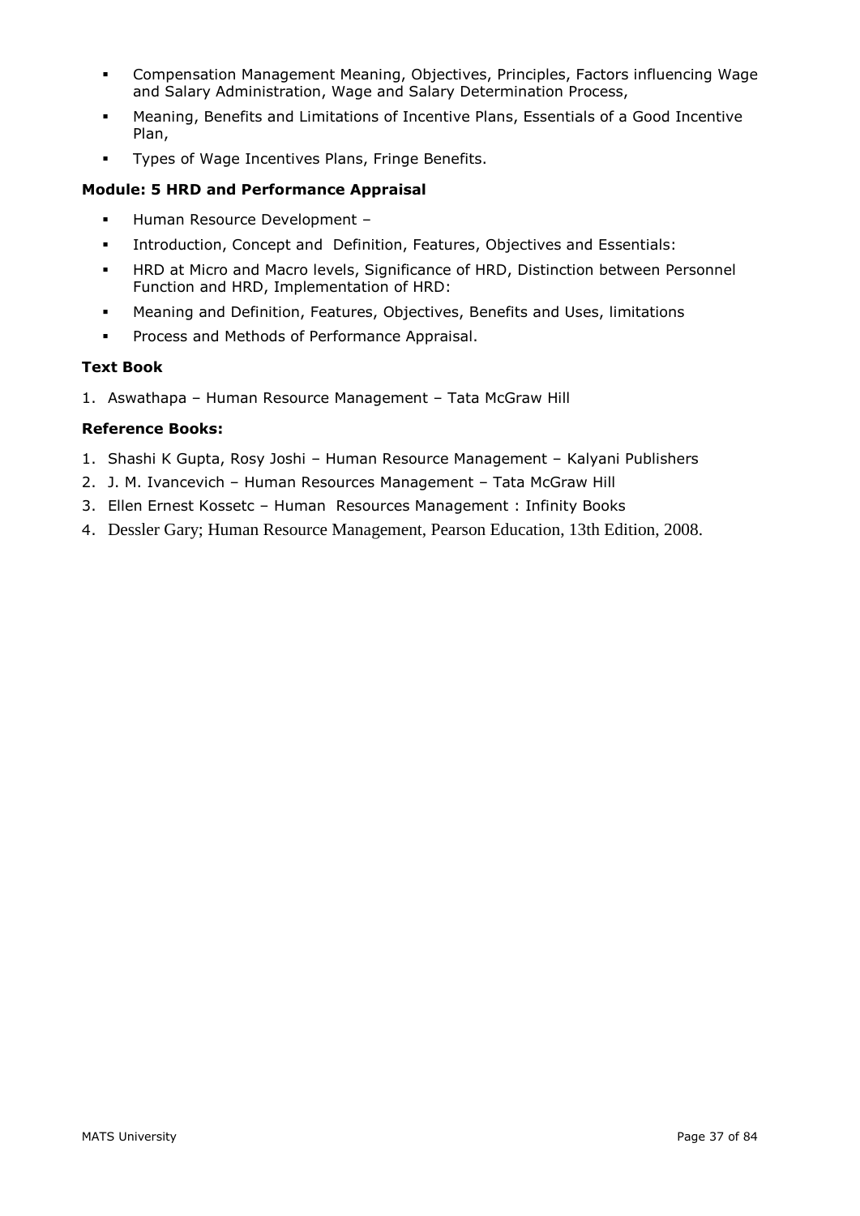- Compensation Management Meaning, Objectives, Principles, Factors influencing Wage and Salary Administration, Wage and Salary Determination Process,
- Meaning, Benefits and Limitations of Incentive Plans, Essentials of a Good Incentive Plan,
- Types of Wage Incentives Plans, Fringe Benefits.

**Module: 5 HRD and Performance Appraisal**

- Human Resource Development –
- Introduction, Concept and Definition, Features, Objectives and Essentials:
- HRD at Micro and Macro levels, Significance of HRD, Distinction between Personnel Function and HRD, Implementation of HRD:
- Meaning and Definition, Features, Objectives, Benefits and Uses, limitations
- Process and Methods of Performance Appraisal.

**Text Book**

1. Aswathapa – Human Resource Management – Tata McGraw Hill

**Reference Books:**

1. Shashi K Gupta, Rosy Joshi – Human Resource Management – Kalyani Publishers
2. J. M. Ivancevich – Human Resources Management – Tata McGraw Hill
3. Ellen Ernest Kossetc – Human Resources Management : Infinity Books
4. Dessler Gary; Human Resource Management, Pearson Education, 13th Edition, 2008.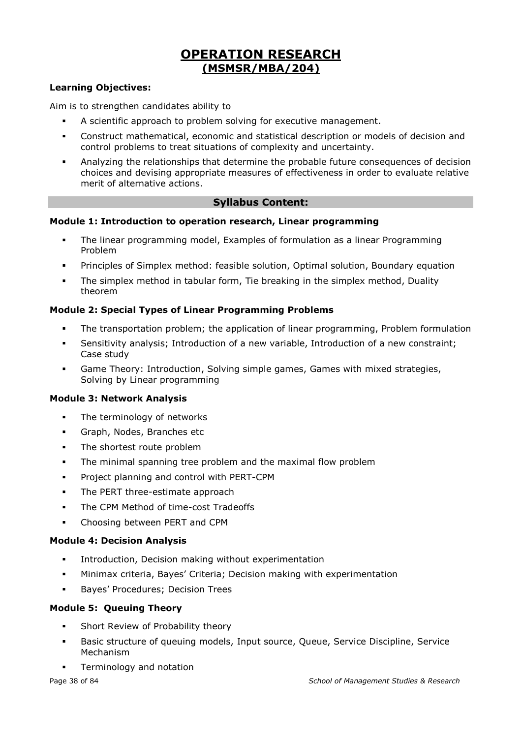# OPERATION RESEARCH
## (MSMSR/MBA/204)

**Learning Objectives:**

Aim is to strengthen candidates ability to

- A scientific approach to problem solving for executive management.
- Construct mathematical, economic and statistical description or models of decision and control problems to treat situations of complexity and uncertainty.
- Analyzing the relationships that determine the probable future consequences of decision choices and devising appropriate measures of effectiveness in order to evaluate relative merit of alternative actions.

## Syllabus Content:

**Module 1: Introduction to operation research, Linear programming**

- The linear programming model, Examples of formulation as a linear Programming Problem
- Principles of Simplex method: feasible solution, Optimal solution, Boundary equation
- The simplex method in tabular form, Tie breaking in the simplex method, Duality theorem

**Module 2: Special Types of Linear Programming Problems**

- The transportation problem; the application of linear programming, Problem formulation
- Sensitivity analysis; Introduction of a new variable, Introduction of a new constraint; Case study
- Game Theory: Introduction, Solving simple games, Games with mixed strategies, Solving by Linear programming

**Module 3: Network Analysis**

- The terminology of networks
- Graph, Nodes, Branches etc
- The shortest route problem
- The minimal spanning tree problem and the maximal flow problem
- Project planning and control with PERT-CPM
- The PERT three-estimate approach
- The CPM Method of time-cost Tradeoffs
- Choosing between PERT and CPM

**Module 4: Decision Analysis**

- Introduction, Decision making without experimentation
- Minimax criteria, Bayes' Criteria; Decision making with experimentation
- Bayes' Procedures; Decision Trees

**Module 5: Queuing Theory**

- Short Review of Probability theory
- Basic structure of queuing models, Input source, Queue, Service Discipline, Service Mechanism
- Terminology and notation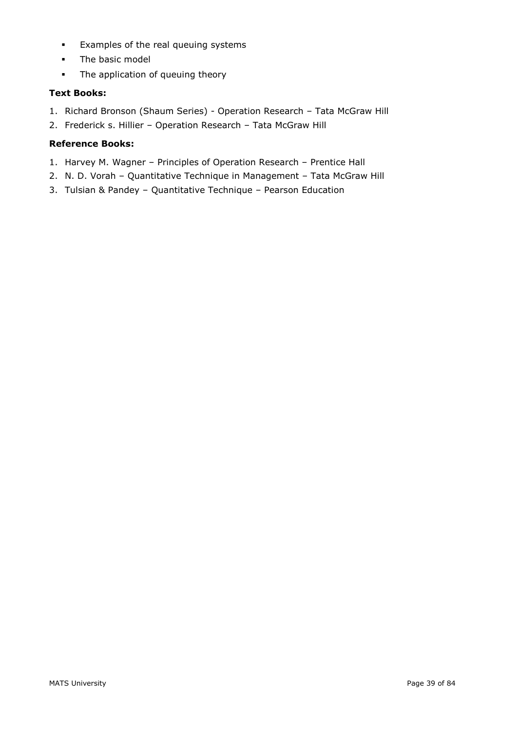- Examples of the real queuing systems
- The basic model
- The application of queuing theory

**Text Books:**

1. Richard Bronson (Shaum Series) - Operation Research – Tata McGraw Hill
2. Frederick s. Hillier – Operation Research – Tata McGraw Hill

**Reference Books:**

1. Harvey M. Wagner – Principles of Operation Research – Prentice Hall
2. N. D. Vorah – Quantitative Technique in Management – Tata McGraw Hill
3. Tulsian & Pandey – Quantitative Technique – Pearson Education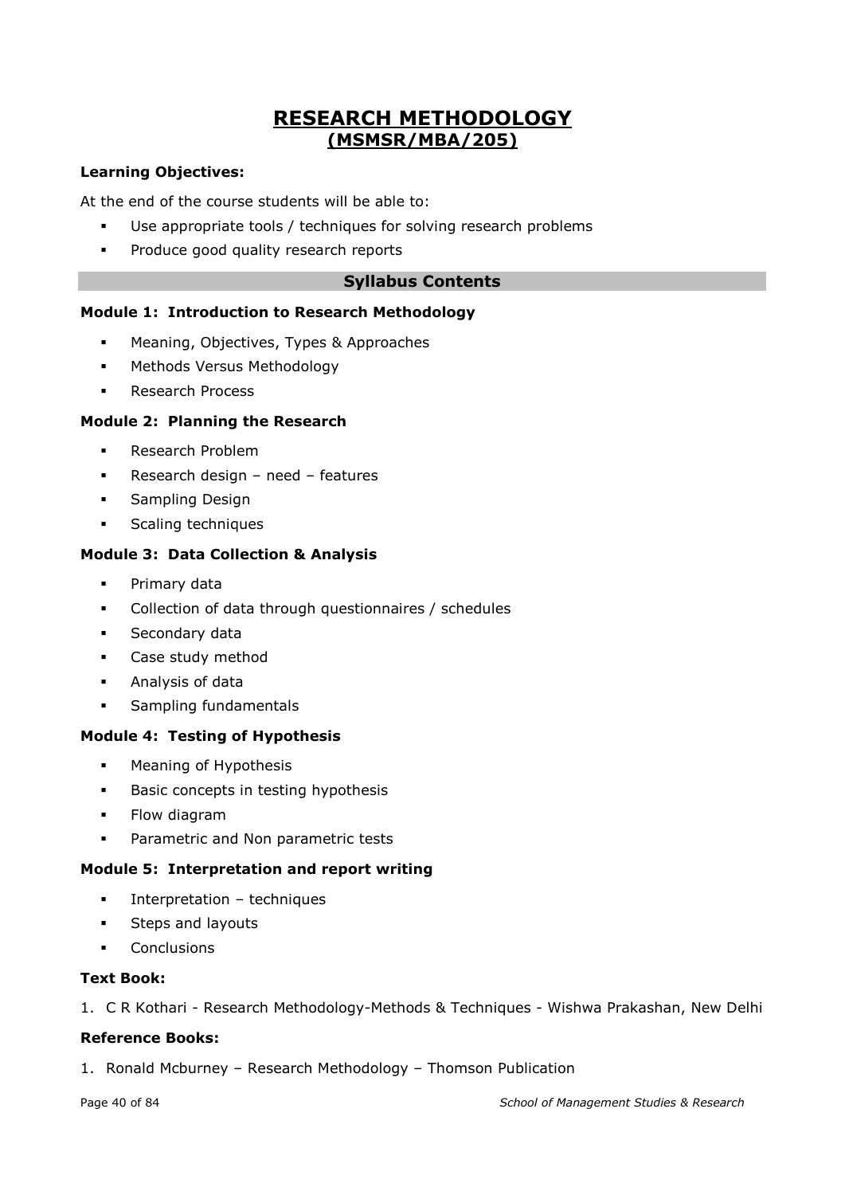# RESEARCH METHODOLOGY
## (MSMSR/MBA/205)

**Learning Objectives:**

At the end of the course students will be able to:

- Use appropriate tools / techniques for solving research problems
- Produce good quality research reports

### Syllabus Contents

**Module 1: Introduction to Research Methodology**

- Meaning, Objectives, Types & Approaches
- Methods Versus Methodology
- Research Process

**Module 2: Planning the Research**

- Research Problem
- Research design – need – features
- Sampling Design
- Scaling techniques

**Module 3: Data Collection & Analysis**

- Primary data
- Collection of data through questionnaires / schedules
- Secondary data
- Case study method
- Analysis of data
- Sampling fundamentals

**Module 4: Testing of Hypothesis**

- Meaning of Hypothesis
- Basic concepts in testing hypothesis
- Flow diagram
- Parametric and Non parametric tests

**Module 5: Interpretation and report writing**

- Interpretation – techniques
- Steps and layouts
- Conclusions

**Text Book:**

1. C R Kothari - Research Methodology-Methods & Techniques - Wishwa Prakashan, New Delhi

**Reference Books:**

1. Ronald Mcburney – Research Methodology – Thomson Publication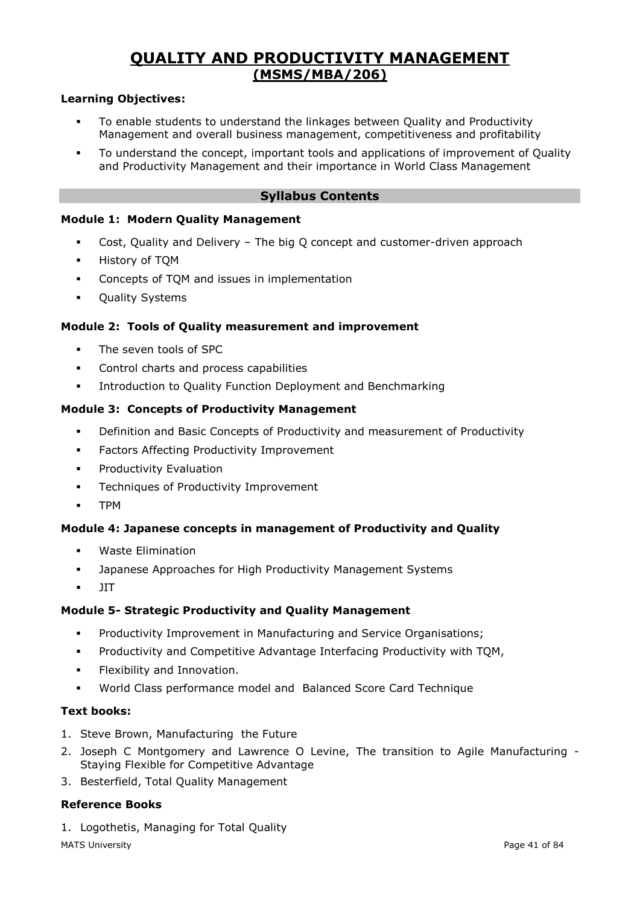# QUALITY AND PRODUCTIVITY MANAGEMENT
## (MSMS/MBA/206)

**Learning Objectives:**

- To enable students to understand the linkages between Quality and Productivity Management and overall business management, competitiveness and profitability
- To understand the concept, important tools and applications of improvement of Quality and Productivity Management and their importance in World Class Management

### Syllabus Contents

**Module 1: Modern Quality Management**

- Cost, Quality and Delivery – The big Q concept and customer-driven approach
- History of TQM
- Concepts of TQM and issues in implementation
- Quality Systems

**Module 2: Tools of Quality measurement and improvement**

- The seven tools of SPC
- Control charts and process capabilities
- Introduction to Quality Function Deployment and Benchmarking

**Module 3: Concepts of Productivity Management**

- Definition and Basic Concepts of Productivity and measurement of Productivity
- Factors Affecting Productivity Improvement
- Productivity Evaluation
- Techniques of Productivity Improvement
- TPM

**Module 4: Japanese concepts in management of Productivity and Quality**

- Waste Elimination
- Japanese Approaches for High Productivity Management Systems
- JIT

**Module 5- Strategic Productivity and Quality Management**

- Productivity Improvement in Manufacturing and Service Organisations;
- Productivity and Competitive Advantage Interfacing Productivity with TQM,
- Flexibility and Innovation.
- World Class performance model and Balanced Score Card Technique

**Text books:**

1. Steve Brown, Manufacturing the Future
2. Joseph C Montgomery and Lawrence O Levine, The transition to Agile Manufacturing - Staying Flexible for Competitive Advantage
3. Besterfield, Total Quality Management

**Reference Books**

1. Logothetis, Managing for Total Quality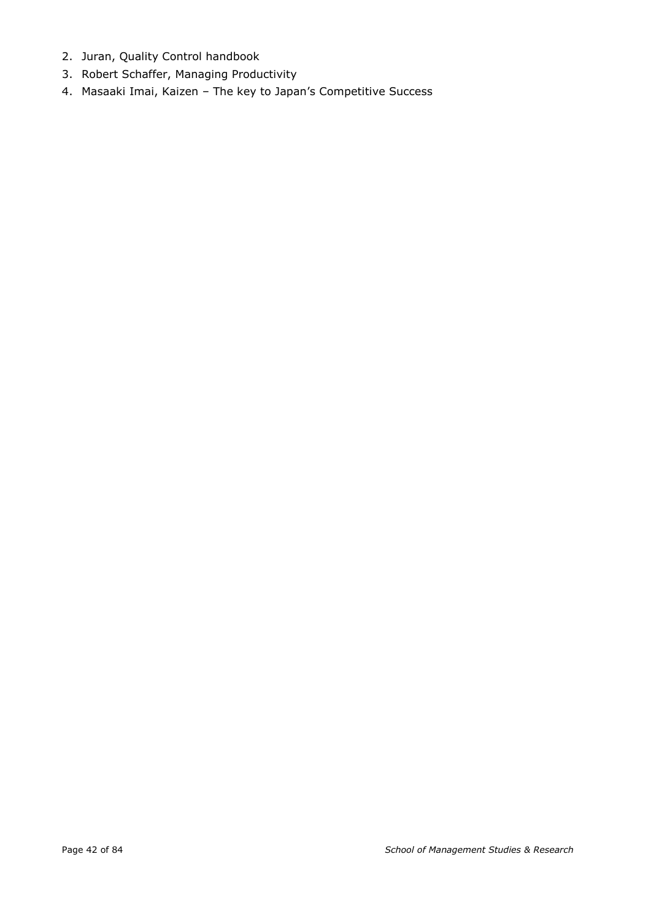2. Juran, Quality Control handbook
3. Robert Schaffer, Managing Productivity
4. Masaaki Imai, Kaizen – The key to Japan's Competitive Success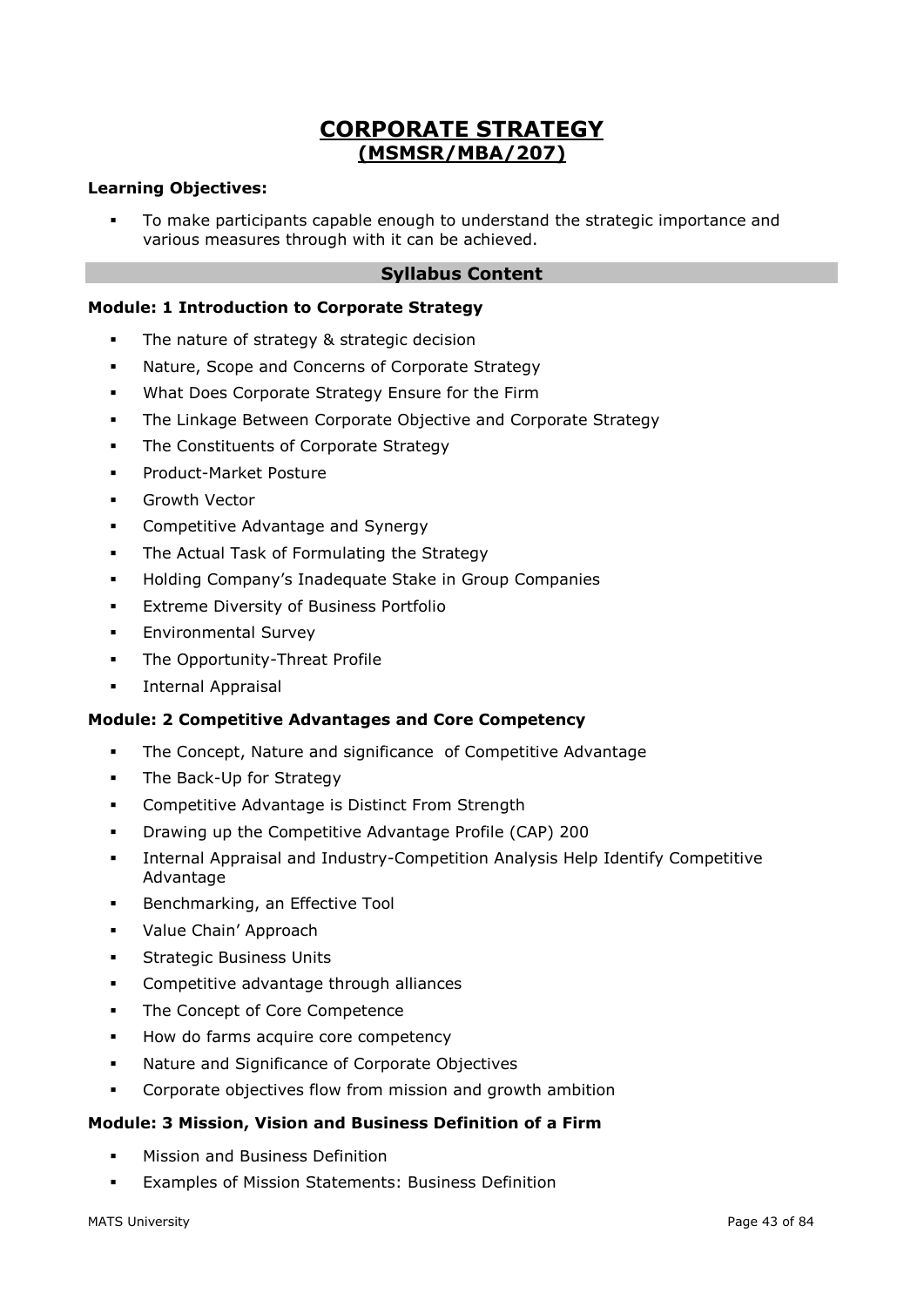# CORPORATE STRATEGY
## (MSMSR/MBA/207)

**Learning Objectives:**

- To make participants capable enough to understand the strategic importance and various measures through with it can be achieved.

### Syllabus Content

**Module: 1 Introduction to Corporate Strategy**

- The nature of strategy & strategic decision
- Nature, Scope and Concerns of Corporate Strategy
- What Does Corporate Strategy Ensure for the Firm
- The Linkage Between Corporate Objective and Corporate Strategy
- The Constituents of Corporate Strategy
- Product-Market Posture
- Growth Vector
- Competitive Advantage and Synergy
- The Actual Task of Formulating the Strategy
- Holding Company's Inadequate Stake in Group Companies
- Extreme Diversity of Business Portfolio
- Environmental Survey
- The Opportunity-Threat Profile
- Internal Appraisal

**Module: 2 Competitive Advantages and Core Competency**

- The Concept, Nature and significance of Competitive Advantage
- The Back-Up for Strategy
- Competitive Advantage is Distinct From Strength
- Drawing up the Competitive Advantage Profile (CAP) 200
- Internal Appraisal and Industry-Competition Analysis Help Identify Competitive Advantage
- Benchmarking, an Effective Tool
- Value Chain' Approach
- Strategic Business Units
- Competitive advantage through alliances
- The Concept of Core Competence
- How do farms acquire core competency
- Nature and Significance of Corporate Objectives
- Corporate objectives flow from mission and growth ambition

**Module: 3 Mission, Vision and Business Definition of a Firm**

- Mission and Business Definition
- Examples of Mission Statements: Business Definition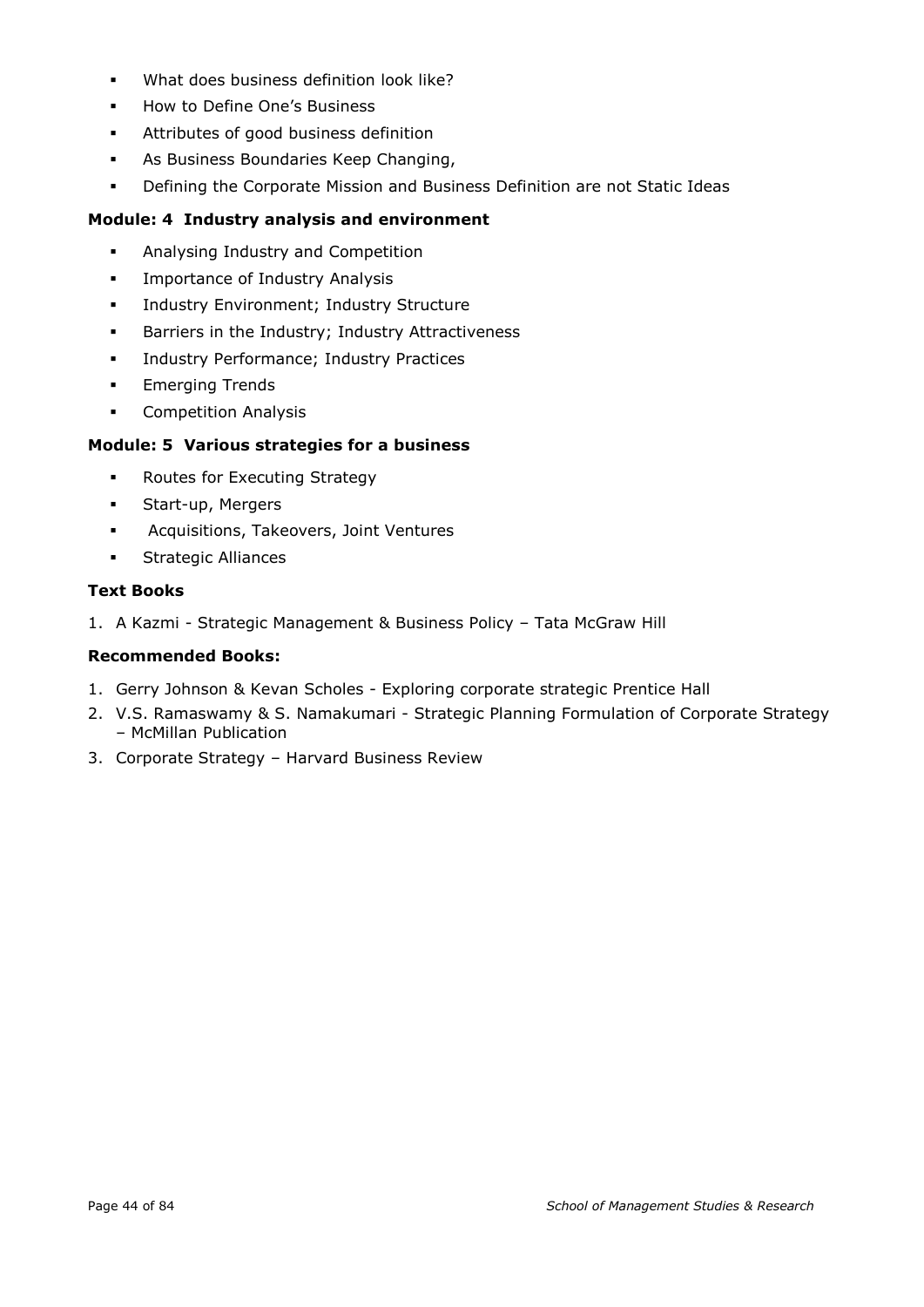- What does business definition look like?
- How to Define One's Business
- Attributes of good business definition
- As Business Boundaries Keep Changing,
- Defining the Corporate Mission and Business Definition are not Static Ideas

**Module: 4 Industry analysis and environment**

- Analysing Industry and Competition
- Importance of Industry Analysis
- Industry Environment; Industry Structure
- Barriers in the Industry; Industry Attractiveness
- Industry Performance; Industry Practices
- Emerging Trends
- Competition Analysis

**Module: 5 Various strategies for a business**

- Routes for Executing Strategy
- Start-up, Mergers
- Acquisitions, Takeovers, Joint Ventures
- Strategic Alliances

**Text Books**

1. A Kazmi - Strategic Management & Business Policy – Tata McGraw Hill

**Recommended Books:**

1. Gerry Johnson & Kevan Scholes - Exploring corporate strategic Prentice Hall
2. V.S. Ramaswamy & S. Namakumari - Strategic Planning Formulation of Corporate Strategy – McMillan Publication
3. Corporate Strategy – Harvard Business Review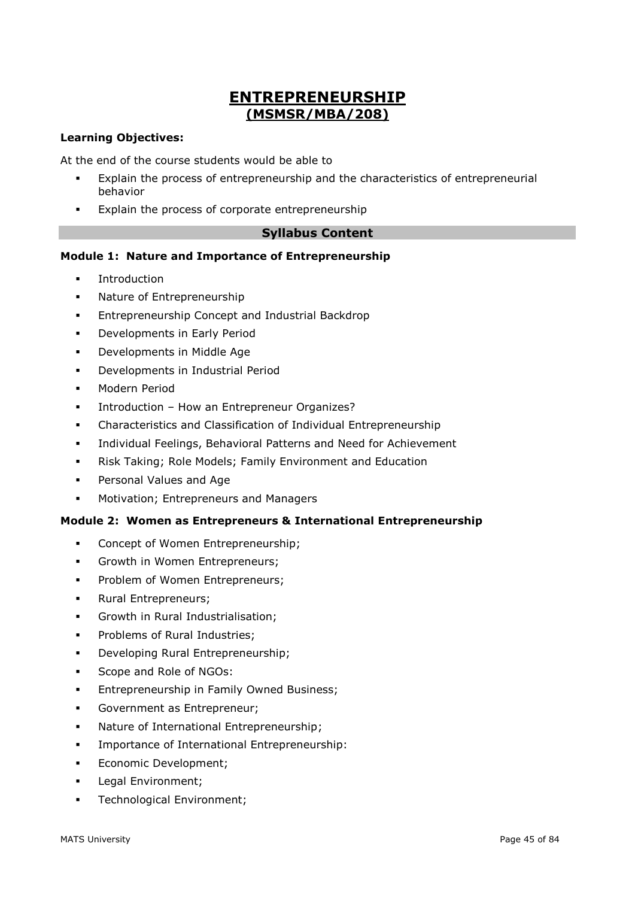# ENTREPRENEURSHIP
## (MSMSR/MBA/208)

**Learning Objectives:**

At the end of the course students would be able to

- Explain the process of entrepreneurship and the characteristics of entrepreneurial behavior
- Explain the process of corporate entrepreneurship

### Syllabus Content

**Module 1: Nature and Importance of Entrepreneurship**

- Introduction
- Nature of Entrepreneurship
- Entrepreneurship Concept and Industrial Backdrop
- Developments in Early Period
- Developments in Middle Age
- Developments in Industrial Period
- Modern Period
- Introduction – How an Entrepreneur Organizes?
- Characteristics and Classification of Individual Entrepreneurship
- Individual Feelings, Behavioral Patterns and Need for Achievement
- Risk Taking; Role Models; Family Environment and Education
- Personal Values and Age
- Motivation; Entrepreneurs and Managers

**Module 2: Women as Entrepreneurs & International Entrepreneurship**

- Concept of Women Entrepreneurship;
- Growth in Women Entrepreneurs;
- Problem of Women Entrepreneurs;
- Rural Entrepreneurs;
- Growth in Rural Industrialisation;
- Problems of Rural Industries;
- Developing Rural Entrepreneurship;
- Scope and Role of NGOs:
- Entrepreneurship in Family Owned Business;
- Government as Entrepreneur;
- Nature of International Entrepreneurship;
- Importance of International Entrepreneurship:
- Economic Development;
- Legal Environment;
- Technological Environment;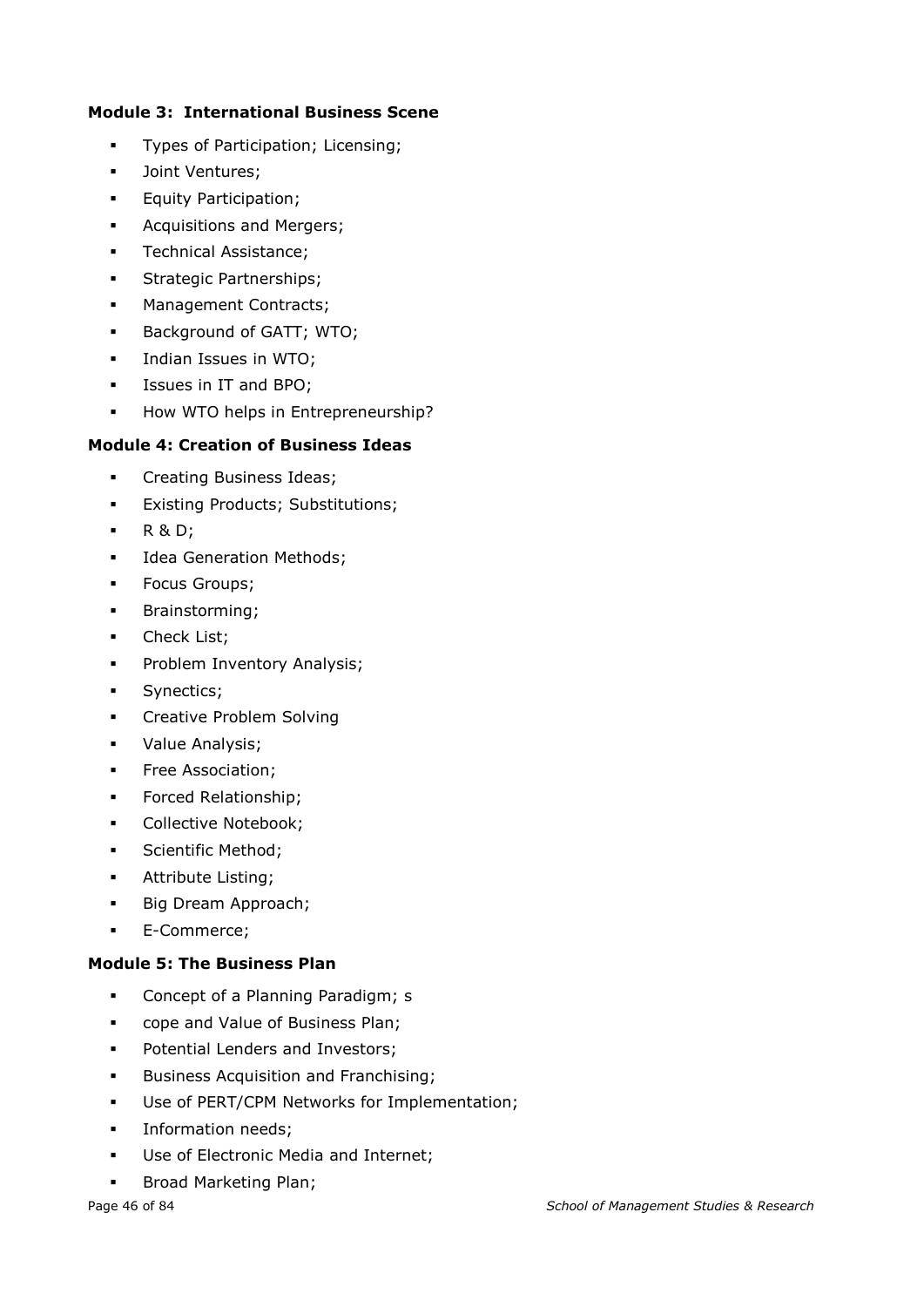**Module 3: International Business Scene**

- Types of Participation; Licensing;
- Joint Ventures;
- Equity Participation;
- Acquisitions and Mergers;
- Technical Assistance;
- Strategic Partnerships;
- Management Contracts;
- Background of GATT; WTO;
- Indian Issues in WTO;
- Issues in IT and BPO;
- How WTO helps in Entrepreneurship?

**Module 4: Creation of Business Ideas**

- Creating Business Ideas;
- Existing Products; Substitutions;
- R & D;
- Idea Generation Methods;
- Focus Groups;
- Brainstorming;
- Check List;
- Problem Inventory Analysis;
- Synectics;
- Creative Problem Solving
- Value Analysis;
- Free Association;
- Forced Relationship;
- Collective Notebook;
- Scientific Method;
- Attribute Listing;
- Big Dream Approach;
- E-Commerce;

**Module 5: The Business Plan**

- Concept of a Planning Paradigm; s
- cope and Value of Business Plan;
- Potential Lenders and Investors;
- Business Acquisition and Franchising;
- Use of PERT/CPM Networks for Implementation;
- Information needs;
- Use of Electronic Media and Internet;
- Broad Marketing Plan;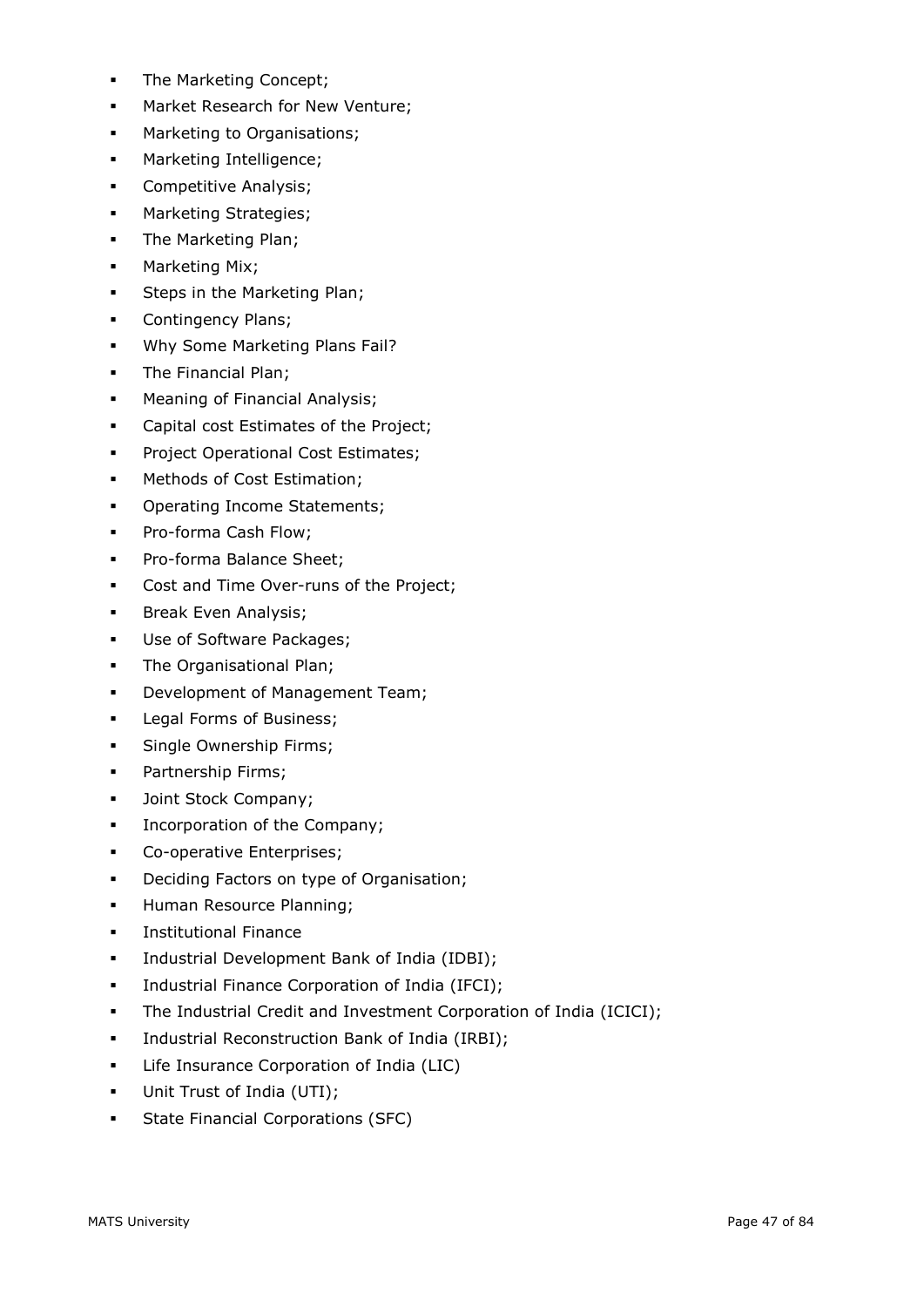- The Marketing Concept;
- Market Research for New Venture;
- Marketing to Organisations;
- Marketing Intelligence;
- Competitive Analysis;
- Marketing Strategies;
- The Marketing Plan;
- Marketing Mix;
- Steps in the Marketing Plan;
- Contingency Plans;
- Why Some Marketing Plans Fail?
- The Financial Plan;
- Meaning of Financial Analysis;
- Capital cost Estimates of the Project;
- Project Operational Cost Estimates;
- Methods of Cost Estimation;
- Operating Income Statements;
- Pro-forma Cash Flow;
- Pro-forma Balance Sheet;
- Cost and Time Over-runs of the Project;
- Break Even Analysis;
- Use of Software Packages;
- The Organisational Plan;
- Development of Management Team;
- Legal Forms of Business;
- Single Ownership Firms;
- Partnership Firms;
- Joint Stock Company;
- Incorporation of the Company;
- Co-operative Enterprises;
- Deciding Factors on type of Organisation;
- Human Resource Planning;
- Institutional Finance
- Industrial Development Bank of India (IDBI);
- Industrial Finance Corporation of India (IFCI);
- The Industrial Credit and Investment Corporation of India (ICICI);
- Industrial Reconstruction Bank of India (IRBI);
- Life Insurance Corporation of India (LIC)
- Unit Trust of India (UTI);
- State Financial Corporations (SFC)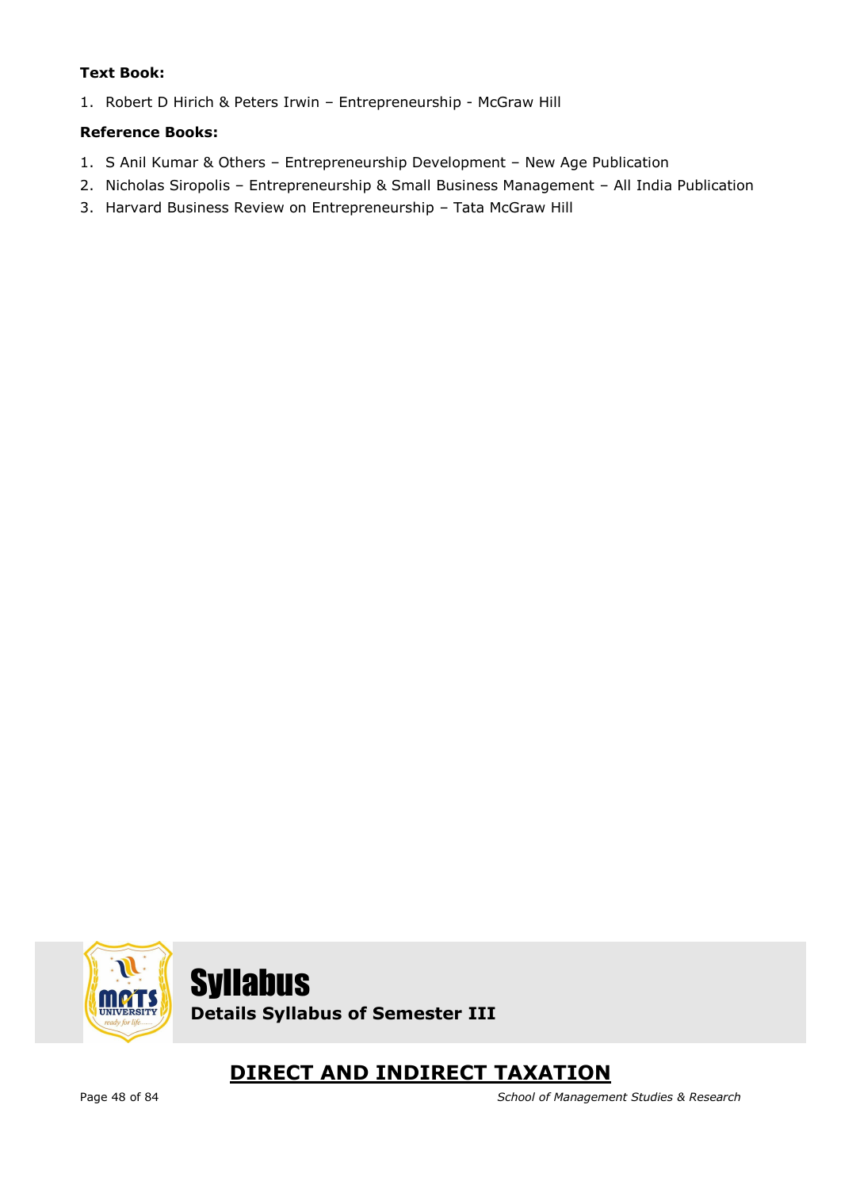**Text Book:**

1. Robert D Hirich & Peters Irwin – Entrepreneurship - McGraw Hill

**Reference Books:**

1. S Anil Kumar & Others – Entrepreneurship Development – New Age Publication
2. Nicholas Siropolis – Entrepreneurship & Small Business Management – All India Publication
3. Harvard Business Review on Entrepreneurship – Tata McGraw Hill

# Syllabus

**Details Syllabus of Semester III**

## DIRECT AND INDIRECT TAXATION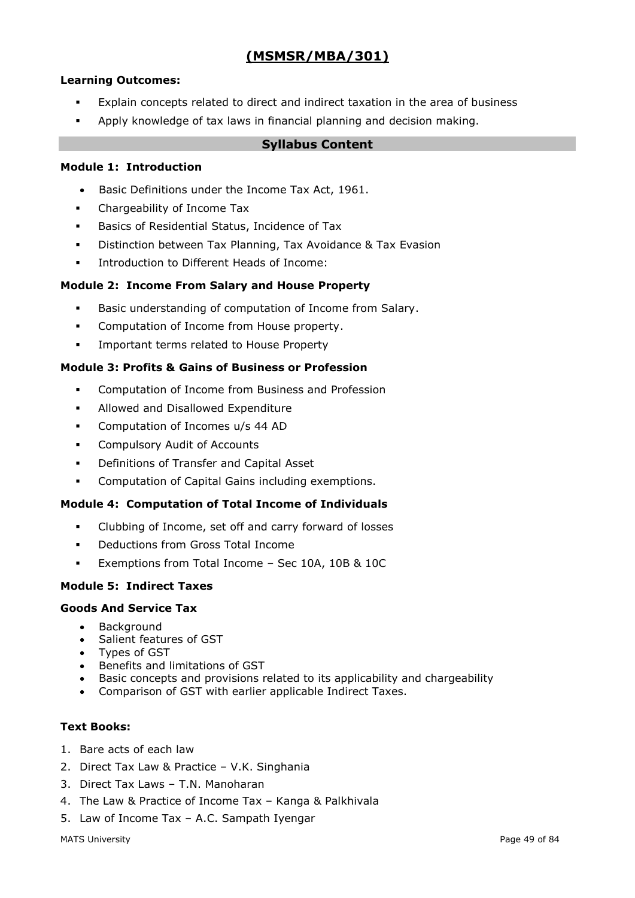# (MSMSR/MBA/301)

**Learning Outcomes:**

- Explain concepts related to direct and indirect taxation in the area of business
- Apply knowledge of tax laws in financial planning and decision making.

## Syllabus Content

### Module 1: Introduction

- Basic Definitions under the Income Tax Act, 1961.
- Chargeability of Income Tax
- Basics of Residential Status, Incidence of Tax
- Distinction between Tax Planning, Tax Avoidance & Tax Evasion
- Introduction to Different Heads of Income:

### Module 2: Income From Salary and House Property

- Basic understanding of computation of Income from Salary.
- Computation of Income from House property.
- Important terms related to House Property

### Module 3: Profits & Gains of Business or Profession

- Computation of Income from Business and Profession
- Allowed and Disallowed Expenditure
- Computation of Incomes u/s 44 AD
- Compulsory Audit of Accounts
- Definitions of Transfer and Capital Asset
- Computation of Capital Gains including exemptions.

### Module 4: Computation of Total Income of Individuals

- Clubbing of Income, set off and carry forward of losses
- Deductions from Gross Total Income
- Exemptions from Total Income – Sec 10A, 10B & 10C

### Module 5: Indirect Taxes

**Goods And Service Tax**

- Background
- Salient features of GST
- Types of GST
- Benefits and limitations of GST
- Basic concepts and provisions related to its applicability and chargeability
- Comparison of GST with earlier applicable Indirect Taxes.

**Text Books:**

1. Bare acts of each law
2. Direct Tax Law & Practice – V.K. Singhania
3. Direct Tax Laws – T.N. Manoharan
4. The Law & Practice of Income Tax – Kanga & Palkhivala
5. Law of Income Tax – A.C. Sampath Iyengar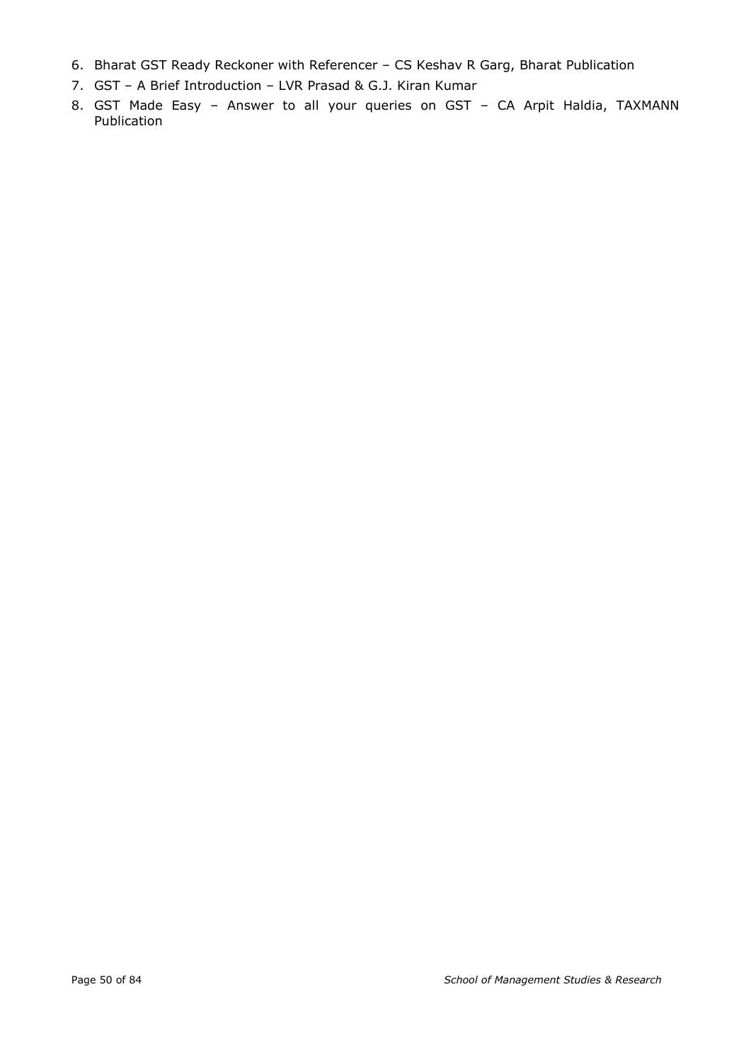6. Bharat GST Ready Reckoner with Referencer – CS Keshav R Garg, Bharat Publication
7. GST – A Brief Introduction – LVR Prasad & G.J. Kiran Kumar
8. GST Made Easy – Answer to all your queries on GST – CA Arpit Haldia, TAXMANN Publication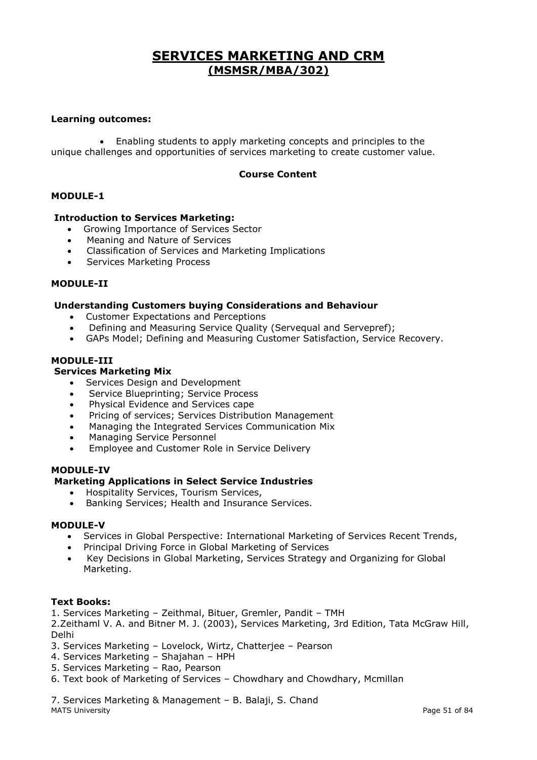# SERVICES MARKETING AND CRM
## (MSMSR/MBA/302)

**Learning outcomes:**

- Enabling students to apply marketing concepts and principles to the unique challenges and opportunities of services marketing to create customer value.

**Course Content**

**MODULE-1**

**Introduction to Services Marketing:**

- Growing Importance of Services Sector
- Meaning and Nature of Services
- Classification of Services and Marketing Implications
- Services Marketing Process

**MODULE-II**

**Understanding Customers buying Considerations and Behaviour**

- Customer Expectations and Perceptions
- Defining and Measuring Service Quality (Servequal and Servepref);
- GAPs Model; Defining and Measuring Customer Satisfaction, Service Recovery.

**MODULE-III**

**Services Marketing Mix**

- Services Design and Development
- Service Blueprinting; Service Process
- Physical Evidence and Services cape
- Pricing of services; Services Distribution Management
- Managing the Integrated Services Communication Mix
- Managing Service Personnel
- Employee and Customer Role in Service Delivery

**MODULE-IV**

**Marketing Applications in Select Service Industries**

- Hospitality Services, Tourism Services,
- Banking Services; Health and Insurance Services.

**MODULE-V**

- Services in Global Perspective: International Marketing of Services Recent Trends,
- Principal Driving Force in Global Marketing of Services
- Key Decisions in Global Marketing, Services Strategy and Organizing for Global Marketing.

**Text Books:**

1. Services Marketing – Zeithmal, Bituer, Gremler, Pandit – TMH
2. Zeithaml V. A. and Bitner M. J. (2003), Services Marketing, 3rd Edition, Tata McGraw Hill, Delhi
3. Services Marketing – Lovelock, Wirtz, Chatterjee – Pearson
4. Services Marketing – Shajahan – HPH
5. Services Marketing – Rao, Pearson
6. Text book of Marketing of Services – Chowdhary and Chowdhary, Mcmillan
7. Services Marketing & Management – B. Balaji, S. Chand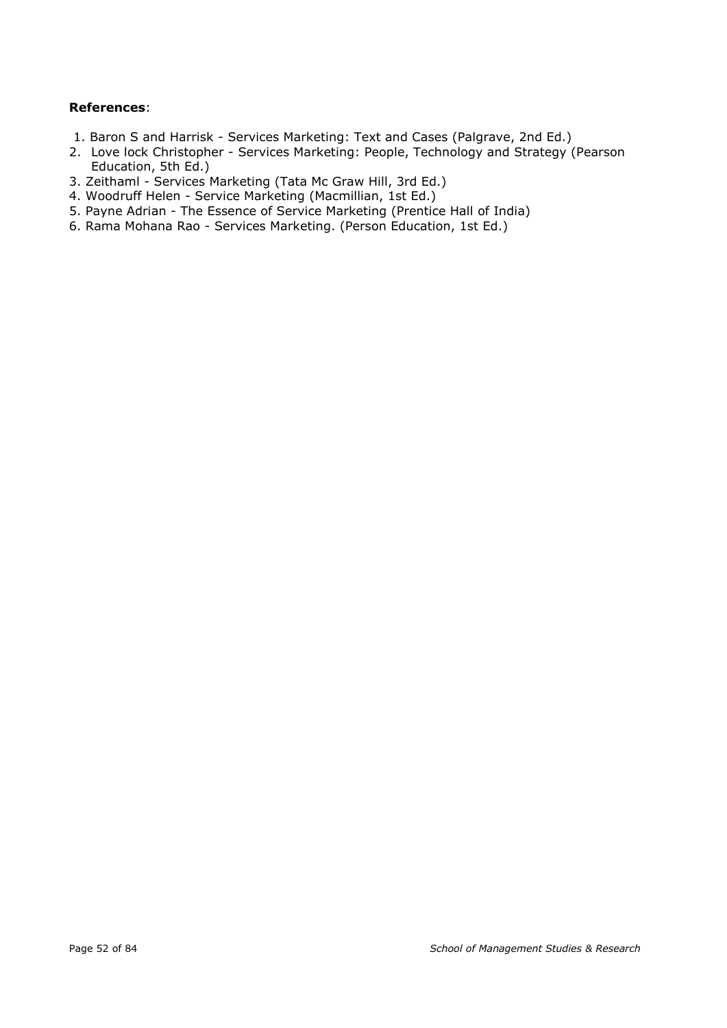**References**:

1. Baron S and Harrisk - Services Marketing: Text and Cases (Palgrave, 2nd Ed.)
2. Love lock Christopher - Services Marketing: People, Technology and Strategy (Pearson Education, 5th Ed.)
3. Zeithaml - Services Marketing (Tata Mc Graw Hill, 3rd Ed.)
4. Woodruff Helen - Service Marketing (Macmillian, 1st Ed.)
5. Payne Adrian - The Essence of Service Marketing (Prentice Hall of India)
6. Rama Mohana Rao - Services Marketing. (Person Education, 1st Ed.)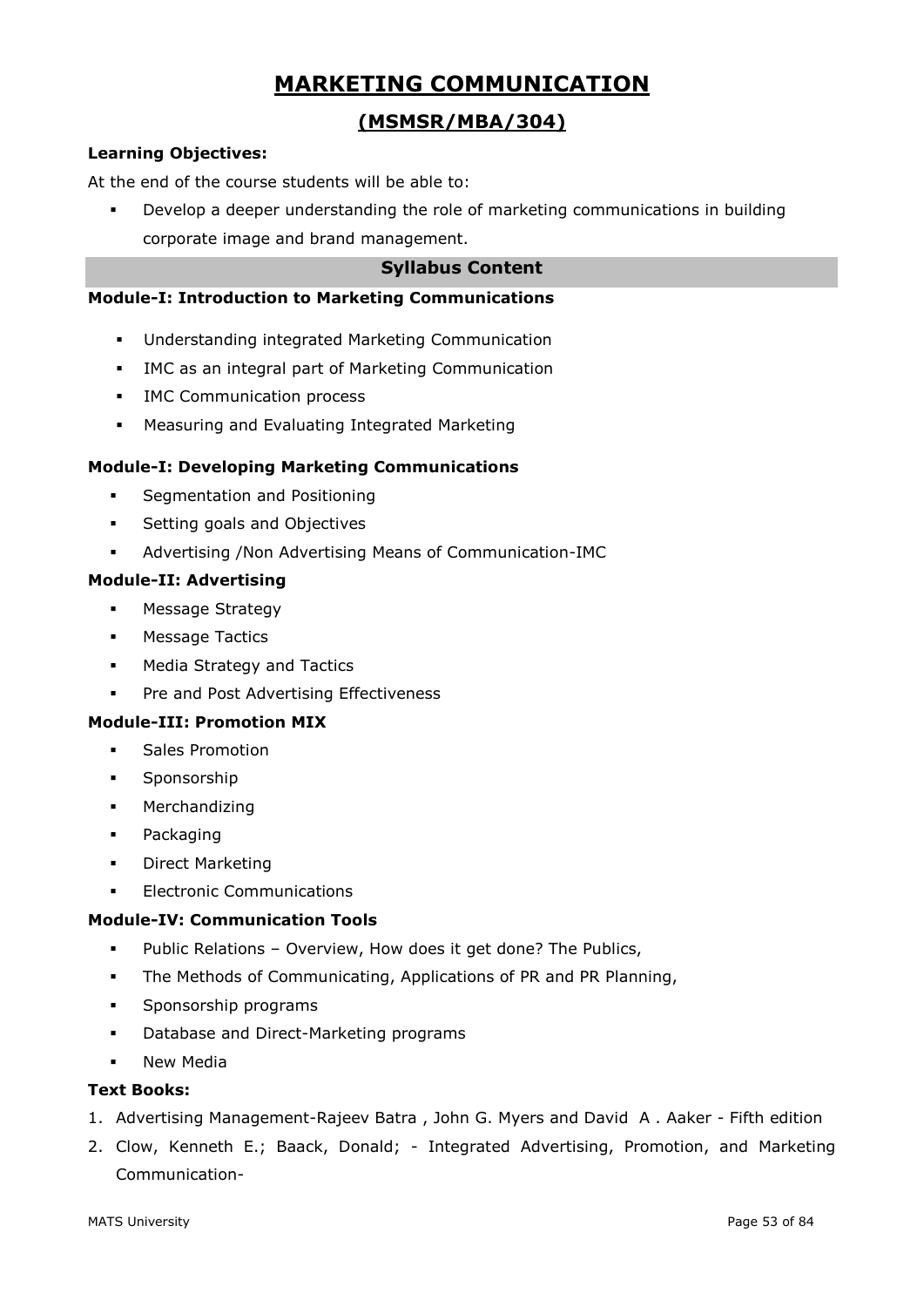# MARKETING COMMUNICATION

## (MSMSR/MBA/304)

**Learning Objectives:**

At the end of the course students will be able to:

- Develop a deeper understanding the role of marketing communications in building corporate image and brand management.

### Syllabus Content

**Module-I: Introduction to Marketing Communications**

- Understanding integrated Marketing Communication
- IMC as an integral part of Marketing Communication
- IMC Communication process
- Measuring and Evaluating Integrated Marketing

**Module-I: Developing Marketing Communications**

- Segmentation and Positioning
- Setting goals and Objectives
- Advertising /Non Advertising Means of Communication-IMC

**Module-II: Advertising**

- Message Strategy
- Message Tactics
- Media Strategy and Tactics
- Pre and Post Advertising Effectiveness

**Module-III: Promotion MIX**

- Sales Promotion
- Sponsorship
- Merchandizing
- Packaging
- Direct Marketing
- Electronic Communications

**Module-IV: Communication Tools**

- Public Relations – Overview, How does it get done? The Publics,
- The Methods of Communicating, Applications of PR and PR Planning,
- Sponsorship programs
- Database and Direct-Marketing programs
- New Media

**Text Books:**

1. Advertising Management-Rajeev Batra , John G. Myers and David A . Aaker - Fifth edition
2. Clow, Kenneth E.; Baack, Donald; - Integrated Advertising, Promotion, and Marketing Communication-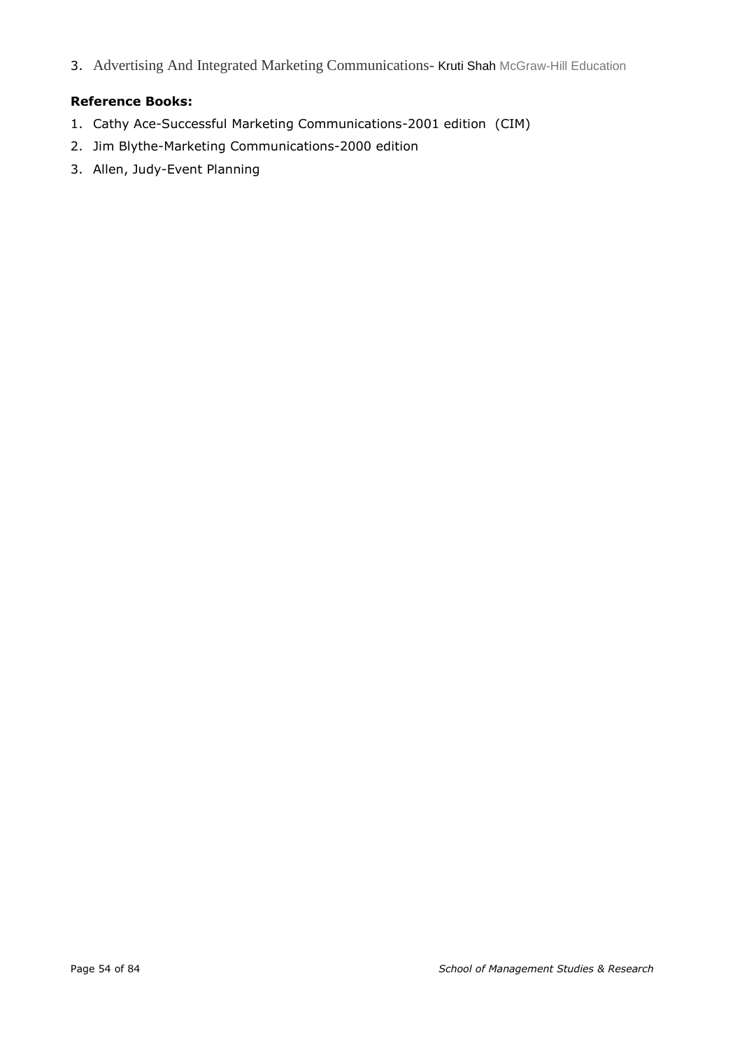3. Advertising And Integrated Marketing Communications- Kruti Shah McGraw-Hill Education

**Reference Books:**

1. Cathy Ace-Successful Marketing Communications-2001 edition (CIM)
2. Jim Blythe-Marketing Communications-2000 edition
3. Allen, Judy-Event Planning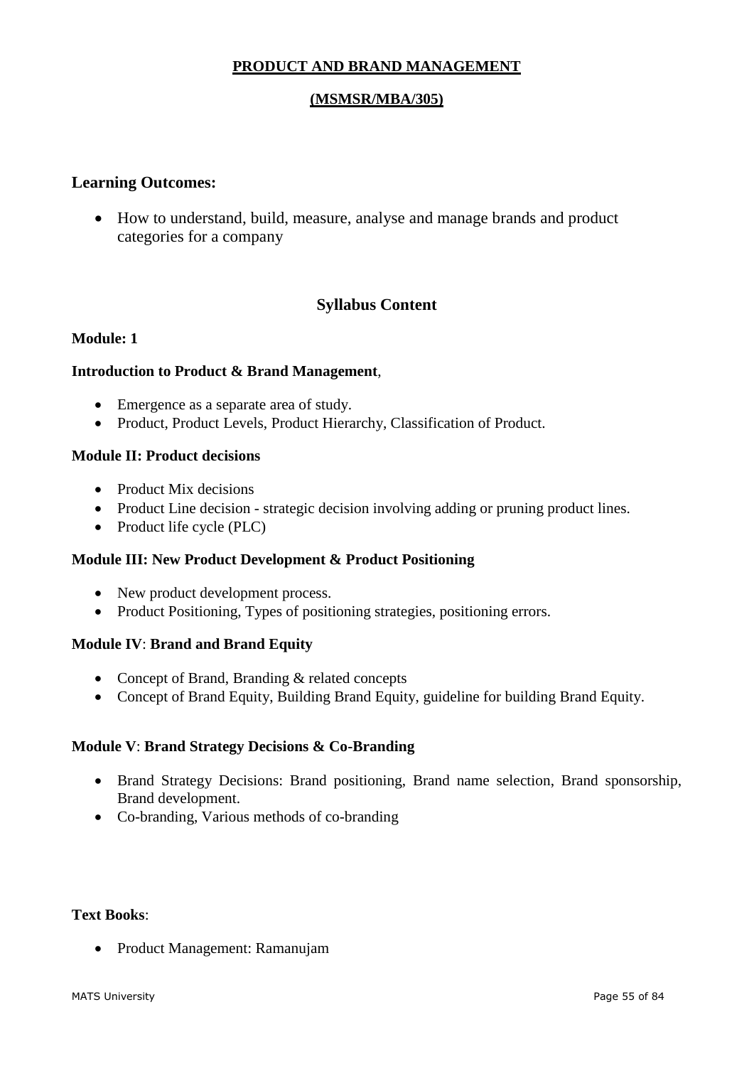# PRODUCT AND BRAND MANAGEMENT

## (MSMSR/MBA/305)

### Learning Outcomes:

- How to understand, build, measure, analyse and manage brands and product categories for a company

## Syllabus Content

**Module: 1**

**Introduction to Product & Brand Management**,

- Emergence as a separate area of study.
- Product, Product Levels, Product Hierarchy, Classification of Product.

**Module II: Product decisions**

- Product Mix decisions
- Product Line decision - strategic decision involving adding or pruning product lines.
- Product life cycle (PLC)

**Module III: New Product Development & Product Positioning**

- New product development process.
- Product Positioning, Types of positioning strategies, positioning errors.

**Module IV**: **Brand and Brand Equity**

- Concept of Brand, Branding & related concepts
- Concept of Brand Equity, Building Brand Equity, guideline for building Brand Equity.

**Module V**: **Brand Strategy Decisions & Co-Branding**

- Brand Strategy Decisions: Brand positioning, Brand name selection, Brand sponsorship, Brand development.
- Co-branding, Various methods of co-branding

**Text Books**:

- Product Management: Ramanujam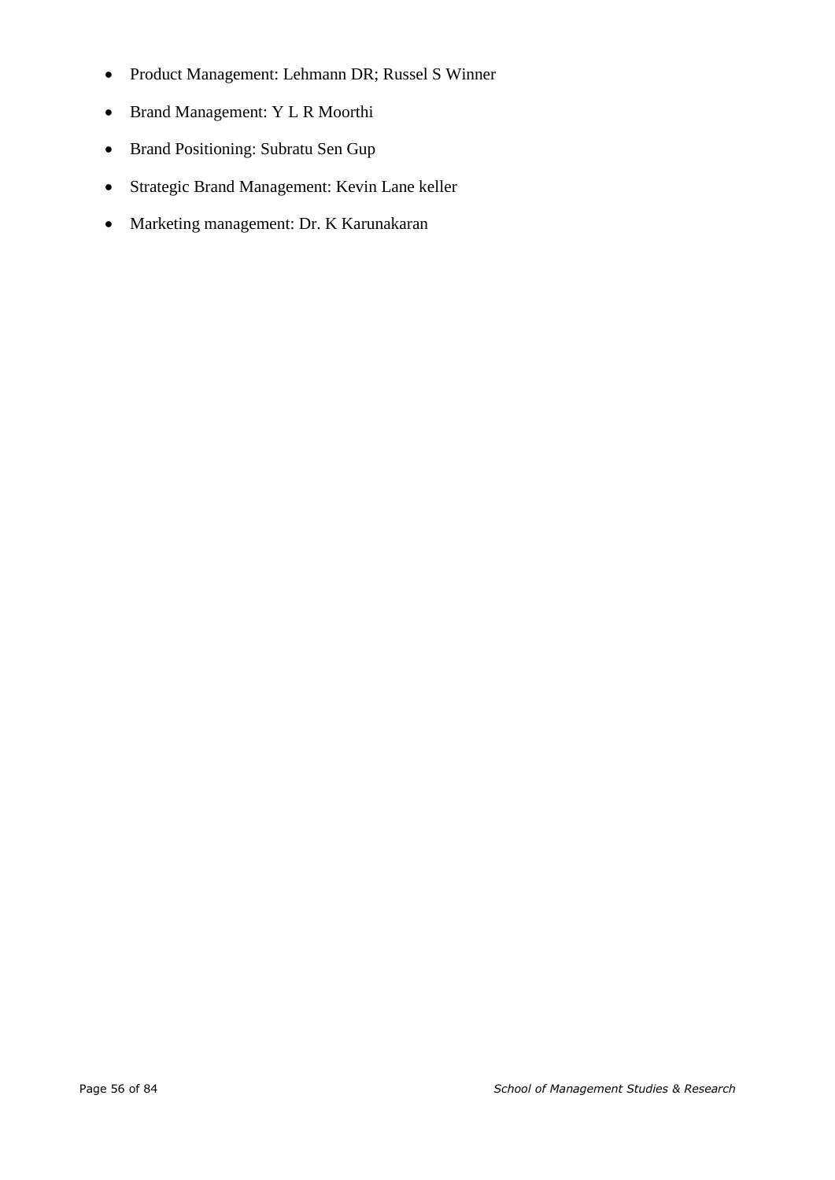- Product Management: Lehmann DR; Russel S Winner
- Brand Management: Y L R Moorthi
- Brand Positioning: Subratu Sen Gup
- Strategic Brand Management: Kevin Lane keller
- Marketing management: Dr. K Karunakaran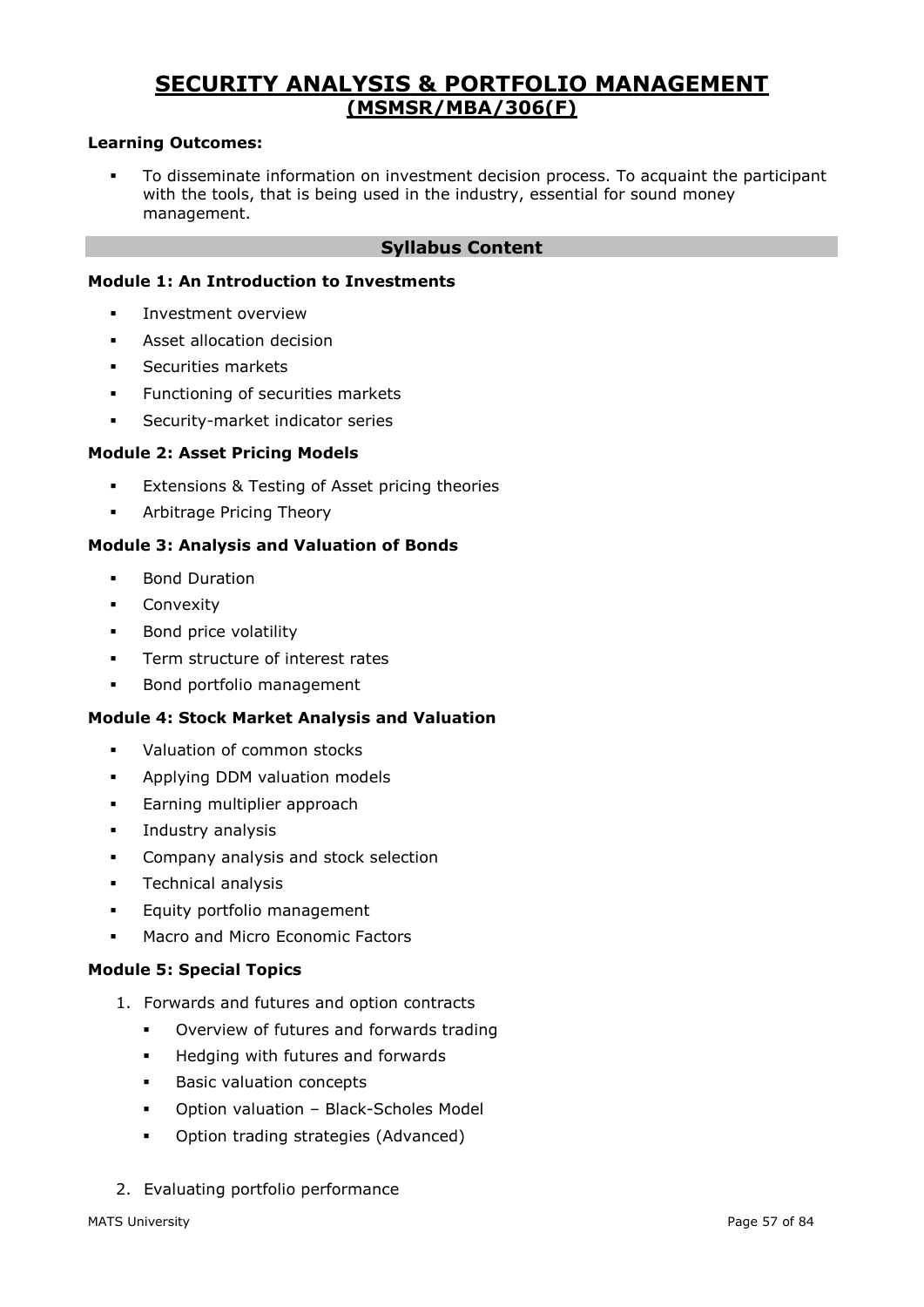# SECURITY ANALYSIS & PORTFOLIO MANAGEMENT
## (MSMSR/MBA/306(F)

**Learning Outcomes:**

- To disseminate information on investment decision process. To acquaint the participant with the tools, that is being used in the industry, essential for sound money management.

### Syllabus Content

**Module 1: An Introduction to Investments**

- Investment overview
- Asset allocation decision
- Securities markets
- Functioning of securities markets
- Security-market indicator series

**Module 2: Asset Pricing Models**

- Extensions & Testing of Asset pricing theories
- Arbitrage Pricing Theory

**Module 3: Analysis and Valuation of Bonds**

- Bond Duration
- Convexity
- Bond price volatility
- Term structure of interest rates
- Bond portfolio management

**Module 4: Stock Market Analysis and Valuation**

- Valuation of common stocks
- Applying DDM valuation models
- Earning multiplier approach
- Industry analysis
- Company analysis and stock selection
- Technical analysis
- Equity portfolio management
- Macro and Micro Economic Factors

**Module 5: Special Topics**

1. Forwards and futures and option contracts
   - Overview of futures and forwards trading
   - Hedging with futures and forwards
   - Basic valuation concepts
   - Option valuation – Black-Scholes Model
   - Option trading strategies (Advanced)

2. Evaluating portfolio performance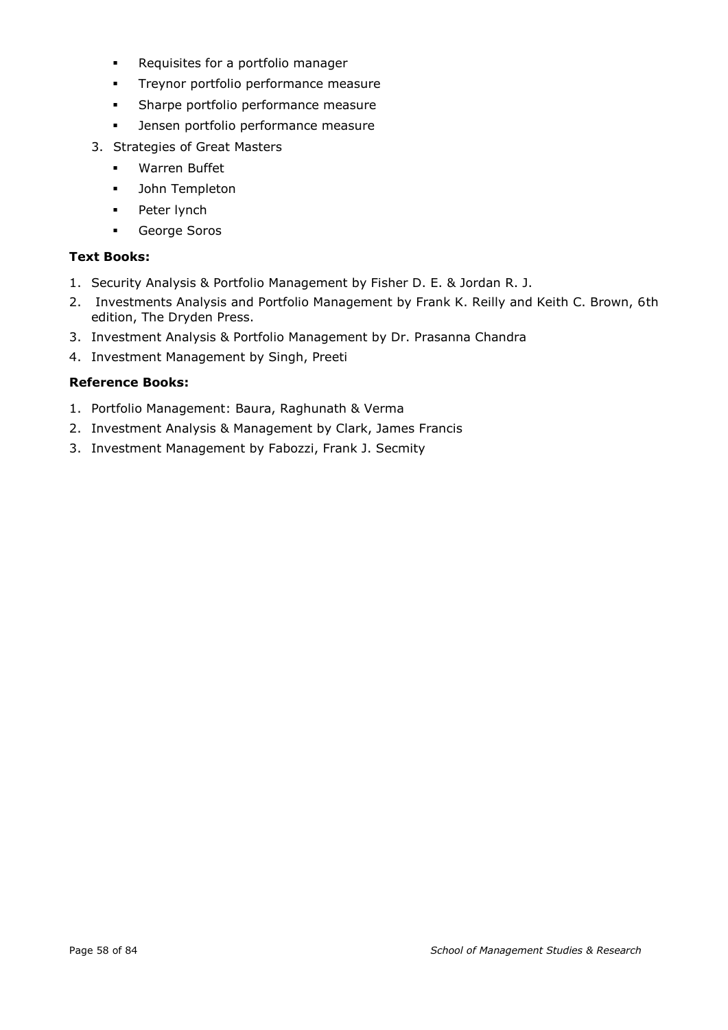- Requisites for a portfolio manager
- Treynor portfolio performance measure
- Sharpe portfolio performance measure
- Jensen portfolio performance measure

3. Strategies of Great Masters
   - Warren Buffet
   - John Templeton
   - Peter lynch
   - George Soros

**Text Books:**

1. Security Analysis & Portfolio Management by Fisher D. E. & Jordan R. J.
2. Investments Analysis and Portfolio Management by Frank K. Reilly and Keith C. Brown, 6th edition, The Dryden Press.
3. Investment Analysis & Portfolio Management by Dr. Prasanna Chandra
4. Investment Management by Singh, Preeti

**Reference Books:**

1. Portfolio Management: Baura, Raghunath & Verma
2. Investment Analysis & Management by Clark, James Francis
3. Investment Management by Fabozzi, Frank J. Secmity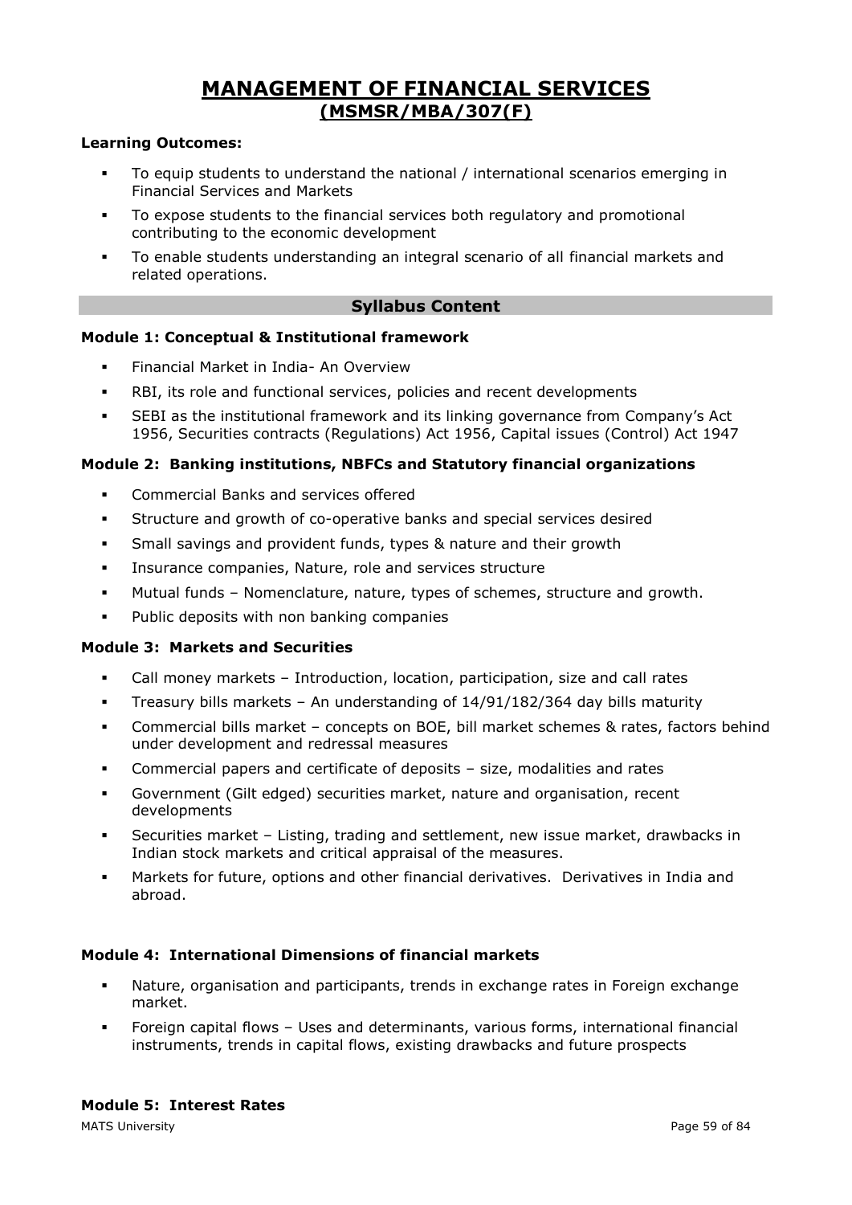# MANAGEMENT OF FINANCIAL SERVICES
## (MSMSR/MBA/307(F)

**Learning Outcomes:**

- To equip students to understand the national / international scenarios emerging in Financial Services and Markets
- To expose students to the financial services both regulatory and promotional contributing to the economic development
- To enable students understanding an integral scenario of all financial markets and related operations.

### Syllabus Content

**Module 1: Conceptual & Institutional framework**

- Financial Market in India- An Overview
- RBI, its role and functional services, policies and recent developments
- SEBI as the institutional framework and its linking governance from Company's Act 1956, Securities contracts (Regulations) Act 1956, Capital issues (Control) Act 1947

**Module 2: Banking institutions, NBFCs and Statutory financial organizations**

- Commercial Banks and services offered
- Structure and growth of co-operative banks and special services desired
- Small savings and provident funds, types & nature and their growth
- Insurance companies, Nature, role and services structure
- Mutual funds – Nomenclature, nature, types of schemes, structure and growth.
- Public deposits with non banking companies

**Module 3: Markets and Securities**

- Call money markets – Introduction, location, participation, size and call rates
- Treasury bills markets – An understanding of 14/91/182/364 day bills maturity
- Commercial bills market – concepts on BOE, bill market schemes & rates, factors behind under development and redressal measures
- Commercial papers and certificate of deposits – size, modalities and rates
- Government (Gilt edged) securities market, nature and organisation, recent developments
- Securities market – Listing, trading and settlement, new issue market, drawbacks in Indian stock markets and critical appraisal of the measures.
- Markets for future, options and other financial derivatives. Derivatives in India and abroad.

**Module 4: International Dimensions of financial markets**

- Nature, organisation and participants, trends in exchange rates in Foreign exchange market.
- Foreign capital flows – Uses and determinants, various forms, international financial instruments, trends in capital flows, existing drawbacks and future prospects

**Module 5: Interest Rates**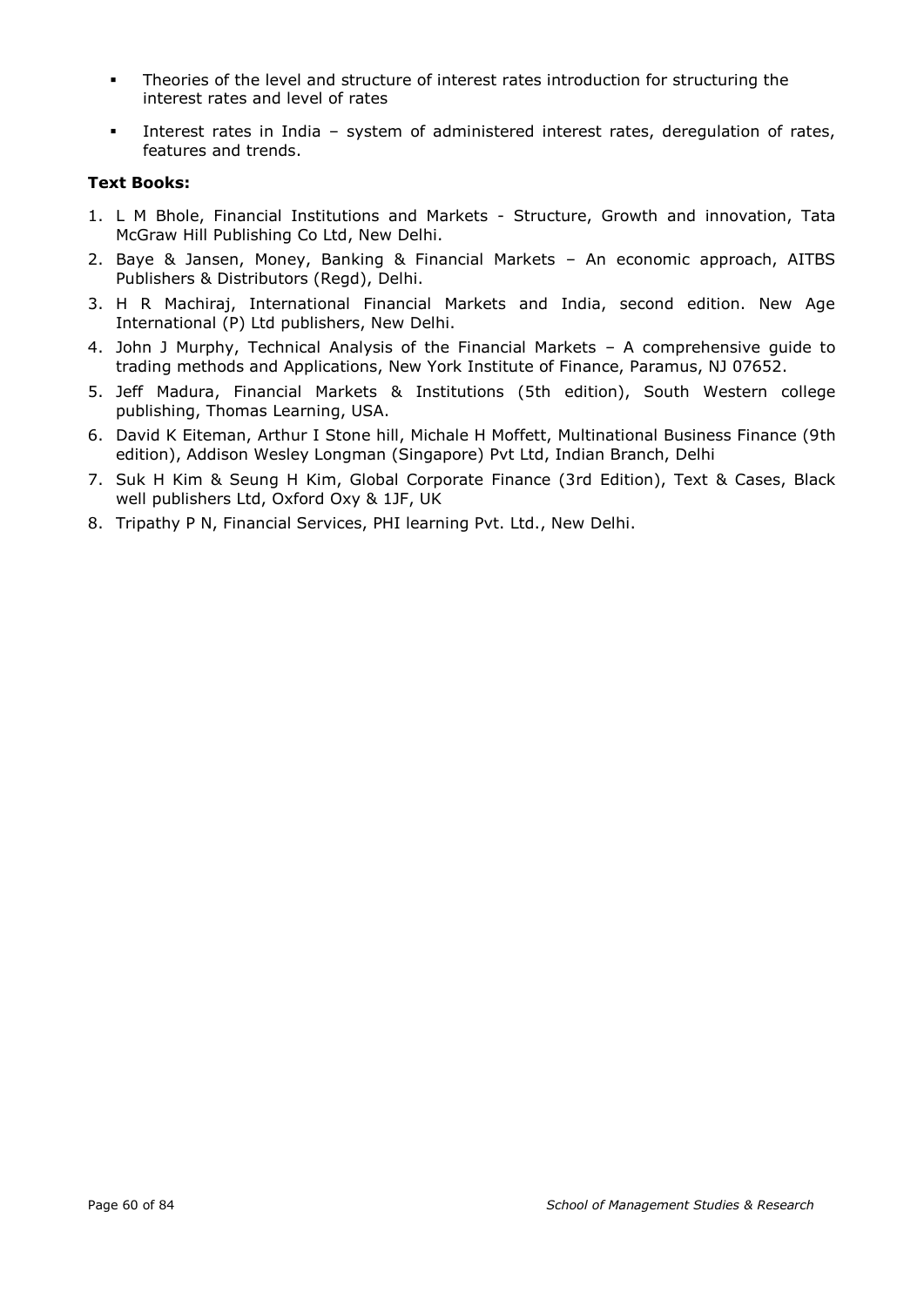- Theories of the level and structure of interest rates introduction for structuring the interest rates and level of rates
- Interest rates in India – system of administered interest rates, deregulation of rates, features and trends.

**Text Books:**

1. L M Bhole, Financial Institutions and Markets - Structure, Growth and innovation, Tata McGraw Hill Publishing Co Ltd, New Delhi.
2. Baye & Jansen, Money, Banking & Financial Markets – An economic approach, AITBS Publishers & Distributors (Regd), Delhi.
3. H R Machiraj, International Financial Markets and India, second edition. New Age International (P) Ltd publishers, New Delhi.
4. John J Murphy, Technical Analysis of the Financial Markets – A comprehensive guide to trading methods and Applications, New York Institute of Finance, Paramus, NJ 07652.
5. Jeff Madura, Financial Markets & Institutions (5th edition), South Western college publishing, Thomas Learning, USA.
6. David K Eiteman, Arthur I Stone hill, Michale H Moffett, Multinational Business Finance (9th edition), Addison Wesley Longman (Singapore) Pvt Ltd, Indian Branch, Delhi
7. Suk H Kim & Seung H Kim, Global Corporate Finance (3rd Edition), Text & Cases, Black well publishers Ltd, Oxford Oxy & 1JF, UK
8. Tripathy P N, Financial Services, PHI learning Pvt. Ltd., New Delhi.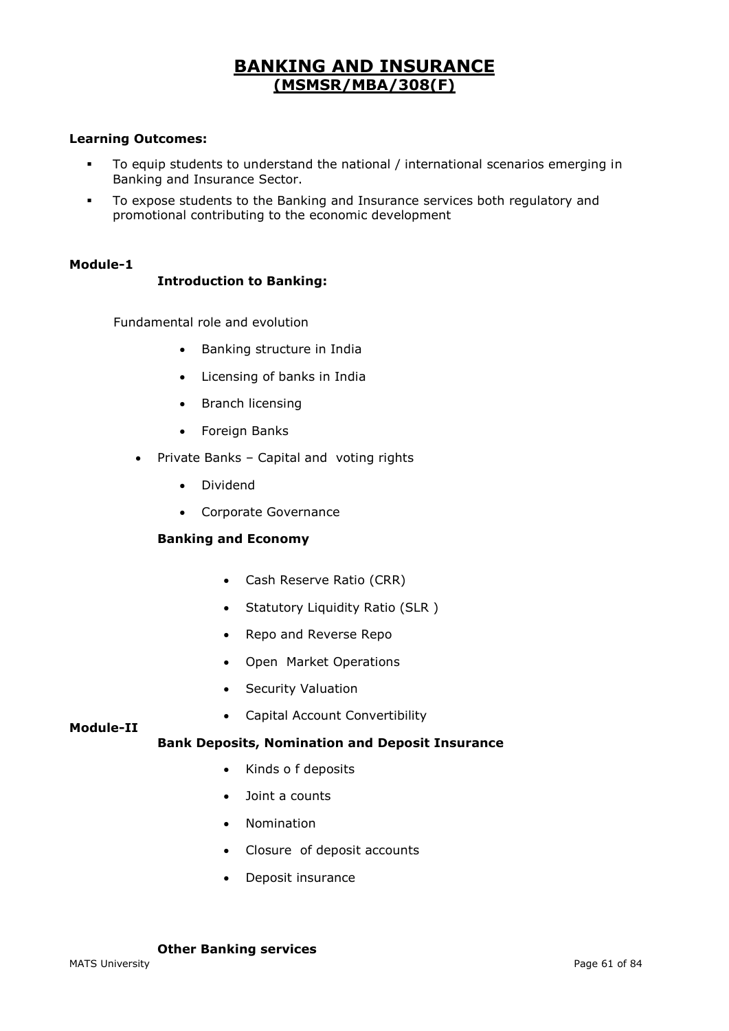# BANKING AND INSURANCE
## (MSMSR/MBA/308(F)

**Learning Outcomes:**

- To equip students to understand the national / international scenarios emerging in Banking and Insurance Sector.
- To expose students to the Banking and Insurance services both regulatory and promotional contributing to the economic development

**Module-1**

**Introduction to Banking:**

Fundamental role and evolution

- Banking structure in India
- Licensing of banks in India
- Branch licensing
- Foreign Banks
- Private Banks – Capital and voting rights
- Dividend
- Corporate Governance

**Banking and Economy**

- Cash Reserve Ratio (CRR)
- Statutory Liquidity Ratio (SLR )
- Repo and Reverse Repo
- Open Market Operations
- Security Valuation
- Capital Account Convertibility

**Module-II**

**Bank Deposits, Nomination and Deposit Insurance**

- Kinds o f deposits
- Joint a counts
- Nomination
- Closure of deposit accounts
- Deposit insurance

**Other Banking services**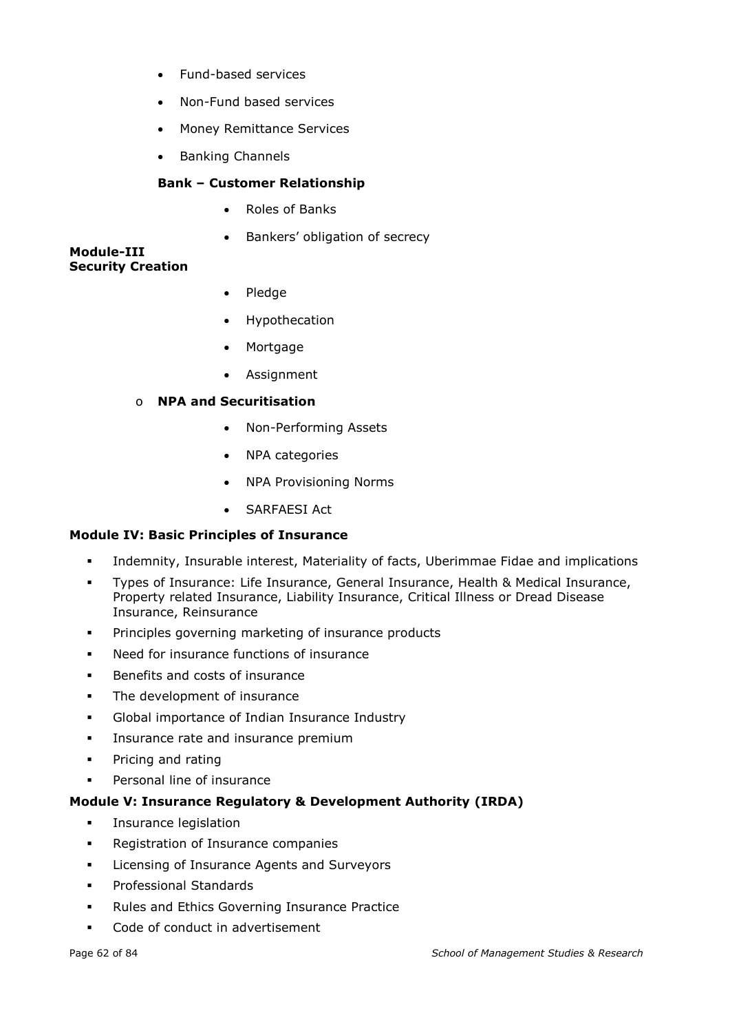- Fund-based services
- Non-Fund based services
- Money Remittance Services
- Banking Channels

**Bank – Customer Relationship**

- Roles of Banks
- Bankers' obligation of secrecy

**Module-III**
**Security Creation**

- Pledge
- Hypothecation
- Mortgage
- Assignment

- **NPA and Securitisation**
  - Non-Performing Assets
  - NPA categories
  - NPA Provisioning Norms
  - SARFAESI Act

**Module IV: Basic Principles of Insurance**

- Indemnity, Insurable interest, Materiality of facts, Uberimmae Fidae and implications
- Types of Insurance: Life Insurance, General Insurance, Health & Medical Insurance, Property related Insurance, Liability Insurance, Critical Illness or Dread Disease Insurance, Reinsurance
- Principles governing marketing of insurance products
- Need for insurance functions of insurance
- Benefits and costs of insurance
- The development of insurance
- Global importance of Indian Insurance Industry
- Insurance rate and insurance premium
- Pricing and rating
- Personal line of insurance

**Module V: Insurance Regulatory & Development Authority (IRDA)**

- Insurance legislation
- Registration of Insurance companies
- Licensing of Insurance Agents and Surveyors
- Professional Standards
- Rules and Ethics Governing Insurance Practice
- Code of conduct in advertisement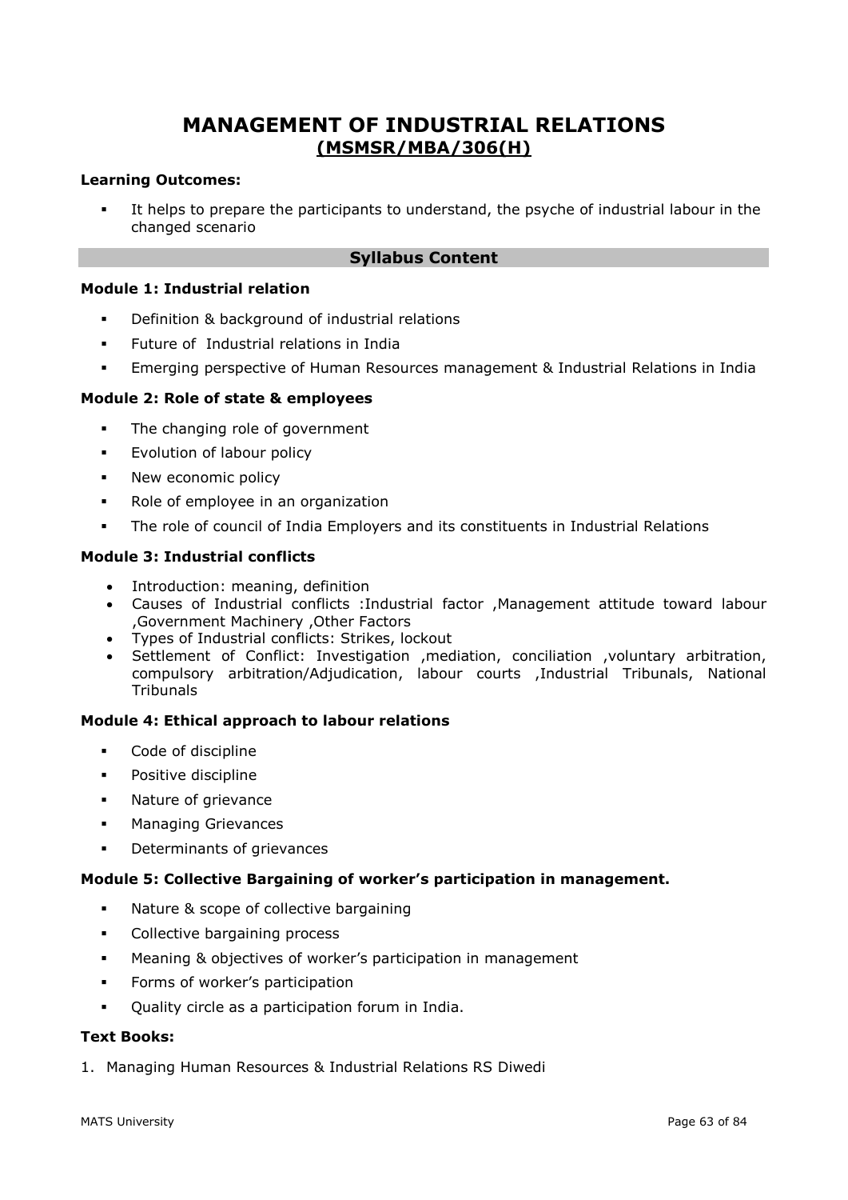# MANAGEMENT OF INDUSTRIAL RELATIONS
## (MSMSR/MBA/306(H))

**Learning Outcomes:**

- It helps to prepare the participants to understand, the psyche of industrial labour in the changed scenario

### Syllabus Content

**Module 1: Industrial relation**

- Definition & background of industrial relations
- Future of Industrial relations in India
- Emerging perspective of Human Resources management & Industrial Relations in India

**Module 2: Role of state & employees**

- The changing role of government
- Evolution of labour policy
- New economic policy
- Role of employee in an organization
- The role of council of India Employers and its constituents in Industrial Relations

**Module 3: Industrial conflicts**

- Introduction: meaning, definition
- Causes of Industrial conflicts :Industrial factor ,Management attitude toward labour ,Government Machinery ,Other Factors
- Types of Industrial conflicts: Strikes, lockout
- Settlement of Conflict: Investigation ,mediation, conciliation ,voluntary arbitration, compulsory arbitration/Adjudication, labour courts ,Industrial Tribunals, National Tribunals

**Module 4: Ethical approach to labour relations**

- Code of discipline
- Positive discipline
- Nature of grievance
- Managing Grievances
- Determinants of grievances

**Module 5: Collective Bargaining of worker's participation in management.**

- Nature & scope of collective bargaining
- Collective bargaining process
- Meaning & objectives of worker's participation in management
- Forms of worker's participation
- Quality circle as a participation forum in India.

**Text Books:**

1. Managing Human Resources & Industrial Relations RS Diwedi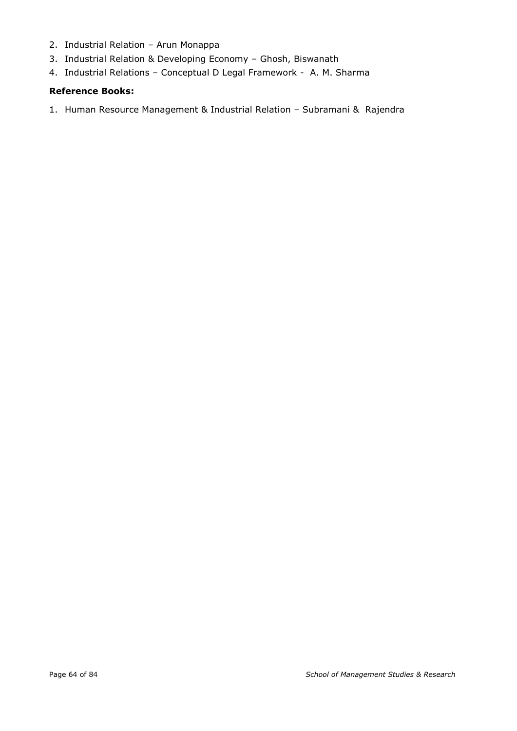2. Industrial Relation – Arun Monappa
3. Industrial Relation & Developing Economy – Ghosh, Biswanath
4. Industrial Relations – Conceptual D Legal Framework - A. M. Sharma

**Reference Books:**

1. Human Resource Management & Industrial Relation – Subramani & Rajendra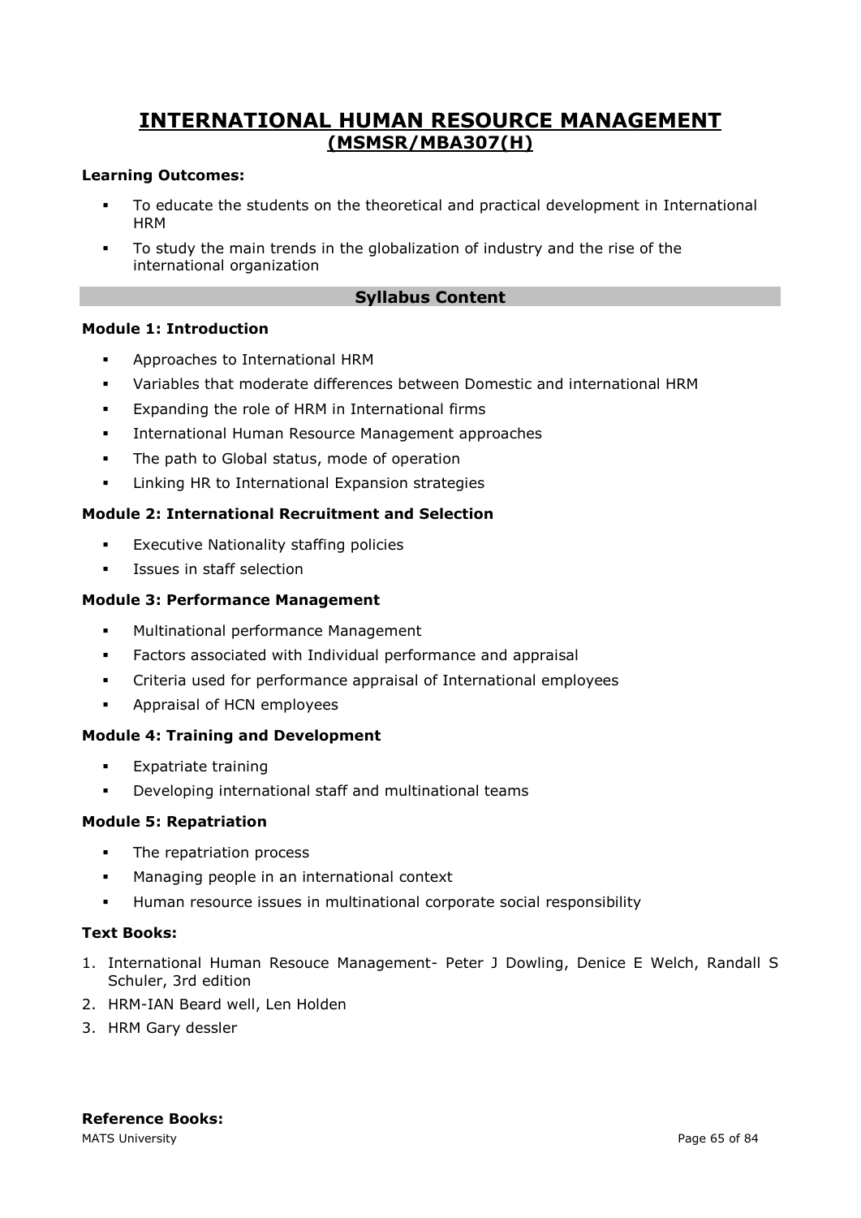# INTERNATIONAL HUMAN RESOURCE MANAGEMENT
## (MSMSR/MBA307(H)

**Learning Outcomes:**

- To educate the students on the theoretical and practical development in International HRM
- To study the main trends in the globalization of industry and the rise of the international organization

### Syllabus Content

**Module 1: Introduction**

- Approaches to International HRM
- Variables that moderate differences between Domestic and international HRM
- Expanding the role of HRM in International firms
- International Human Resource Management approaches
- The path to Global status, mode of operation
- Linking HR to International Expansion strategies

**Module 2: International Recruitment and Selection**

- Executive Nationality staffing policies
- Issues in staff selection

**Module 3: Performance Management**

- Multinational performance Management
- Factors associated with Individual performance and appraisal
- Criteria used for performance appraisal of International employees
- Appraisal of HCN employees

**Module 4: Training and Development**

- Expatriate training
- Developing international staff and multinational teams

**Module 5: Repatriation**

- The repatriation process
- Managing people in an international context
- Human resource issues in multinational corporate social responsibility

**Text Books:**

1. International Human Resouce Management- Peter J Dowling, Denice E Welch, Randall S Schuler, 3rd edition
2. HRM-IAN Beard well, Len Holden
3. HRM Gary dessler

**Reference Books:**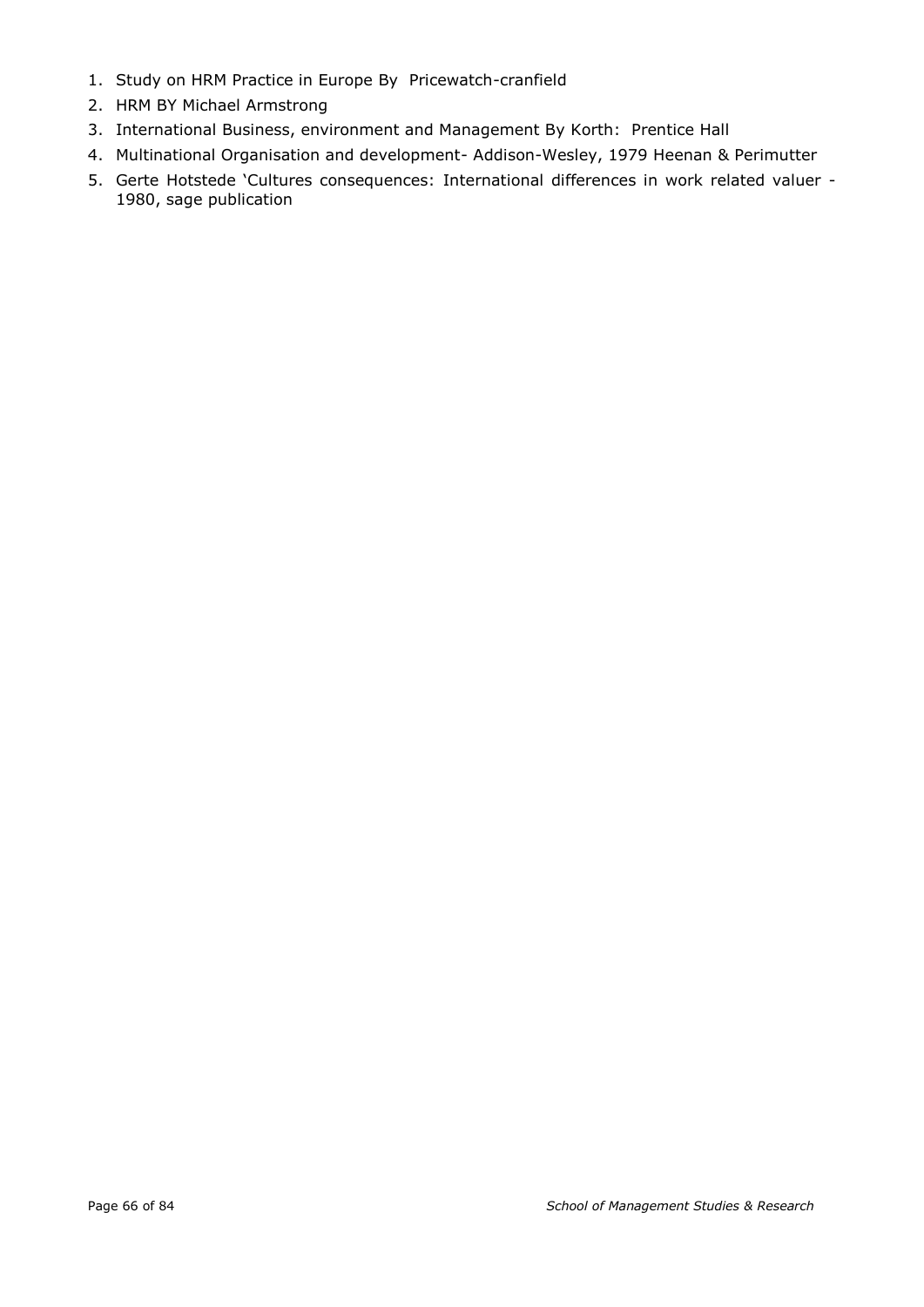1. Study on HRM Practice in Europe By Pricewatch-cranfield
2. HRM BY Michael Armstrong
3. International Business, environment and Management By Korth: Prentice Hall
4. Multinational Organisation and development- Addison-Wesley, 1979 Heenan & Perimutter
5. Gerte Hotstede 'Cultures consequences: International differences in work related valuer - 1980, sage publication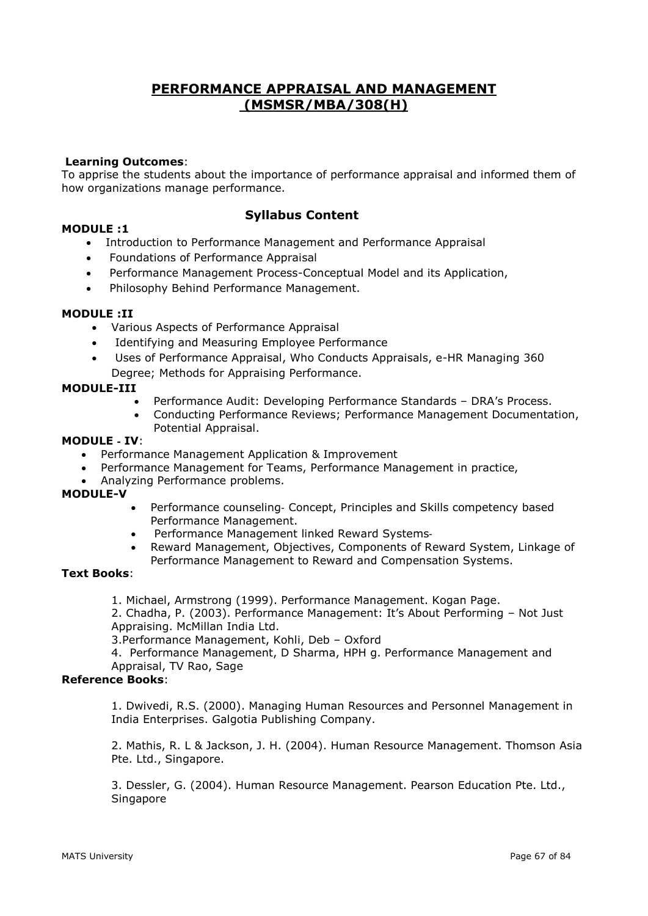# PERFORMANCE APPRAISAL AND MANAGEMENT (MSMSR/MBA/308(H)

**Learning Outcomes**:
To apprise the students about the importance of performance appraisal and informed them of how organizations manage performance.

## Syllabus Content

**MODULE :1**

- Introduction to Performance Management and Performance Appraisal
- Foundations of Performance Appraisal
- Performance Management Process-Conceptual Model and its Application,
- Philosophy Behind Performance Management.

**MODULE :II**

- Various Aspects of Performance Appraisal
- Identifying and Measuring Employee Performance
- Uses of Performance Appraisal, Who Conducts Appraisals, e-HR Managing 360 Degree; Methods for Appraising Performance.

**MODULE-III**

- Performance Audit: Developing Performance Standards – DRA's Process.
- Conducting Performance Reviews; Performance Management Documentation, Potential Appraisal.

**MODULE - IV**:

- Performance Management Application & Improvement
- Performance Management for Teams, Performance Management in practice,
- Analyzing Performance problems.

**MODULE-V**

- Performance counseling- Concept, Principles and Skills competency based Performance Management.
- Performance Management linked Reward Systems-
- Reward Management, Objectives, Components of Reward System, Linkage of Performance Management to Reward and Compensation Systems.

**Text Books**:

1. Michael, Armstrong (1999). Performance Management. Kogan Page.
2. Chadha, P. (2003). Performance Management: It's About Performing – Not Just Appraising. McMillan India Ltd.
3. Performance Management, Kohli, Deb – Oxford
4. Performance Management, D Sharma, HPH g. Performance Management and Appraisal, TV Rao, Sage

**Reference Books**:

1. Dwivedi, R.S. (2000). Managing Human Resources and Personnel Management in India Enterprises. Galgotia Publishing Company.

2. Mathis, R. L & Jackson, J. H. (2004). Human Resource Management. Thomson Asia Pte. Ltd., Singapore.

3. Dessler, G. (2004). Human Resource Management. Pearson Education Pte. Ltd., Singapore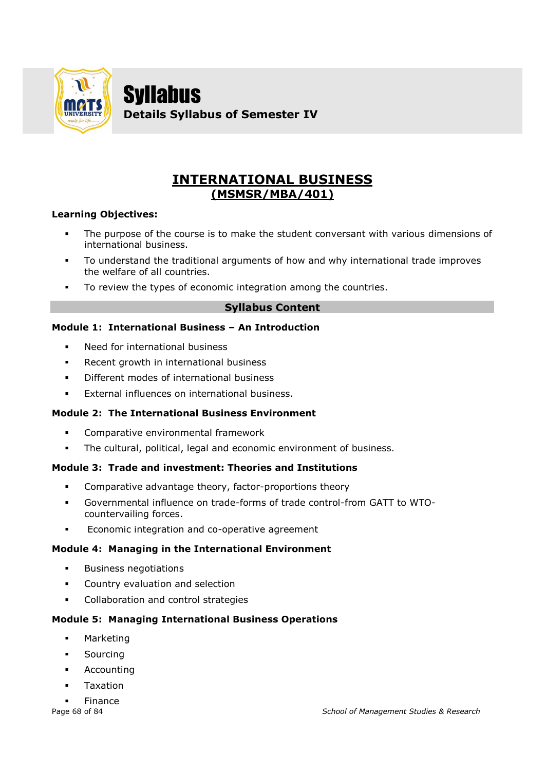# Syllabus

**Details Syllabus of Semester IV**

## INTERNATIONAL BUSINESS
### (MSMSR/MBA/401)

**Learning Objectives:**

- The purpose of the course is to make the student conversant with various dimensions of international business.
- To understand the traditional arguments of how and why international trade improves the welfare of all countries.
- To review the types of economic integration among the countries.

**Syllabus Content**

**Module 1: International Business – An Introduction**

- Need for international business
- Recent growth in international business
- Different modes of international business
- External influences on international business.

**Module 2: The International Business Environment**

- Comparative environmental framework
- The cultural, political, legal and economic environment of business.

**Module 3: Trade and investment: Theories and Institutions**

- Comparative advantage theory, factor-proportions theory
- Governmental influence on trade-forms of trade control-from GATT to WTO-countervailing forces.
- Economic integration and co-operative agreement

**Module 4: Managing in the International Environment**

- Business negotiations
- Country evaluation and selection
- Collaboration and control strategies

**Module 5: Managing International Business Operations**

- Marketing
- Sourcing
- Accounting
- Taxation
- Finance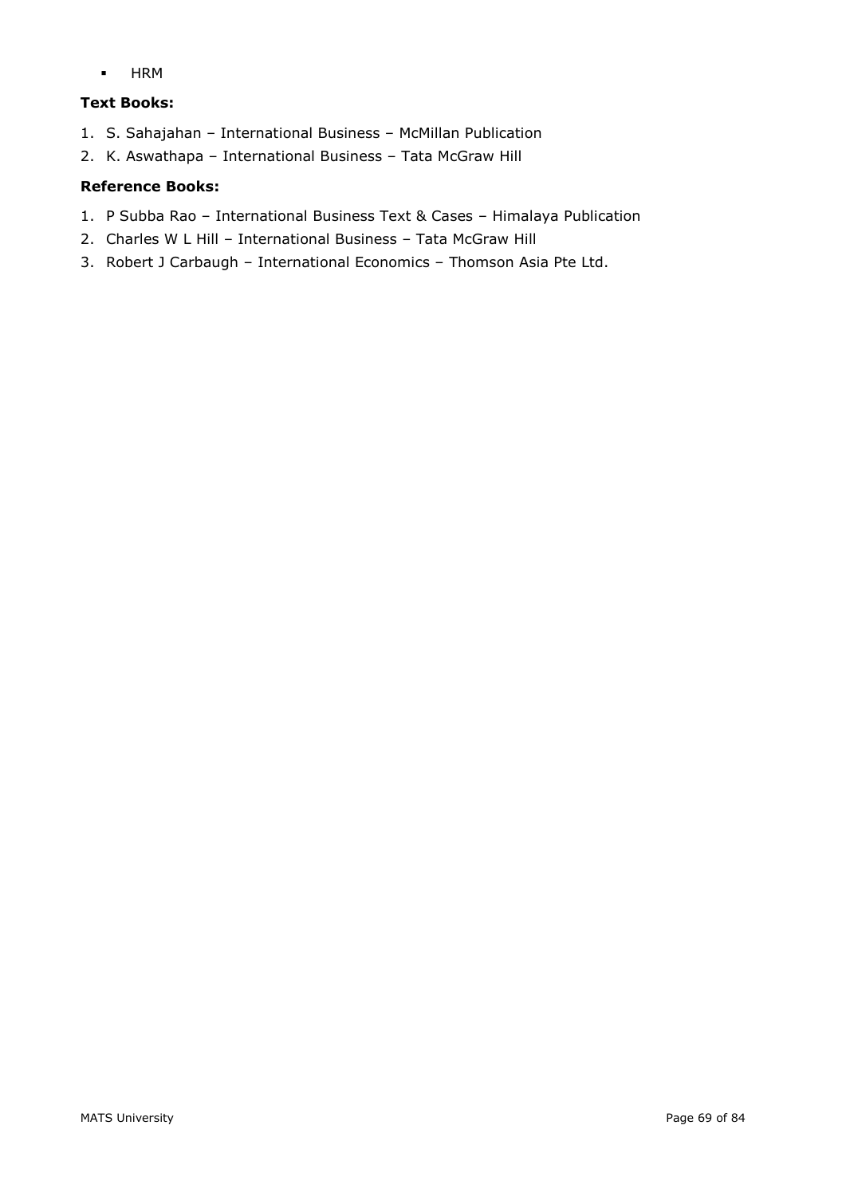- HRM

**Text Books:**

1. S. Sahajahan – International Business – McMillan Publication
2. K. Aswathapa – International Business – Tata McGraw Hill

**Reference Books:**

1. P Subba Rao – International Business Text & Cases – Himalaya Publication
2. Charles W L Hill – International Business – Tata McGraw Hill
3. Robert J Carbaugh – International Economics – Thomson Asia Pte Ltd.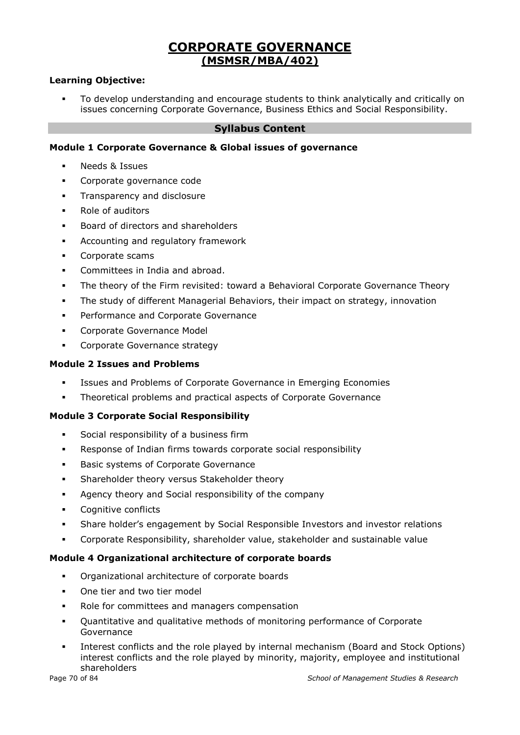# CORPORATE GOVERNANCE
## (MSMSR/MBA/402)

**Learning Objective:**

- To develop understanding and encourage students to think analytically and critically on issues concerning Corporate Governance, Business Ethics and Social Responsibility.

## Syllabus Content

**Module 1 Corporate Governance & Global issues of governance**

- Needs & Issues
- Corporate governance code
- Transparency and disclosure
- Role of auditors
- Board of directors and shareholders
- Accounting and regulatory framework
- Corporate scams
- Committees in India and abroad.
- The theory of the Firm revisited: toward a Behavioral Corporate Governance Theory
- The study of different Managerial Behaviors, their impact on strategy, innovation
- Performance and Corporate Governance
- Corporate Governance Model
- Corporate Governance strategy

**Module 2 Issues and Problems**

- Issues and Problems of Corporate Governance in Emerging Economies
- Theoretical problems and practical aspects of Corporate Governance

**Module 3 Corporate Social Responsibility**

- Social responsibility of a business firm
- Response of Indian firms towards corporate social responsibility
- Basic systems of Corporate Governance
- Shareholder theory versus Stakeholder theory
- Agency theory and Social responsibility of the company
- Cognitive conflicts
- Share holder's engagement by Social Responsible Investors and investor relations
- Corporate Responsibility, shareholder value, stakeholder and sustainable value

**Module 4 Organizational architecture of corporate boards**

- Organizational architecture of corporate boards
- One tier and two tier model
- Role for committees and managers compensation
- Quantitative and qualitative methods of monitoring performance of Corporate Governance
- Interest conflicts and the role played by internal mechanism (Board and Stock Options) interest conflicts and the role played by minority, majority, employee and institutional shareholders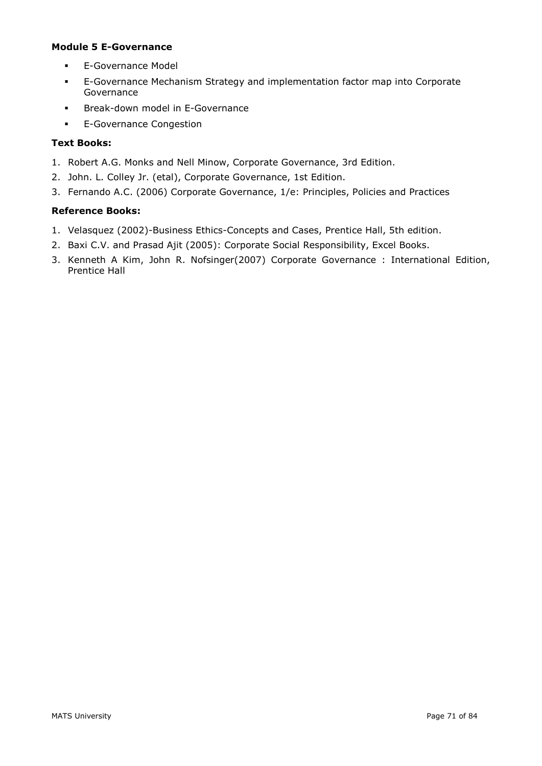**Module 5 E-Governance**

- E-Governance Model
- E-Governance Mechanism Strategy and implementation factor map into Corporate Governance
- Break-down model in E-Governance
- E-Governance Congestion

**Text Books:**

1. Robert A.G. Monks and Nell Minow, Corporate Governance, 3rd Edition.
2. John. L. Colley Jr. (etal), Corporate Governance, 1st Edition.
3. Fernando A.C. (2006) Corporate Governance, 1/e: Principles, Policies and Practices

**Reference Books:**

1. Velasquez (2002)-Business Ethics-Concepts and Cases, Prentice Hall, 5th edition.
2. Baxi C.V. and Prasad Ajit (2005): Corporate Social Responsibility, Excel Books.
3. Kenneth A Kim, John R. Nofsinger(2007) Corporate Governance : International Edition, Prentice Hall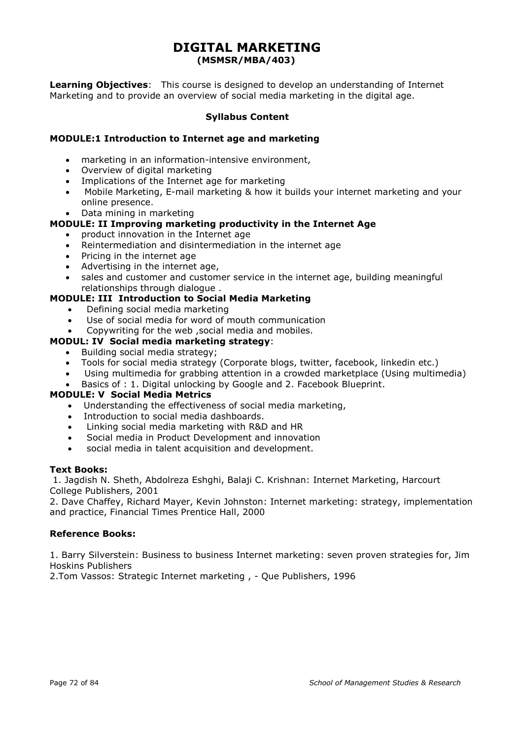# DIGITAL MARKETING
## (MSMSR/MBA/403)

**Learning Objectives**: This course is designed to develop an understanding of Internet Marketing and to provide an overview of social media marketing in the digital age.

**Syllabus Content**

### MODULE:1 Introduction to Internet age and marketing

- marketing in an information-intensive environment,
- Overview of digital marketing
- Implications of the Internet age for marketing
- Mobile Marketing, E-mail marketing & how it builds your internet marketing and your online presence.
- Data mining in marketing

### MODULE: II Improving marketing productivity in the Internet Age

- product innovation in the Internet age
- Reintermediation and disintermediation in the internet age
- Pricing in the internet age
- Advertising in the internet age,
- sales and customer and customer service in the internet age, building meaningful relationships through dialogue .

### MODULE: III Introduction to Social Media Marketing

- Defining social media marketing
- Use of social media for word of mouth communication
- Copywriting for the web ,social media and mobiles.

### MODUL: IV Social media marketing strategy:

- Building social media strategy;
- Tools for social media strategy (Corporate blogs, twitter, facebook, linkedin etc.)
- Using multimedia for grabbing attention in a crowded marketplace (Using multimedia)
- Basics of : 1. Digital unlocking by Google and 2. Facebook Blueprint.

### MODULE: V Social Media Metrics

- Understanding the effectiveness of social media marketing,
- Introduction to social media dashboards.
- Linking social media marketing with R&D and HR
- Social media in Product Development and innovation
- social media in talent acquisition and development.

**Text Books:**

1. Jagdish N. Sheth, Abdolreza Eshghi, Balaji C. Krishnan: Internet Marketing, Harcourt College Publishers, 2001
2. Dave Chaffey, Richard Mayer, Kevin Johnston: Internet marketing: strategy, implementation and practice, Financial Times Prentice Hall, 2000

**Reference Books:**

1. Barry Silverstein: Business to business Internet marketing: seven proven strategies for, Jim Hoskins Publishers
2. Tom Vassos: Strategic Internet marketing , - Que Publishers, 1996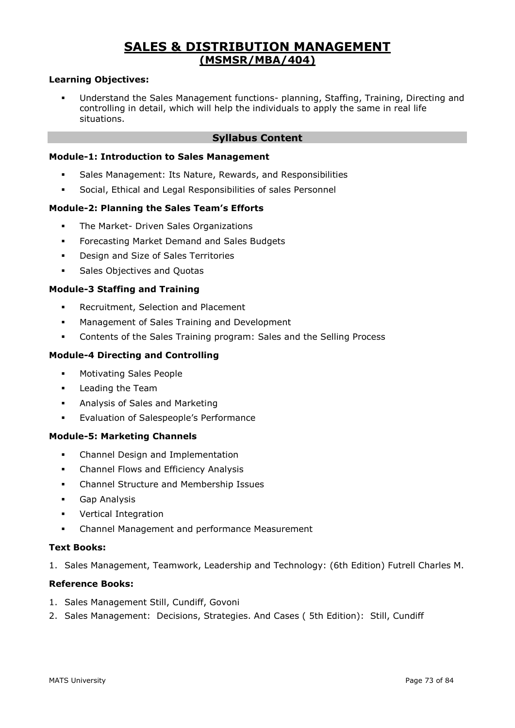# SALES & DISTRIBUTION MANAGEMENT
## (MSMSR/MBA/404)

**Learning Objectives:**

- Understand the Sales Management functions- planning, Staffing, Training, Directing and controlling in detail, which will help the individuals to apply the same in real life situations.

### Syllabus Content

**Module-1: Introduction to Sales Management**

- Sales Management: Its Nature, Rewards, and Responsibilities
- Social, Ethical and Legal Responsibilities of sales Personnel

**Module-2: Planning the Sales Team's Efforts**

- The Market- Driven Sales Organizations
- Forecasting Market Demand and Sales Budgets
- Design and Size of Sales Territories
- Sales Objectives and Quotas

**Module-3 Staffing and Training**

- Recruitment, Selection and Placement
- Management of Sales Training and Development
- Contents of the Sales Training program: Sales and the Selling Process

**Module-4 Directing and Controlling**

- Motivating Sales People
- Leading the Team
- Analysis of Sales and Marketing
- Evaluation of Salespeople's Performance

**Module-5: Marketing Channels**

- Channel Design and Implementation
- Channel Flows and Efficiency Analysis
- Channel Structure and Membership Issues
- Gap Analysis
- Vertical Integration
- Channel Management and performance Measurement

**Text Books:**

1. Sales Management, Teamwork, Leadership and Technology: (6th Edition) Futrell Charles M.

**Reference Books:**

1. Sales Management Still, Cundiff, Govoni
2. Sales Management: Decisions, Strategies. And Cases ( 5th Edition): Still, Cundiff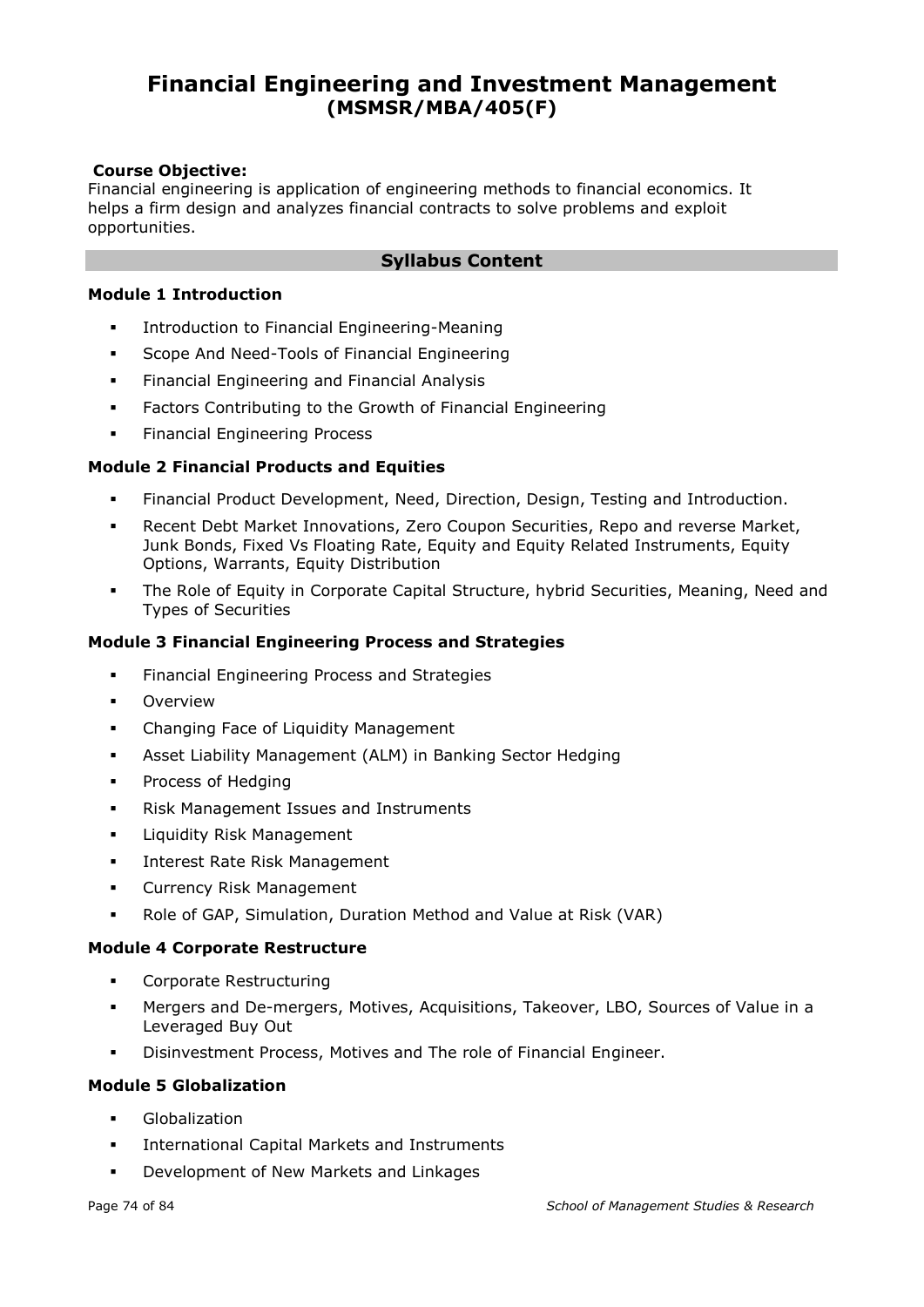# Financial Engineering and Investment Management
## (MSMSR/MBA/405(F))

**Course Objective:**
Financial engineering is application of engineering methods to financial economics. It helps a firm design and analyzes financial contracts to solve problems and exploit opportunities.

## Syllabus Content

### Module 1 Introduction

- Introduction to Financial Engineering-Meaning
- Scope And Need-Tools of Financial Engineering
- Financial Engineering and Financial Analysis
- Factors Contributing to the Growth of Financial Engineering
- Financial Engineering Process

### Module 2 Financial Products and Equities

- Financial Product Development, Need, Direction, Design, Testing and Introduction.
- Recent Debt Market Innovations, Zero Coupon Securities, Repo and reverse Market, Junk Bonds, Fixed Vs Floating Rate, Equity and Equity Related Instruments, Equity Options, Warrants, Equity Distribution
- The Role of Equity in Corporate Capital Structure, hybrid Securities, Meaning, Need and Types of Securities

### Module 3 Financial Engineering Process and Strategies

- Financial Engineering Process and Strategies
- Overview
- Changing Face of Liquidity Management
- Asset Liability Management (ALM) in Banking Sector Hedging
- Process of Hedging
- Risk Management Issues and Instruments
- Liquidity Risk Management
- Interest Rate Risk Management
- Currency Risk Management
- Role of GAP, Simulation, Duration Method and Value at Risk (VAR)

### Module 4 Corporate Restructure

- Corporate Restructuring
- Mergers and De-mergers, Motives, Acquisitions, Takeover, LBO, Sources of Value in a Leveraged Buy Out
- Disinvestment Process, Motives and The role of Financial Engineer.

### Module 5 Globalization

- Globalization
- International Capital Markets and Instruments
- Development of New Markets and Linkages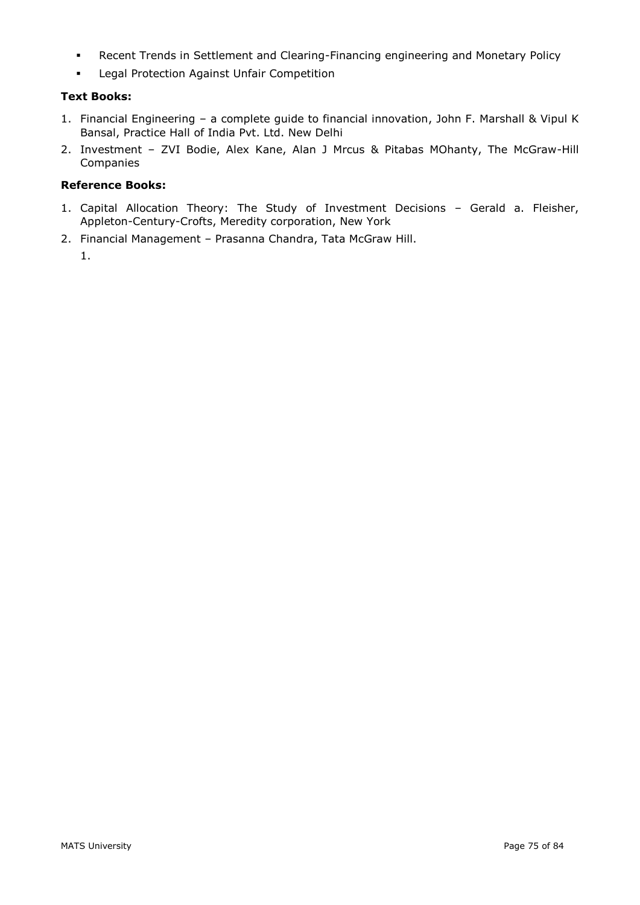- Recent Trends in Settlement and Clearing-Financing engineering and Monetary Policy
- Legal Protection Against Unfair Competition

**Text Books:**

1. Financial Engineering – a complete guide to financial innovation, John F. Marshall & Vipul K Bansal, Practice Hall of India Pvt. Ltd. New Delhi
2. Investment – ZVI Bodie, Alex Kane, Alan J Mrcus & Pitabas MOhanty, The McGraw-Hill Companies

**Reference Books:**

1. Capital Allocation Theory: The Study of Investment Decisions – Gerald a. Fleisher, Appleton-Century-Crofts, Meredity corporation, New York
2. Financial Management – Prasanna Chandra, Tata McGraw Hill.

   1.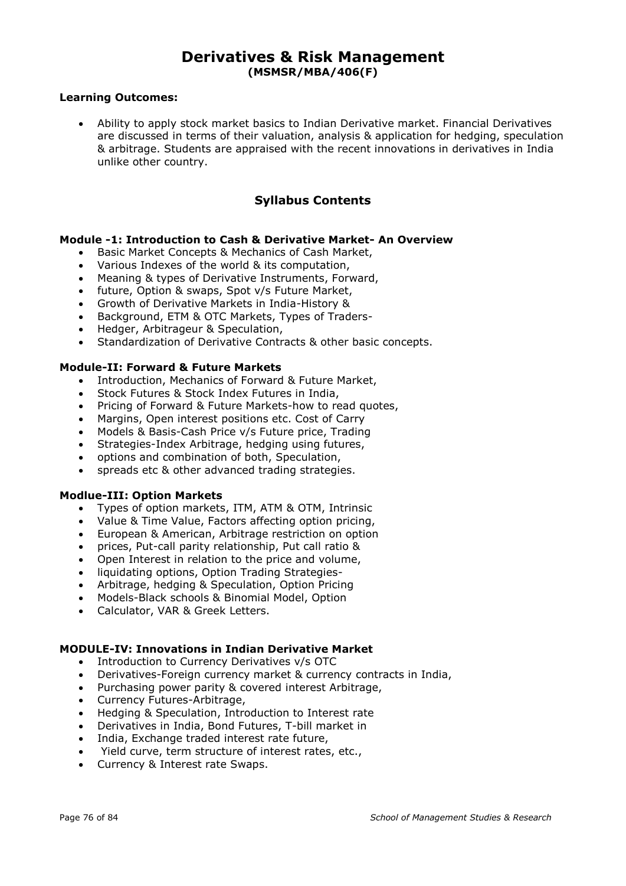# Derivatives & Risk Management

**(MSMSR/MBA/406(F)**

**Learning Outcomes:**

- Ability to apply stock market basics to Indian Derivative market. Financial Derivatives are discussed in terms of their valuation, analysis & application for hedging, speculation & arbitrage. Students are appraised with the recent innovations in derivatives in India unlike other country.

## Syllabus Contents

**Module -1: Introduction to Cash & Derivative Market- An Overview**

- Basic Market Concepts & Mechanics of Cash Market,
- Various Indexes of the world & its computation,
- Meaning & types of Derivative Instruments, Forward,
- future, Option & swaps, Spot v/s Future Market,
- Growth of Derivative Markets in India-History &
- Background, ETM & OTC Markets, Types of Traders-
- Hedger, Arbitrageur & Speculation,
- Standardization of Derivative Contracts & other basic concepts.

**Module-II: Forward & Future Markets**

- Introduction, Mechanics of Forward & Future Market,
- Stock Futures & Stock Index Futures in India,
- Pricing of Forward & Future Markets-how to read quotes,
- Margins, Open interest positions etc. Cost of Carry
- Models & Basis-Cash Price v/s Future price, Trading
- Strategies-Index Arbitrage, hedging using futures,
- options and combination of both, Speculation,
- spreads etc & other advanced trading strategies.

**Modlue-III: Option Markets**

- Types of option markets, ITM, ATM & OTM, Intrinsic
- Value & Time Value, Factors affecting option pricing,
- European & American, Arbitrage restriction on option
- prices, Put-call parity relationship, Put call ratio &
- Open Interest in relation to the price and volume,
- liquidating options, Option Trading Strategies-
- Arbitrage, hedging & Speculation, Option Pricing
- Models-Black schools & Binomial Model, Option
- Calculator, VAR & Greek Letters.

**MODULE-IV: Innovations in Indian Derivative Market**

- Introduction to Currency Derivatives v/s OTC
- Derivatives-Foreign currency market & currency contracts in India,
- Purchasing power parity & covered interest Arbitrage,
- Currency Futures-Arbitrage,
- Hedging & Speculation, Introduction to Interest rate
- Derivatives in India, Bond Futures, T-bill market in
- India, Exchange traded interest rate future,
- Yield curve, term structure of interest rates, etc.,
- Currency & Interest rate Swaps.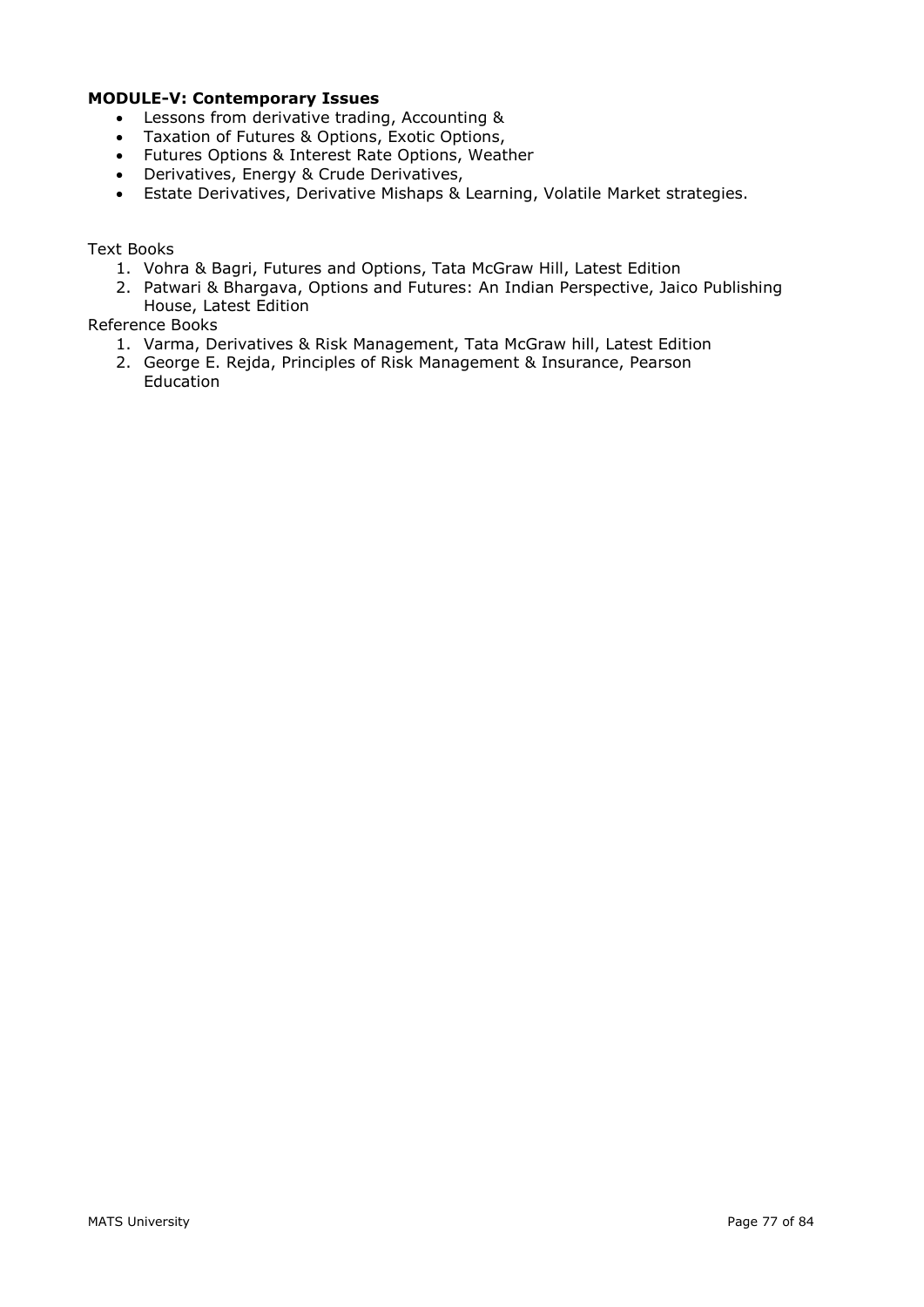**MODULE-V: Contemporary Issues**

- Lessons from derivative trading, Accounting &
- Taxation of Futures & Options, Exotic Options,
- Futures Options & Interest Rate Options, Weather
- Derivatives, Energy & Crude Derivatives,
- Estate Derivatives, Derivative Mishaps & Learning, Volatile Market strategies.

Text Books

1. Vohra & Bagri, Futures and Options, Tata McGraw Hill, Latest Edition
2. Patwari & Bhargava, Options and Futures: An Indian Perspective, Jaico Publishing House, Latest Edition

Reference Books

1. Varma, Derivatives & Risk Management, Tata McGraw hill, Latest Edition
2. George E. Rejda, Principles of Risk Management & Insurance, Pearson Education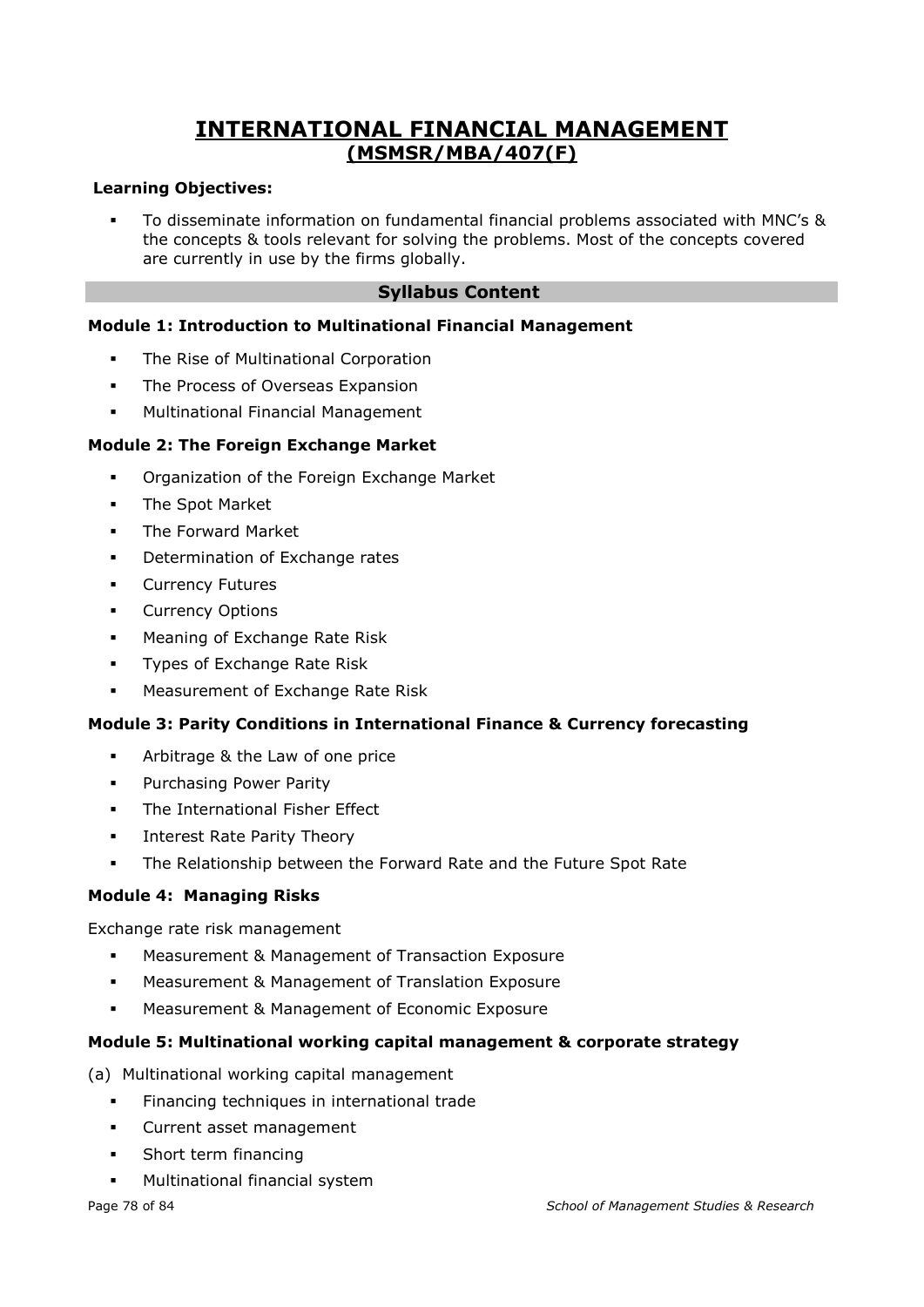# INTERNATIONAL FINANCIAL MANAGEMENT
## (MSMSR/MBA/407(F)

**Learning Objectives:**

- To disseminate information on fundamental financial problems associated with MNC's & the concepts & tools relevant for solving the problems. Most of the concepts covered are currently in use by the firms globally.

### Syllabus Content

**Module 1: Introduction to Multinational Financial Management**

- The Rise of Multinational Corporation
- The Process of Overseas Expansion
- Multinational Financial Management

**Module 2: The Foreign Exchange Market**

- Organization of the Foreign Exchange Market
- The Spot Market
- The Forward Market
- Determination of Exchange rates
- Currency Futures
- Currency Options
- Meaning of Exchange Rate Risk
- Types of Exchange Rate Risk
- Measurement of Exchange Rate Risk

**Module 3: Parity Conditions in International Finance & Currency forecasting**

- Arbitrage & the Law of one price
- Purchasing Power Parity
- The International Fisher Effect
- Interest Rate Parity Theory
- The Relationship between the Forward Rate and the Future Spot Rate

**Module 4: Managing Risks**

Exchange rate risk management

- Measurement & Management of Transaction Exposure
- Measurement & Management of Translation Exposure
- Measurement & Management of Economic Exposure

**Module 5: Multinational working capital management & corporate strategy**

(a) Multinational working capital management

- Financing techniques in international trade
- Current asset management
- Short term financing
- Multinational financial system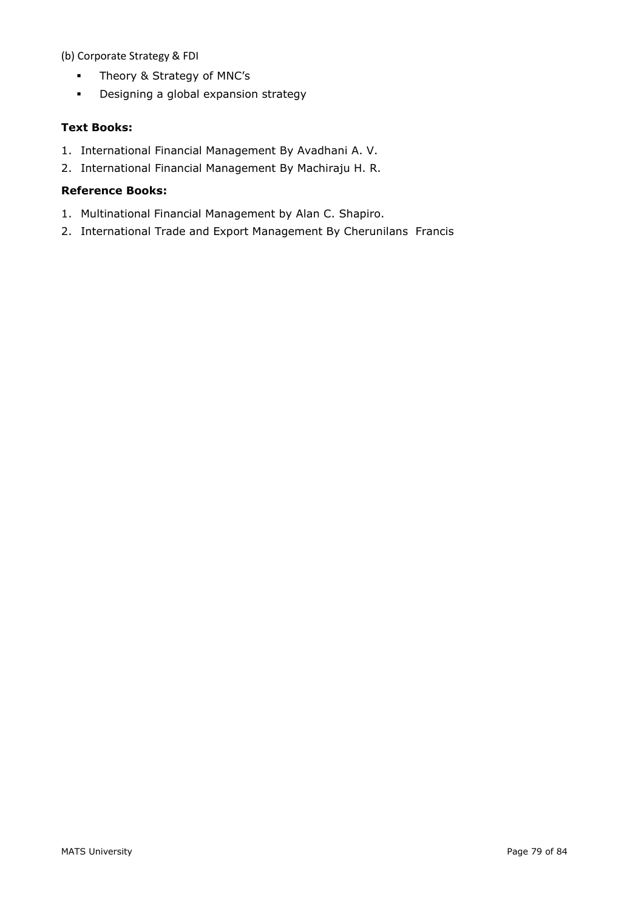(b) Corporate Strategy & FDI

- Theory & Strategy of MNC's
- Designing a global expansion strategy

**Text Books:**

1. International Financial Management By Avadhani A. V.
2. International Financial Management By Machiraju H. R.

**Reference Books:**

1. Multinational Financial Management by Alan C. Shapiro.
2. International Trade and Export Management By Cherunilans Francis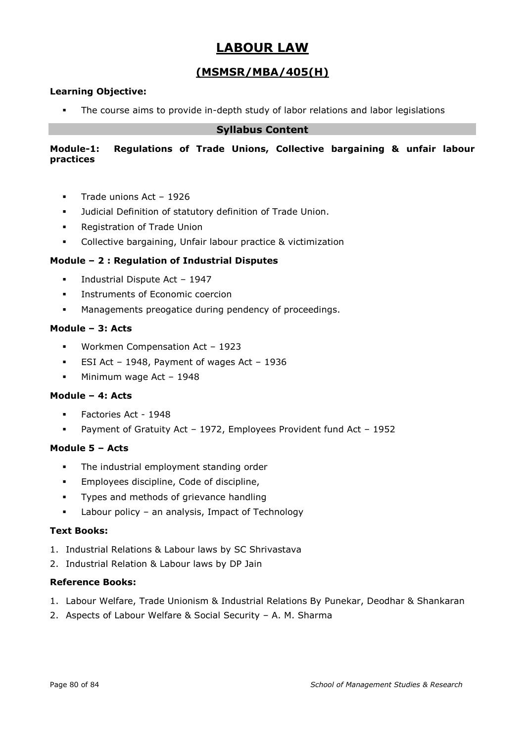# LABOUR LAW

## (MSMSR/MBA/405(H))

**Learning Objective:**

- The course aims to provide in-depth study of labor relations and labor legislations

## Syllabus Content

**Module-1: Regulations of Trade Unions, Collective bargaining & unfair labour practices**

- Trade unions Act – 1926
- Judicial Definition of statutory definition of Trade Union.
- Registration of Trade Union
- Collective bargaining, Unfair labour practice & victimization

**Module – 2 : Regulation of Industrial Disputes**

- Industrial Dispute Act – 1947
- Instruments of Economic coercion
- Managements preogatice during pendency of proceedings.

**Module – 3: Acts**

- Workmen Compensation Act – 1923
- ESI Act – 1948, Payment of wages Act – 1936
- Minimum wage Act – 1948

**Module – 4: Acts**

- Factories Act - 1948
- Payment of Gratuity Act – 1972, Employees Provident fund Act – 1952

**Module 5 – Acts**

- The industrial employment standing order
- Employees discipline, Code of discipline,
- Types and methods of grievance handling
- Labour policy – an analysis, Impact of Technology

**Text Books:**

1. Industrial Relations & Labour laws by SC Shrivastava
2. Industrial Relation & Labour laws by DP Jain

**Reference Books:**

1. Labour Welfare, Trade Unionism & Industrial Relations By Punekar, Deodhar & Shankaran
2. Aspects of Labour Welfare & Social Security – A. M. Sharma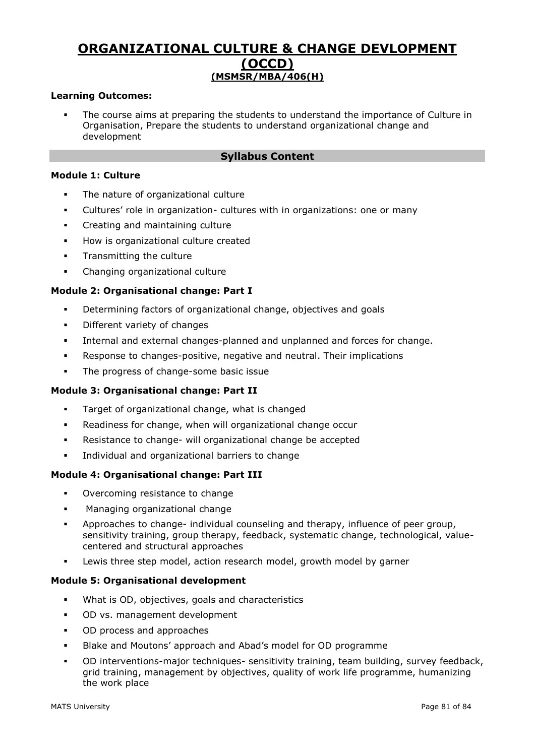# ORGANIZATIONAL CULTURE & CHANGE DEVLOPMENT (OCCD)

## (MSMSR/MBA/406(H)

**Learning Outcomes:**

- The course aims at preparing the students to understand the importance of Culture in Organisation, Prepare the students to understand organizational change and development

## Syllabus Content

**Module 1: Culture**

- The nature of organizational culture
- Cultures' role in organization- cultures with in organizations: one or many
- Creating and maintaining culture
- How is organizational culture created
- Transmitting the culture
- Changing organizational culture

**Module 2: Organisational change: Part I**

- Determining factors of organizational change, objectives and goals
- Different variety of changes
- Internal and external changes-planned and unplanned and forces for change.
- Response to changes-positive, negative and neutral. Their implications
- The progress of change-some basic issue

**Module 3: Organisational change: Part II**

- Target of organizational change, what is changed
- Readiness for change, when will organizational change occur
- Resistance to change- will organizational change be accepted
- Individual and organizational barriers to change

**Module 4: Organisational change: Part III**

- Overcoming resistance to change
- Managing organizational change
- Approaches to change- individual counseling and therapy, influence of peer group, sensitivity training, group therapy, feedback, systematic change, technological, value-centered and structural approaches
- Lewis three step model, action research model, growth model by garner

**Module 5: Organisational development**

- What is OD, objectives, goals and characteristics
- OD vs. management development
- OD process and approaches
- Blake and Moutons' approach and Abad's model for OD programme
- OD interventions-major techniques- sensitivity training, team building, survey feedback, grid training, management by objectives, quality of work life programme, humanizing the work place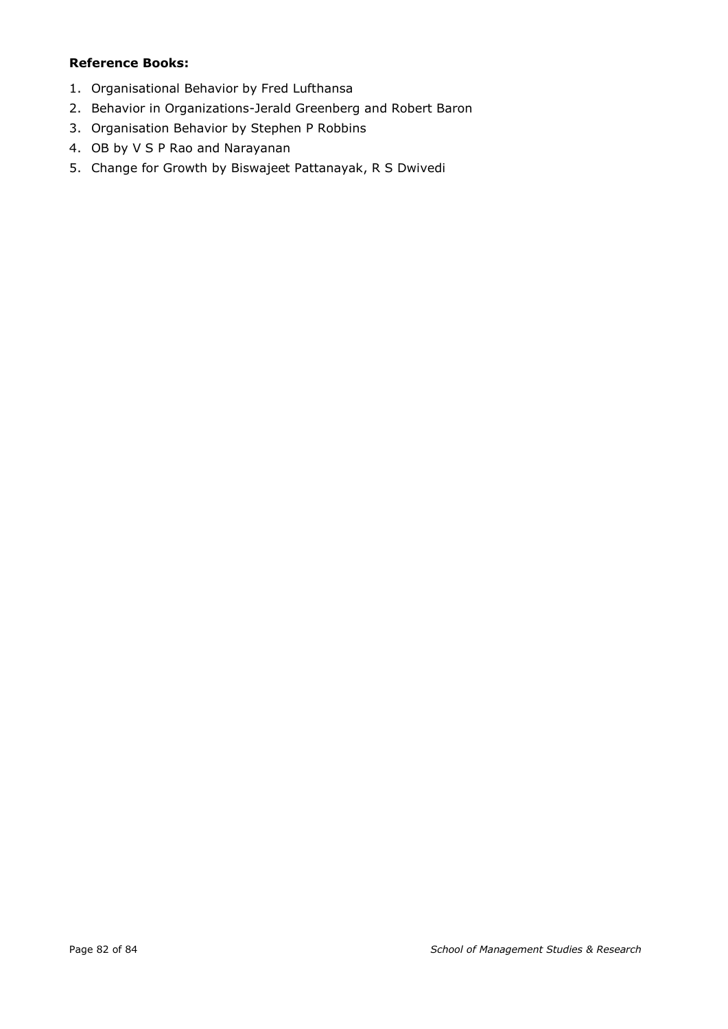**Reference Books:**

1. Organisational Behavior by Fred Lufthansa
2. Behavior in Organizations-Jerald Greenberg and Robert Baron
3. Organisation Behavior by Stephen P Robbins
4. OB by V S P Rao and Narayanan
5. Change for Growth by Biswajeet Pattanayak, R S Dwivedi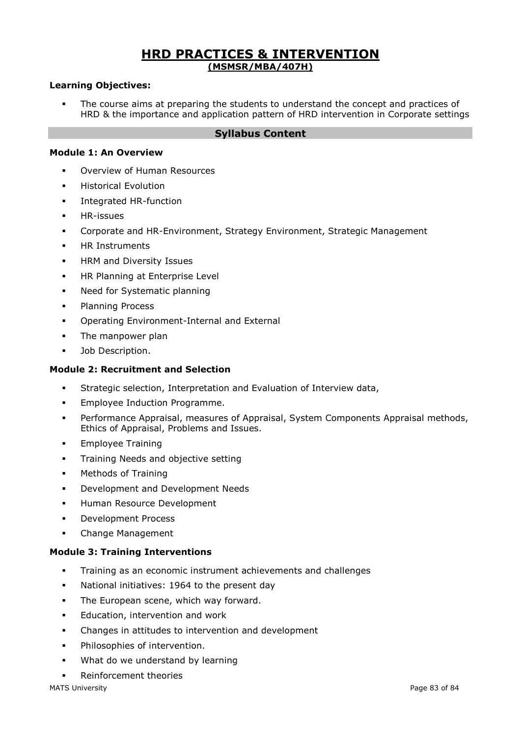# HRD PRACTICES & INTERVENTION

## (MSMSR/MBA/407H)

**Learning Objectives:**

- The course aims at preparing the students to understand the concept and practices of HRD & the importance and application pattern of HRD intervention in Corporate settings

## Syllabus Content

**Module 1: An Overview**

- Overview of Human Resources
- Historical Evolution
- Integrated HR-function
- HR-issues
- Corporate and HR-Environment, Strategy Environment, Strategic Management
- HR Instruments
- HRM and Diversity Issues
- HR Planning at Enterprise Level
- Need for Systematic planning
- Planning Process
- Operating Environment-Internal and External
- The manpower plan
- Job Description.

**Module 2: Recruitment and Selection**

- Strategic selection, Interpretation and Evaluation of Interview data,
- Employee Induction Programme.
- Performance Appraisal, measures of Appraisal, System Components Appraisal methods, Ethics of Appraisal, Problems and Issues.
- Employee Training
- Training Needs and objective setting
- Methods of Training
- Development and Development Needs
- Human Resource Development
- Development Process
- Change Management

**Module 3: Training Interventions**

- Training as an economic instrument achievements and challenges
- National initiatives: 1964 to the present day
- The European scene, which way forward.
- Education, intervention and work
- Changes in attitudes to intervention and development
- Philosophies of intervention.
- What do we understand by learning
- Reinforcement theories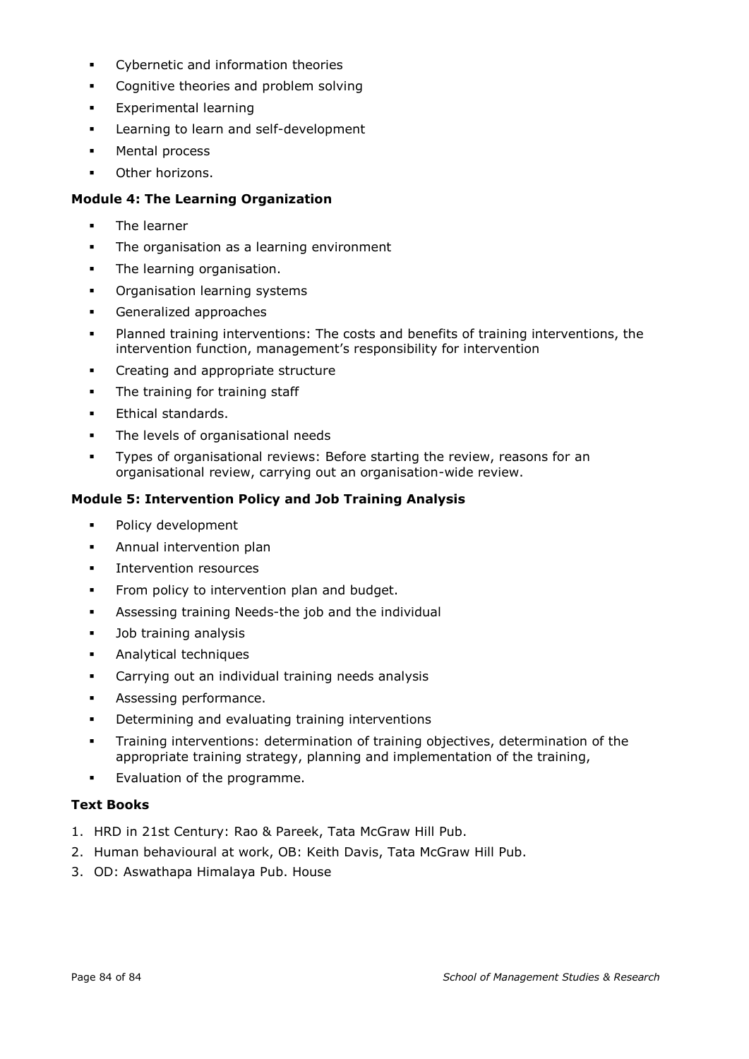- Cybernetic and information theories
- Cognitive theories and problem solving
- Experimental learning
- Learning to learn and self-development
- Mental process
- Other horizons.

**Module 4: The Learning Organization**

- The learner
- The organisation as a learning environment
- The learning organisation.
- Organisation learning systems
- Generalized approaches
- Planned training interventions: The costs and benefits of training interventions, the intervention function, management's responsibility for intervention
- Creating and appropriate structure
- The training for training staff
- Ethical standards.
- The levels of organisational needs
- Types of organisational reviews: Before starting the review, reasons for an organisational review, carrying out an organisation-wide review.

**Module 5: Intervention Policy and Job Training Analysis**

- Policy development
- Annual intervention plan
- Intervention resources
- From policy to intervention plan and budget.
- Assessing training Needs-the job and the individual
- Job training analysis
- Analytical techniques
- Carrying out an individual training needs analysis
- Assessing performance.
- Determining and evaluating training interventions
- Training interventions: determination of training objectives, determination of the appropriate training strategy, planning and implementation of the training,
- Evaluation of the programme.

**Text Books**

1. HRD in 21st Century: Rao & Pareek, Tata McGraw Hill Pub.
2. Human behavioural at work, OB: Keith Davis, Tata McGraw Hill Pub.
3. OD: Aswathapa Himalaya Pub. House